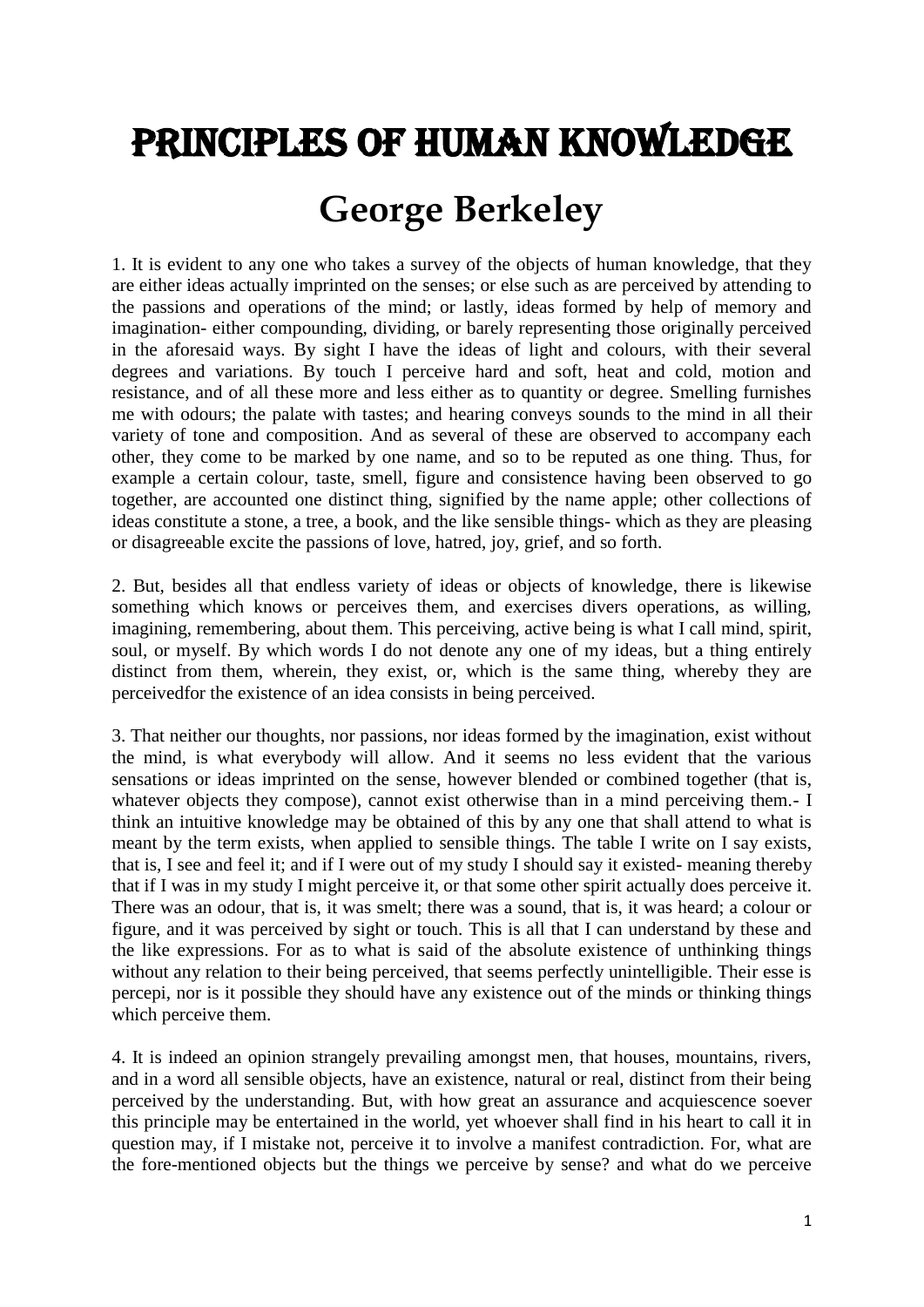# Principles of Human Knowledge

## George Berkeley

1. It is evident to any one who takes a survey of the objects of human knowledge, that they are either ideas actually imprinted on the senses; or else such as are perceived by attending to the passions and operations of the mind; or lastly, ideas formed by help of memory and imagination- either compounding, dividing, or barely representing those originally perceived in the aforesaid ways. By sight I have the ideas of light and colours, with their several degrees and variations. By touch I perceive hard and soft, heat and cold, motion and resistance, and of all these more and less either as to quantity or degree. Smelling furnishes me with odours; the palate with tastes; and hearing conveys sounds to the mind in all their variety of tone and composition. And as several of these are observed to accompany each other, they come to be marked by one name, and so to be reputed as one thing. Thus, for example a certain colour, taste, smell, figure and consistence having been observed to go together, are accounted one distinct thing, signified by the name apple; other collections of ideas constitute a stone, a tree, a book, and the like sensible things- which as they are pleasing or disagreeable excite the passions of love, hatred, joy, grief, and so forth.

2. But, besides all that endless variety of ideas or objects of knowledge, there is likewise something which knows or perceives them, and exercises divers operations, as willing, imagining, remembering, about them. This perceiving, active being is what I call mind, spirit, soul, or myself. By which words I do not denote any one of my ideas, but a thing entirely distinct from them, wherein, they exist, or, which is the same thing, whereby they are perceivedfor the existence of an idea consists in being perceived.

3. That neither our thoughts, nor passions, nor ideas formed by the imagination, exist without the mind, is what everybody will allow. And it seems no less evident that the various sensations or ideas imprinted on the sense, however blended or combined together (that is, whatever objects they compose), cannot exist otherwise than in a mind perceiving them.- I think an intuitive knowledge may be obtained of this by any one that shall attend to what is meant by the term exists, when applied to sensible things. The table I write on I say exists, that is, I see and feel it; and if I were out of my study I should say it existed- meaning thereby that if I was in my study I might perceive it, or that some other spirit actually does perceive it. There was an odour, that is, it was smelt; there was a sound, that is, it was heard; a colour or figure, and it was perceived by sight or touch. This is all that I can understand by these and the like expressions. For as to what is said of the absolute existence of unthinking things without any relation to their being perceived, that seems perfectly unintelligible. Their esse is percepi, nor is it possible they should have any existence out of the minds or thinking things which perceive them.

4. It is indeed an opinion strangely prevailing amongst men, that houses, mountains, rivers, and in a word all sensible objects, have an existence, natural or real, distinct from their being perceived by the understanding. But, with how great an assurance and acquiescence soever this principle may be entertained in the world, yet whoever shall find in his heart to call it in question may, if I mistake not, perceive it to involve a manifest contradiction. For, what are the fore-mentioned objects but the things we perceive by sense? and what do we perceive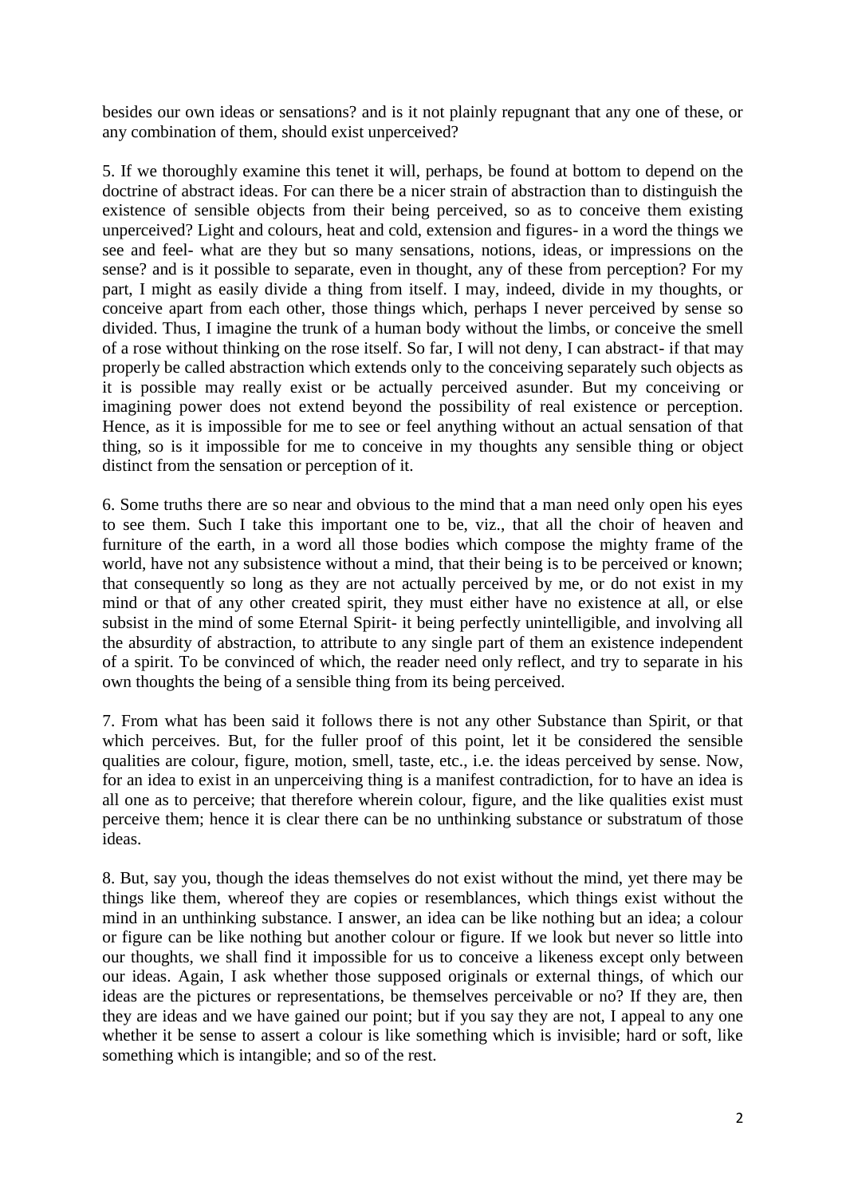besides our own ideas or sensations? and is it not plainly repugnant that any one of these, or any combination of them, should exist unperceived?

5. If we thoroughly examine this tenet it will, perhaps, be found at bottom to depend on the doctrine of abstract ideas. For can there be a nicer strain of abstraction than to distinguish the existence of sensible objects from their being perceived, so as to conceive them existing unperceived? Light and colours, heat and cold, extension and figures- in a word the things we see and feel- what are they but so many sensations, notions, ideas, or impressions on the sense? and is it possible to separate, even in thought, any of these from perception? For my part, I might as easily divide a thing from itself. I may, indeed, divide in my thoughts, or conceive apart from each other, those things which, perhaps I never perceived by sense so divided. Thus, I imagine the trunk of a human body without the limbs, or conceive the smell of a rose without thinking on the rose itself. So far, I will not deny, I can abstract- if that may properly be called abstraction which extends only to the conceiving separately such objects as it is possible may really exist or be actually perceived asunder. But my conceiving or imagining power does not extend beyond the possibility of real existence or perception. Hence, as it is impossible for me to see or feel anything without an actual sensation of that thing, so is it impossible for me to conceive in my thoughts any sensible thing or object distinct from the sensation or perception of it.

6. Some truths there are so near and obvious to the mind that a man need only open his eyes to see them. Such I take this important one to be, viz., that all the choir of heaven and furniture of the earth, in a word all those bodies which compose the mighty frame of the world, have not any subsistence without a mind, that their being is to be perceived or known; that consequently so long as they are not actually perceived by me, or do not exist in my mind or that of any other created spirit, they must either have no existence at all, or else subsist in the mind of some Eternal Spirit- it being perfectly unintelligible, and involving all the absurdity of abstraction, to attribute to any single part of them an existence independent of a spirit. To be convinced of which, the reader need only reflect, and try to separate in his own thoughts the being of a sensible thing from its being perceived.

7. From what has been said it follows there is not any other Substance than Spirit, or that which perceives. But, for the fuller proof of this point, let it be considered the sensible qualities are colour, figure, motion, smell, taste, etc., i.e. the ideas perceived by sense. Now, for an idea to exist in an unperceiving thing is a manifest contradiction, for to have an idea is all one as to perceive; that therefore wherein colour, figure, and the like qualities exist must perceive them; hence it is clear there can be no unthinking substance or substratum of those ideas.

8. But, say you, though the ideas themselves do not exist without the mind, yet there may be things like them, whereof they are copies or resemblances, which things exist without the mind in an unthinking substance. I answer, an idea can be like nothing but an idea; a colour or figure can be like nothing but another colour or figure. If we look but never so little into our thoughts, we shall find it impossible for us to conceive a likeness except only between our ideas. Again, I ask whether those supposed originals or external things, of which our ideas are the pictures or representations, be themselves perceivable or no? If they are, then they are ideas and we have gained our point; but if you say they are not, I appeal to any one whether it be sense to assert a colour is like something which is invisible; hard or soft, like something which is intangible; and so of the rest.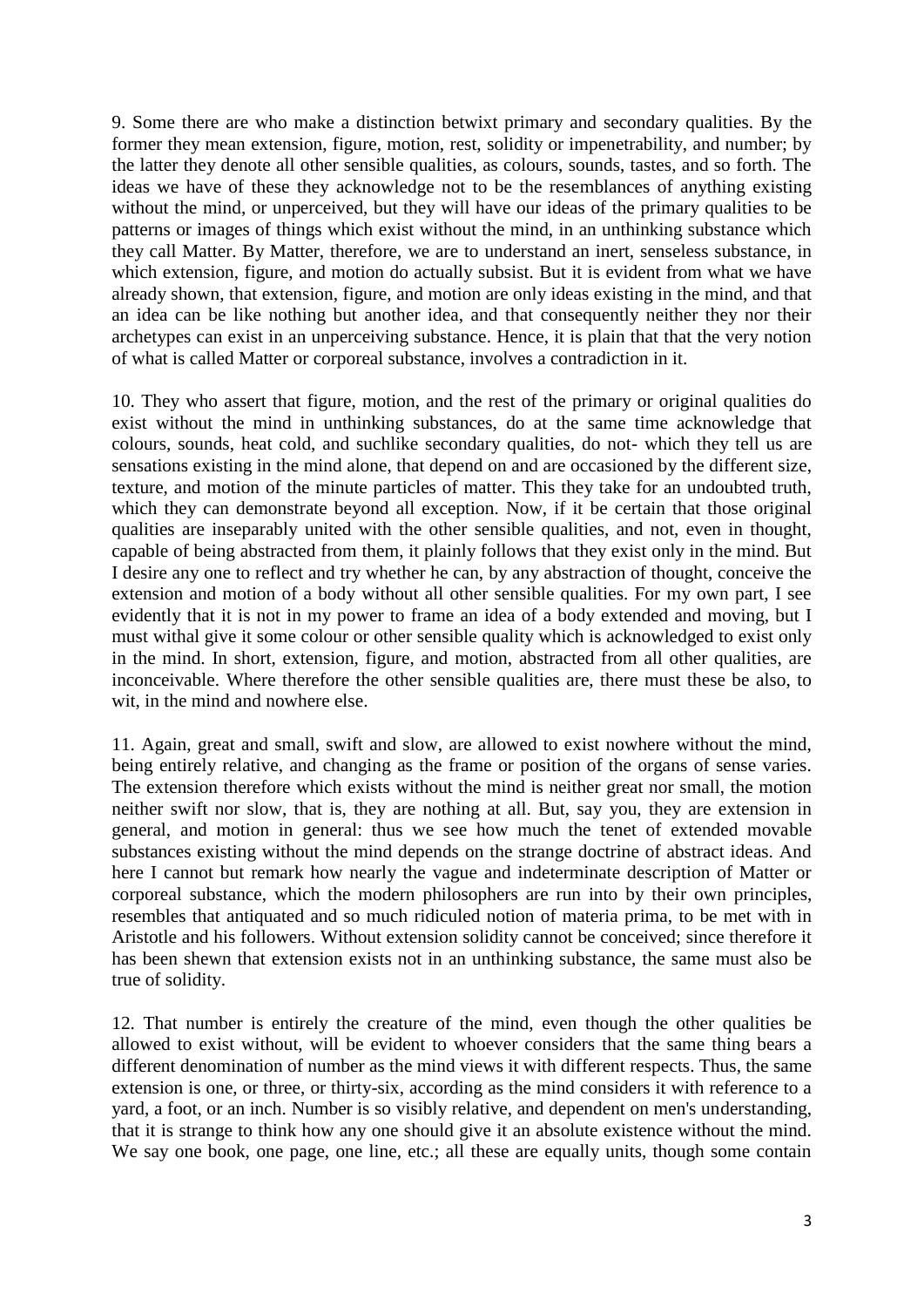9. Some there are who make a distinction betwixt primary and secondary qualities. By the former they mean extension, figure, motion, rest, solidity or impenetrability, and number; by the latter they denote all other sensible qualities, as colours, sounds, tastes, and so forth. The ideas we have of these they acknowledge not to be the resemblances of anything existing without the mind, or unperceived, but they will have our ideas of the primary qualities to be patterns or images of things which exist without the mind, in an unthinking substance which they call Matter. By Matter, therefore, we are to understand an inert, senseless substance, in which extension, figure, and motion do actually subsist. But it is evident from what we have already shown, that extension, figure, and motion are only ideas existing in the mind, and that an idea can be like nothing but another idea, and that consequently neither they nor their archetypes can exist in an unperceiving substance. Hence, it is plain that that the very notion of what is called Matter or corporeal substance, involves a contradiction in it.

10. They who assert that figure, motion, and the rest of the primary or original qualities do exist without the mind in unthinking substances, do at the same time acknowledge that colours, sounds, heat cold, and suchlike secondary qualities, do not- which they tell us are sensations existing in the mind alone, that depend on and are occasioned by the different size, texture, and motion of the minute particles of matter. This they take for an undoubted truth, which they can demonstrate beyond all exception. Now, if it be certain that those original qualities are inseparably united with the other sensible qualities, and not, even in thought, capable of being abstracted from them, it plainly follows that they exist only in the mind. But I desire any one to reflect and try whether he can, by any abstraction of thought, conceive the extension and motion of a body without all other sensible qualities. For my own part, I see evidently that it is not in my power to frame an idea of a body extended and moving, but I must withal give it some colour or other sensible quality which is acknowledged to exist only in the mind. In short, extension, figure, and motion, abstracted from all other qualities, are inconceivable. Where therefore the other sensible qualities are, there must these be also, to wit, in the mind and nowhere else.

11. Again, great and small, swift and slow, are allowed to exist nowhere without the mind, being entirely relative, and changing as the frame or position of the organs of sense varies. The extension therefore which exists without the mind is neither great nor small, the motion neither swift nor slow, that is, they are nothing at all. But, say you, they are extension in general, and motion in general: thus we see how much the tenet of extended movable substances existing without the mind depends on the strange doctrine of abstract ideas. And here I cannot but remark how nearly the vague and indeterminate description of Matter or corporeal substance, which the modern philosophers are run into by their own principles, resembles that antiquated and so much ridiculed notion of materia prima, to be met with in Aristotle and his followers. Without extension solidity cannot be conceived; since therefore it has been shewn that extension exists not in an unthinking substance, the same must also be true of solidity.

12. That number is entirely the creature of the mind, even though the other qualities be allowed to exist without, will be evident to whoever considers that the same thing bears a different denomination of number as the mind views it with different respects. Thus, the same extension is one, or three, or thirty-six, according as the mind considers it with reference to a yard, a foot, or an inch. Number is so visibly relative, and dependent on men's understanding, that it is strange to think how any one should give it an absolute existence without the mind. We say one book, one page, one line, etc.; all these are equally units, though some contain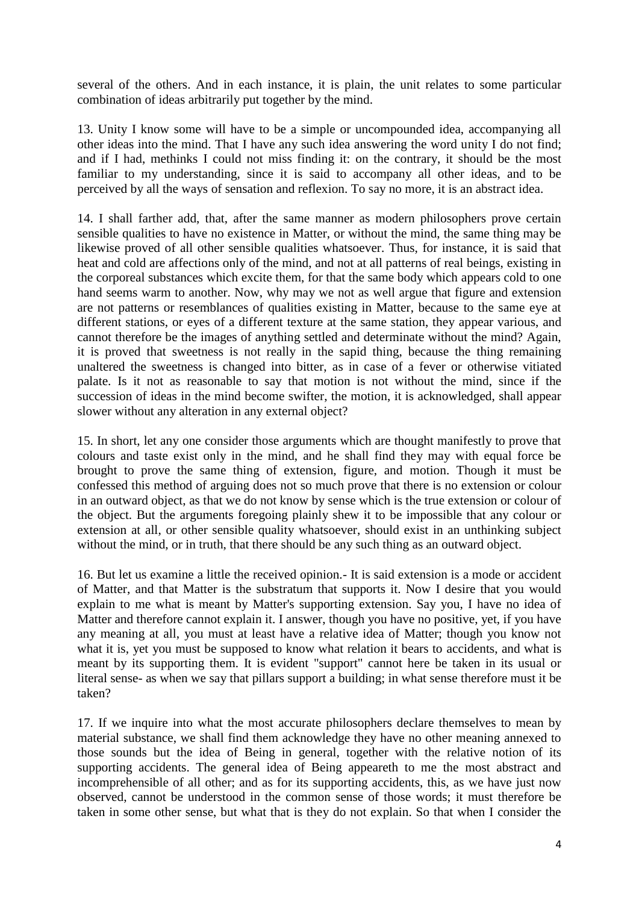several of the others. And in each instance, it is plain, the unit relates to some particular combination of ideas arbitrarily put together by the mind.

13. Unity I know some will have to be a simple or uncompounded idea, accompanying all other ideas into the mind. That I have any such idea answering the word unity I do not find; and if I had, methinks I could not miss finding it: on the contrary, it should be the most familiar to my understanding, since it is said to accompany all other ideas, and to be perceived by all the ways of sensation and reflexion. To say no more, it is an abstract idea.

14. I shall farther add, that, after the same manner as modern philosophers prove certain sensible qualities to have no existence in Matter, or without the mind, the same thing may be likewise proved of all other sensible qualities whatsoever. Thus, for instance, it is said that heat and cold are affections only of the mind, and not at all patterns of real beings, existing in the corporeal substances which excite them, for that the same body which appears cold to one hand seems warm to another. Now, why may we not as well argue that figure and extension are not patterns or resemblances of qualities existing in Matter, because to the same eye at different stations, or eyes of a different texture at the same station, they appear various, and cannot therefore be the images of anything settled and determinate without the mind? Again, it is proved that sweetness is not really in the sapid thing, because the thing remaining unaltered the sweetness is changed into bitter, as in case of a fever or otherwise vitiated palate. Is it not as reasonable to say that motion is not without the mind, since if the succession of ideas in the mind become swifter, the motion, it is acknowledged, shall appear slower without any alteration in any external object?

15. In short, let any one consider those arguments which are thought manifestly to prove that colours and taste exist only in the mind, and he shall find they may with equal force be brought to prove the same thing of extension, figure, and motion. Though it must be confessed this method of arguing does not so much prove that there is no extension or colour in an outward object, as that we do not know by sense which is the true extension or colour of the object. But the arguments foregoing plainly shew it to be impossible that any colour or extension at all, or other sensible quality whatsoever, should exist in an unthinking subject without the mind, or in truth, that there should be any such thing as an outward object.

16. But let us examine a little the received opinion.- It is said extension is a mode or accident of Matter, and that Matter is the substratum that supports it. Now I desire that you would explain to me what is meant by Matter's supporting extension. Say you, I have no idea of Matter and therefore cannot explain it. I answer, though you have no positive, yet, if you have any meaning at all, you must at least have a relative idea of Matter; though you know not what it is, yet you must be supposed to know what relation it bears to accidents, and what is meant by its supporting them. It is evident "support" cannot here be taken in its usual or literal sense- as when we say that pillars support a building; in what sense therefore must it be taken?

17. If we inquire into what the most accurate philosophers declare themselves to mean by material substance, we shall find them acknowledge they have no other meaning annexed to those sounds but the idea of Being in general, together with the relative notion of its supporting accidents. The general idea of Being appeareth to me the most abstract and incomprehensible of all other; and as for its supporting accidents, this, as we have just now observed, cannot be understood in the common sense of those words; it must therefore be taken in some other sense, but what that is they do not explain. So that when I consider the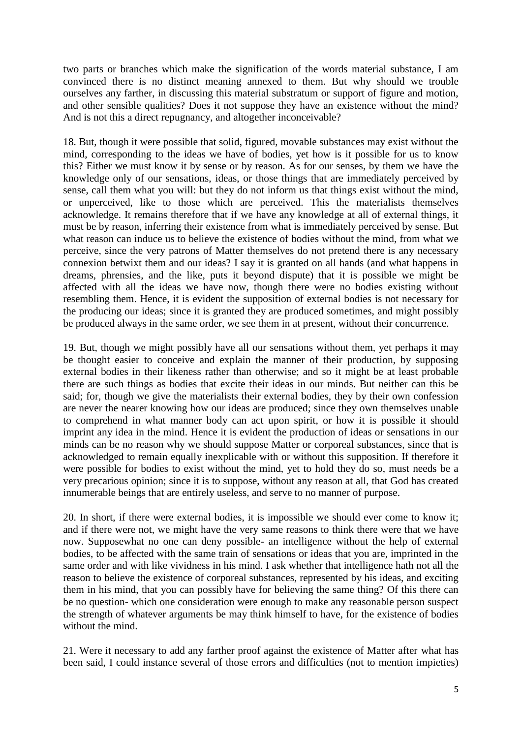two parts or branches which make the signification of the words material substance, I am convinced there is no distinct meaning annexed to them. But why should we trouble ourselves any farther, in discussing this material substratum or support of figure and motion, and other sensible qualities? Does it not suppose they have an existence without the mind? And is not this a direct repugnancy, and altogether inconceivable?

18. But, though it were possible that solid, figured, movable substances may exist without the mind, corresponding to the ideas we have of bodies, yet how is it possible for us to know this? Either we must know it by sense or by reason. As for our senses, by them we have the knowledge only of our sensations, ideas, or those things that are immediately perceived by sense, call them what you will: but they do not inform us that things exist without the mind, or unperceived, like to those which are perceived. This the materialists themselves acknowledge. It remains therefore that if we have any knowledge at all of external things, it must be by reason, inferring their existence from what is immediately perceived by sense. But what reason can induce us to believe the existence of bodies without the mind, from what we perceive, since the very patrons of Matter themselves do not pretend there is any necessary connexion betwixt them and our ideas? I say it is granted on all hands (and what happens in dreams, phrensies, and the like, puts it beyond dispute) that it is possible we might be affected with all the ideas we have now, though there were no bodies existing without resembling them. Hence, it is evident the supposition of external bodies is not necessary for the producing our ideas; since it is granted they are produced sometimes, and might possibly be produced always in the same order, we see them in at present, without their concurrence.

19. But, though we might possibly have all our sensations without them, yet perhaps it may be thought easier to conceive and explain the manner of their production, by supposing external bodies in their likeness rather than otherwise; and so it might be at least probable there are such things as bodies that excite their ideas in our minds. But neither can this be said; for, though we give the materialists their external bodies, they by their own confession are never the nearer knowing how our ideas are produced; since they own themselves unable to comprehend in what manner body can act upon spirit, or how it is possible it should imprint any idea in the mind. Hence it is evident the production of ideas or sensations in our minds can be no reason why we should suppose Matter or corporeal substances, since that is acknowledged to remain equally inexplicable with or without this supposition. If therefore it were possible for bodies to exist without the mind, yet to hold they do so, must needs be a very precarious opinion; since it is to suppose, without any reason at all, that God has created innumerable beings that are entirely useless, and serve to no manner of purpose.

20. In short, if there were external bodies, it is impossible we should ever come to know it; and if there were not, we might have the very same reasons to think there were that we have now. Supposewhat no one can deny possible- an intelligence without the help of external bodies, to be affected with the same train of sensations or ideas that you are, imprinted in the same order and with like vividness in his mind. I ask whether that intelligence hath not all the reason to believe the existence of corporeal substances, represented by his ideas, and exciting them in his mind, that you can possibly have for believing the same thing? Of this there can be no question- which one consideration were enough to make any reasonable person suspect the strength of whatever arguments be may think himself to have, for the existence of bodies without the mind.

21. Were it necessary to add any farther proof against the existence of Matter after what has been said, I could instance several of those errors and difficulties (not to mention impieties)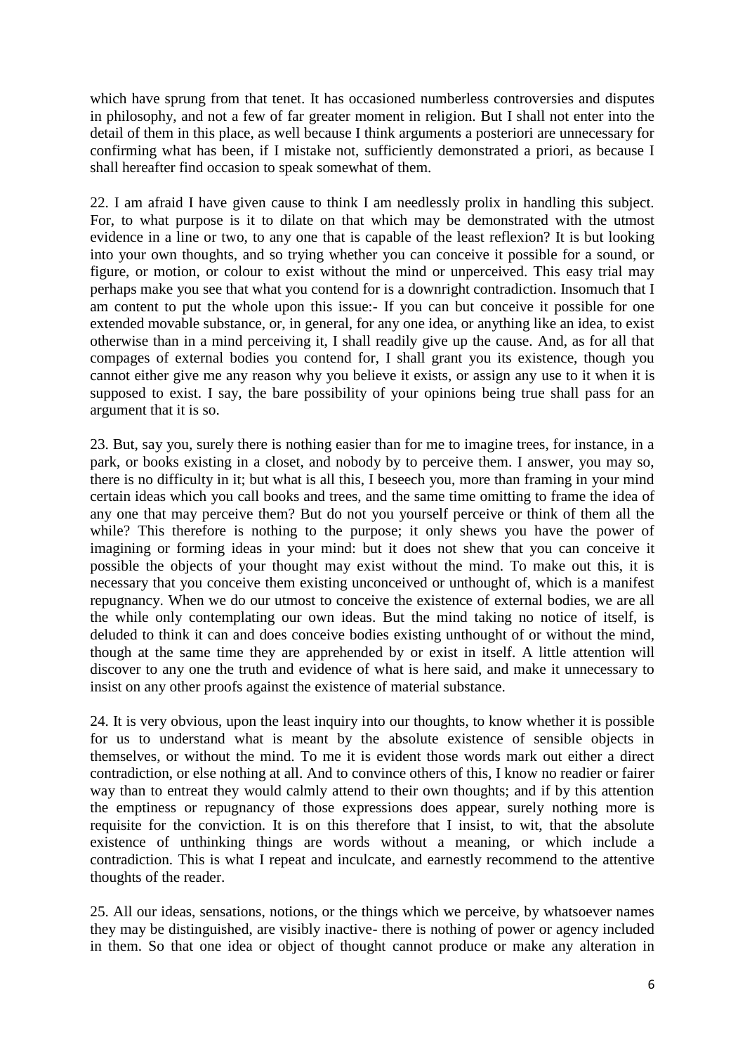which have sprung from that tenet. It has occasioned numberless controversies and disputes in philosophy, and not a few of far greater moment in religion. But I shall not enter into the detail of them in this place, as well because I think arguments a posteriori are unnecessary for confirming what has been, if I mistake not, sufficiently demonstrated a priori, as because I shall hereafter find occasion to speak somewhat of them.

22. I am afraid I have given cause to think I am needlessly prolix in handling this subject. For, to what purpose is it to dilate on that which may be demonstrated with the utmost evidence in a line or two, to any one that is capable of the least reflexion? It is but looking into your own thoughts, and so trying whether you can conceive it possible for a sound, or figure, or motion, or colour to exist without the mind or unperceived. This easy trial may perhaps make you see that what you contend for is a downright contradiction. Insomuch that I am content to put the whole upon this issue:- If you can but conceive it possible for one extended movable substance, or, in general, for any one idea, or anything like an idea, to exist otherwise than in a mind perceiving it, I shall readily give up the cause. And, as for all that compages of external bodies you contend for, I shall grant you its existence, though you cannot either give me any reason why you believe it exists, or assign any use to it when it is supposed to exist. I say, the bare possibility of your opinions being true shall pass for an argument that it is so.

23. But, say you, surely there is nothing easier than for me to imagine trees, for instance, in a park, or books existing in a closet, and nobody by to perceive them. I answer, you may so, there is no difficulty in it; but what is all this, I beseech you, more than framing in your mind certain ideas which you call books and trees, and the same time omitting to frame the idea of any one that may perceive them? But do not you yourself perceive or think of them all the while? This therefore is nothing to the purpose; it only shews you have the power of imagining or forming ideas in your mind: but it does not shew that you can conceive it possible the objects of your thought may exist without the mind. To make out this, it is necessary that you conceive them existing unconceived or unthought of, which is a manifest repugnancy. When we do our utmost to conceive the existence of external bodies, we are all the while only contemplating our own ideas. But the mind taking no notice of itself, is deluded to think it can and does conceive bodies existing unthought of or without the mind, though at the same time they are apprehended by or exist in itself. A little attention will discover to any one the truth and evidence of what is here said, and make it unnecessary to insist on any other proofs against the existence of material substance.

24. It is very obvious, upon the least inquiry into our thoughts, to know whether it is possible for us to understand what is meant by the absolute existence of sensible objects in themselves, or without the mind. To me it is evident those words mark out either a direct contradiction, or else nothing at all. And to convince others of this, I know no readier or fairer way than to entreat they would calmly attend to their own thoughts; and if by this attention the emptiness or repugnancy of those expressions does appear, surely nothing more is requisite for the conviction. It is on this therefore that I insist, to wit, that the absolute existence of unthinking things are words without a meaning, or which include a contradiction. This is what I repeat and inculcate, and earnestly recommend to the attentive thoughts of the reader.

25. All our ideas, sensations, notions, or the things which we perceive, by whatsoever names they may be distinguished, are visibly inactive- there is nothing of power or agency included in them. So that one idea or object of thought cannot produce or make any alteration in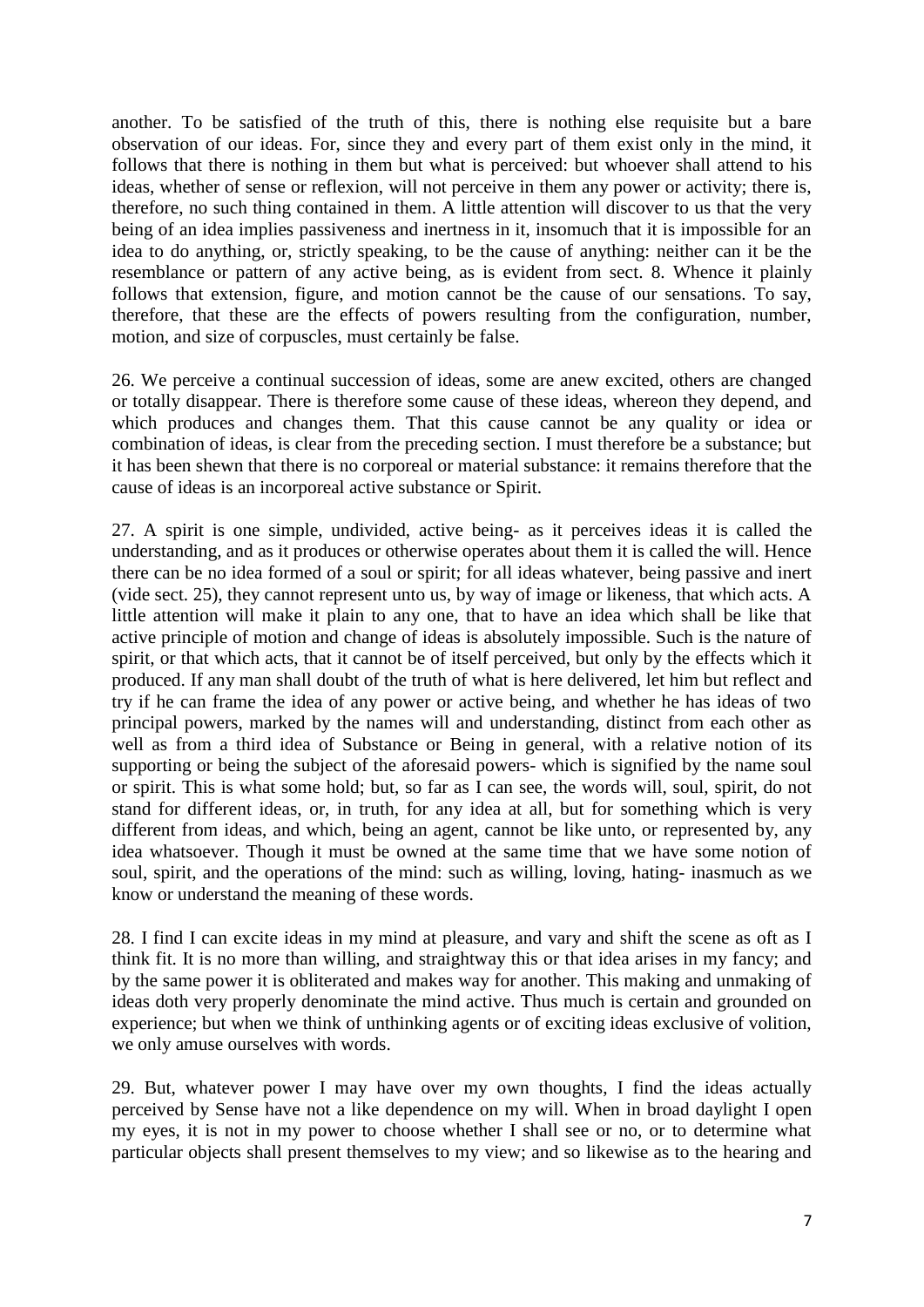another. To be satisfied of the truth of this, there is nothing else requisite but a bare observation of our ideas. For, since they and every part of them exist only in the mind, it follows that there is nothing in them but what is perceived: but whoever shall attend to his ideas, whether of sense or reflexion, will not perceive in them any power or activity; there is, therefore, no such thing contained in them. A little attention will discover to us that the very being of an idea implies passiveness and inertness in it, insomuch that it is impossible for an idea to do anything, or, strictly speaking, to be the cause of anything: neither can it be the resemblance or pattern of any active being, as is evident from sect. 8. Whence it plainly follows that extension, figure, and motion cannot be the cause of our sensations. To say, therefore, that these are the effects of powers resulting from the configuration, number, motion, and size of corpuscles, must certainly be false.

26. We perceive a continual succession of ideas, some are anew excited, others are changed or totally disappear. There is therefore some cause of these ideas, whereon they depend, and which produces and changes them. That this cause cannot be any quality or idea or combination of ideas, is clear from the preceding section. I must therefore be a substance; but it has been shewn that there is no corporeal or material substance: it remains therefore that the cause of ideas is an incorporeal active substance or Spirit.

27. A spirit is one simple, undivided, active being- as it perceives ideas it is called the understanding, and as it produces or otherwise operates about them it is called the will. Hence there can be no idea formed of a soul or spirit; for all ideas whatever, being passive and inert (vide sect. 25), they cannot represent unto us, by way of image or likeness, that which acts. A little attention will make it plain to any one, that to have an idea which shall be like that active principle of motion and change of ideas is absolutely impossible. Such is the nature of spirit, or that which acts, that it cannot be of itself perceived, but only by the effects which it produced. If any man shall doubt of the truth of what is here delivered, let him but reflect and try if he can frame the idea of any power or active being, and whether he has ideas of two principal powers, marked by the names will and understanding, distinct from each other as well as from a third idea of Substance or Being in general, with a relative notion of its supporting or being the subject of the aforesaid powers- which is signified by the name soul or spirit. This is what some hold; but, so far as I can see, the words will, soul, spirit, do not stand for different ideas, or, in truth, for any idea at all, but for something which is very different from ideas, and which, being an agent, cannot be like unto, or represented by, any idea whatsoever. Though it must be owned at the same time that we have some notion of soul, spirit, and the operations of the mind: such as willing, loving, hating- inasmuch as we know or understand the meaning of these words.

28. I find I can excite ideas in my mind at pleasure, and vary and shift the scene as oft as I think fit. It is no more than willing, and straightway this or that idea arises in my fancy; and by the same power it is obliterated and makes way for another. This making and unmaking of ideas doth very properly denominate the mind active. Thus much is certain and grounded on experience; but when we think of unthinking agents or of exciting ideas exclusive of volition, we only amuse ourselves with words.

29. But, whatever power I may have over my own thoughts, I find the ideas actually perceived by Sense have not a like dependence on my will. When in broad daylight I open my eyes, it is not in my power to choose whether I shall see or no, or to determine what particular objects shall present themselves to my view; and so likewise as to the hearing and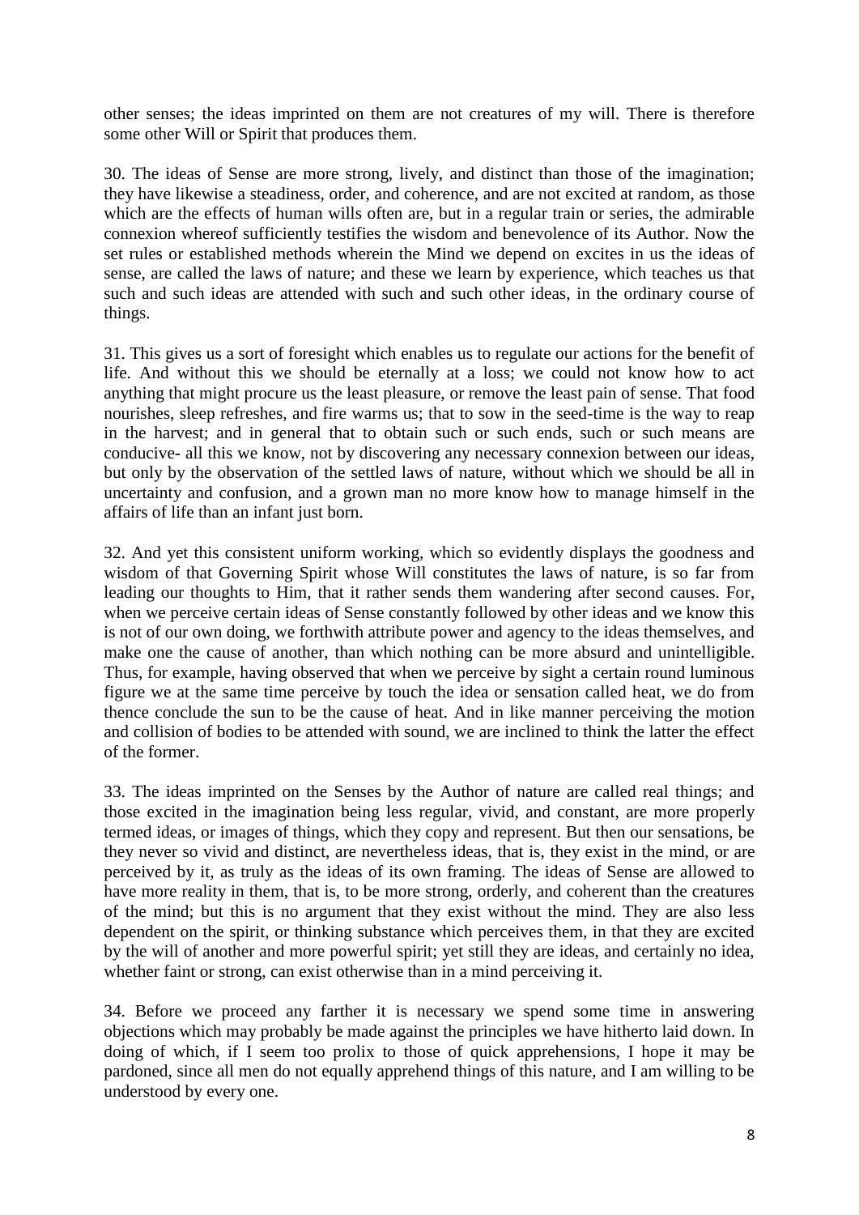other senses; the ideas imprinted on them are not creatures of my will. There is therefore some other Will or Spirit that produces them.

30. The ideas of Sense are more strong, lively, and distinct than those of the imagination; they have likewise a steadiness, order, and coherence, and are not excited at random, as those which are the effects of human wills often are, but in a regular train or series, the admirable connexion whereof sufficiently testifies the wisdom and benevolence of its Author. Now the set rules or established methods wherein the Mind we depend on excites in us the ideas of sense, are called the laws of nature; and these we learn by experience, which teaches us that such and such ideas are attended with such and such other ideas, in the ordinary course of things.

31. This gives us a sort of foresight which enables us to regulate our actions for the benefit of life. And without this we should be eternally at a loss; we could not know how to act anything that might procure us the least pleasure, or remove the least pain of sense. That food nourishes, sleep refreshes, and fire warms us; that to sow in the seed-time is the way to reap in the harvest; and in general that to obtain such or such ends, such or such means are conducive- all this we know, not by discovering any necessary connexion between our ideas, but only by the observation of the settled laws of nature, without which we should be all in uncertainty and confusion, and a grown man no more know how to manage himself in the affairs of life than an infant just born.

32. And yet this consistent uniform working, which so evidently displays the goodness and wisdom of that Governing Spirit whose Will constitutes the laws of nature, is so far from leading our thoughts to Him, that it rather sends them wandering after second causes. For, when we perceive certain ideas of Sense constantly followed by other ideas and we know this is not of our own doing, we forthwith attribute power and agency to the ideas themselves, and make one the cause of another, than which nothing can be more absurd and unintelligible. Thus, for example, having observed that when we perceive by sight a certain round luminous figure we at the same time perceive by touch the idea or sensation called heat, we do from thence conclude the sun to be the cause of heat. And in like manner perceiving the motion and collision of bodies to be attended with sound, we are inclined to think the latter the effect of the former.

33. The ideas imprinted on the Senses by the Author of nature are called real things; and those excited in the imagination being less regular, vivid, and constant, are more properly termed ideas, or images of things, which they copy and represent. But then our sensations, be they never so vivid and distinct, are nevertheless ideas, that is, they exist in the mind, or are perceived by it, as truly as the ideas of its own framing. The ideas of Sense are allowed to have more reality in them, that is, to be more strong, orderly, and coherent than the creatures of the mind; but this is no argument that they exist without the mind. They are also less dependent on the spirit, or thinking substance which perceives them, in that they are excited by the will of another and more powerful spirit; yet still they are ideas, and certainly no idea, whether faint or strong, can exist otherwise than in a mind perceiving it.

34. Before we proceed any farther it is necessary we spend some time in answering objections which may probably be made against the principles we have hitherto laid down. In doing of which, if I seem too prolix to those of quick apprehensions, I hope it may be pardoned, since all men do not equally apprehend things of this nature, and I am willing to be understood by every one.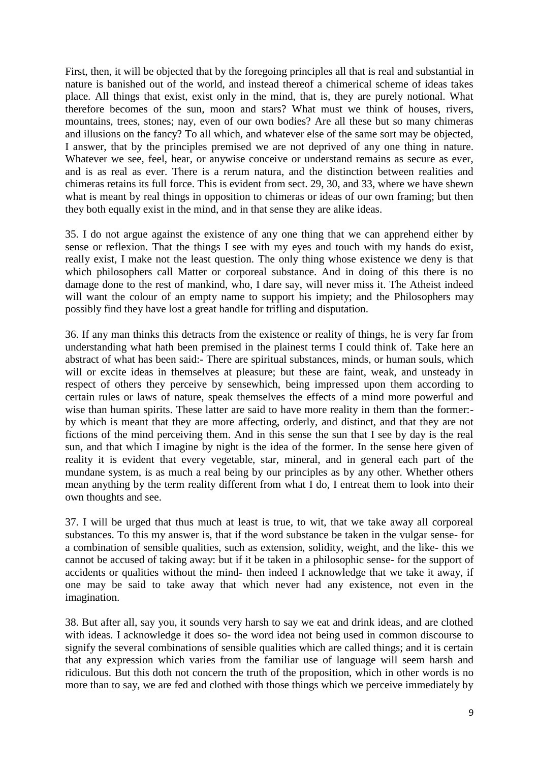First, then, it will be objected that by the foregoing principles all that is real and substantial in nature is banished out of the world, and instead thereof a chimerical scheme of ideas takes place. All things that exist, exist only in the mind, that is, they are purely notional. What therefore becomes of the sun, moon and stars? What must we think of houses, rivers, mountains, trees, stones; nay, even of our own bodies? Are all these but so many chimeras and illusions on the fancy? To all which, and whatever else of the same sort may be objected, I answer, that by the principles premised we are not deprived of any one thing in nature. Whatever we see, feel, hear, or anywise conceive or understand remains as secure as ever, and is as real as ever. There is a rerum natura, and the distinction between realities and chimeras retains its full force. This is evident from sect. 29, 30, and 33, where we have shewn what is meant by real things in opposition to chimeras or ideas of our own framing; but then they both equally exist in the mind, and in that sense they are alike ideas.

35. I do not argue against the existence of any one thing that we can apprehend either by sense or reflexion. That the things I see with my eyes and touch with my hands do exist, really exist, I make not the least question. The only thing whose existence we deny is that which philosophers call Matter or corporeal substance. And in doing of this there is no damage done to the rest of mankind, who, I dare say, will never miss it. The Atheist indeed will want the colour of an empty name to support his impiety; and the Philosophers may possibly find they have lost a great handle for trifling and disputation.

36. If any man thinks this detracts from the existence or reality of things, he is very far from understanding what hath been premised in the plainest terms I could think of. Take here an abstract of what has been said:- There are spiritual substances, minds, or human souls, which will or excite ideas in themselves at pleasure; but these are faint, weak, and unsteady in respect of others they perceive by sensewhich, being impressed upon them according to certain rules or laws of nature, speak themselves the effects of a mind more powerful and wise than human spirits. These latter are said to have more reality in them than the former:- by which is meant that they are more affecting, orderly, and distinct, and that they are not fictions of the mind perceiving them. And in this sense the sun that I see by day is the real sun, and that which I imagine by night is the idea of the former. In the sense here given of reality it is evident that every vegetable, star, mineral, and in general each part of the mundane system, is as much a real being by our principles as by any other. Whether others mean anything by the term reality different from what I do, I entreat them to look into their own thoughts and see.

37. I will be urged that thus much at least is true, to wit, that we take away all corporeal substances. To this my answer is, that if the word substance be taken in the vulgar sense- for a combination of sensible qualities, such as extension, solidity, weight, and the like- this we cannot be accused of taking away: but if it be taken in a philosophic sense- for the support of accidents or qualities without the mind- then indeed I acknowledge that we take it away, if one may be said to take away that which never had any existence, not even in the imagination.

38. But after all, say you, it sounds very harsh to say we eat and drink ideas, and are clothed with ideas. I acknowledge it does so- the word idea not being used in common discourse to signify the several combinations of sensible qualities which are called things; and it is certain that any expression which varies from the familiar use of language will seem harsh and ridiculous. But this doth not concern the truth of the proposition, which in other words is no more than to say, we are fed and clothed with those things which we perceive immediately by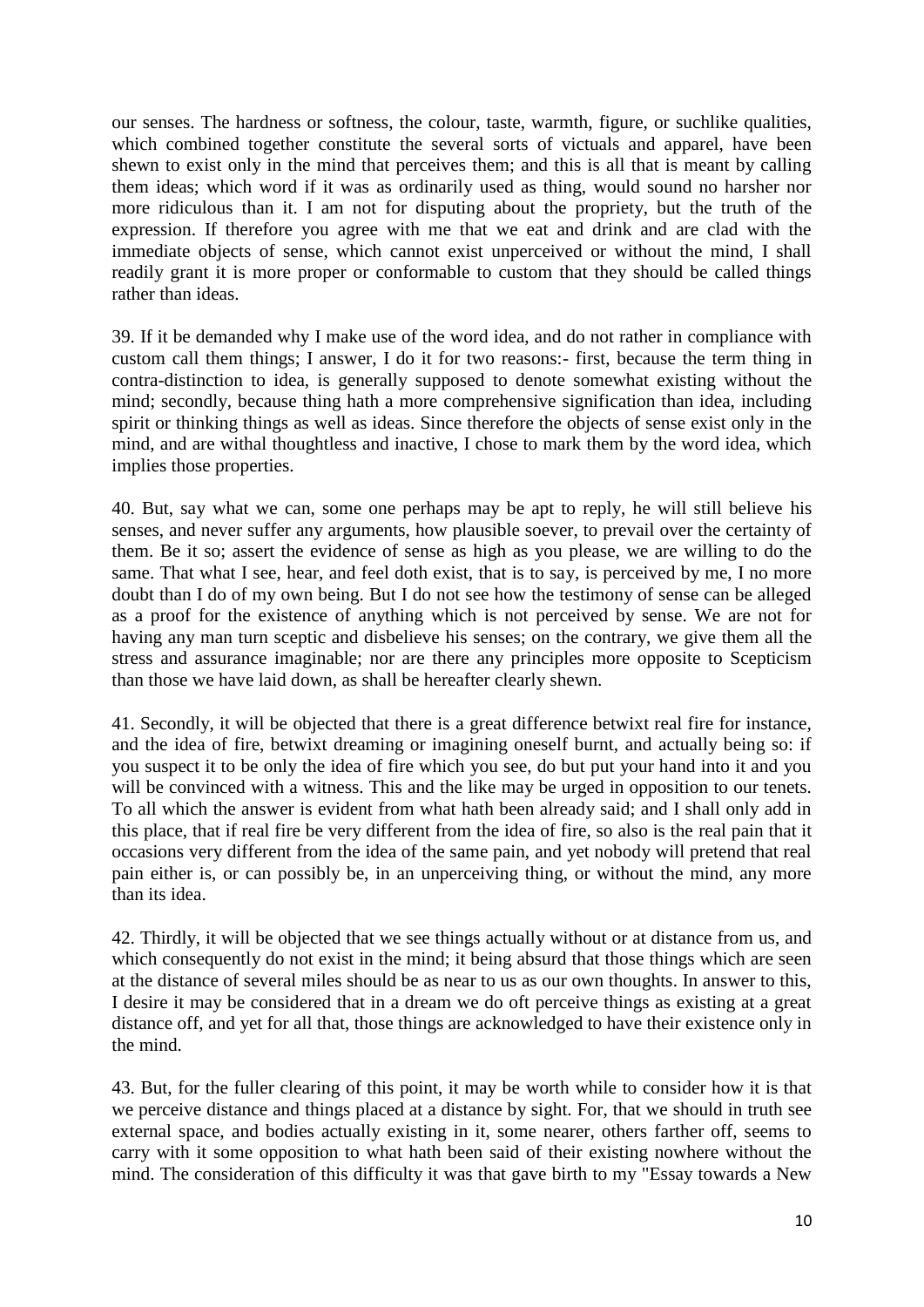our senses. The hardness or softness, the colour, taste, warmth, figure, or suchlike qualities, which combined together constitute the several sorts of victuals and apparel, have been shewn to exist only in the mind that perceives them; and this is all that is meant by calling them ideas; which word if it was as ordinarily used as thing, would sound no harsher nor more ridiculous than it. I am not for disputing about the propriety, but the truth of the expression. If therefore you agree with me that we eat and drink and are clad with the immediate objects of sense, which cannot exist unperceived or without the mind, I shall readily grant it is more proper or conformable to custom that they should be called things rather than ideas.

39. If it be demanded why I make use of the word idea, and do not rather in compliance with custom call them things; I answer, I do it for two reasons:- first, because the term thing in contra-distinction to idea, is generally supposed to denote somewhat existing without the mind; secondly, because thing hath a more comprehensive signification than idea, including spirit or thinking things as well as ideas. Since therefore the objects of sense exist only in the mind, and are withal thoughtless and inactive, I chose to mark them by the word idea, which implies those properties.

40. But, say what we can, some one perhaps may be apt to reply, he will still believe his senses, and never suffer any arguments, how plausible soever, to prevail over the certainty of them. Be it so; assert the evidence of sense as high as you please, we are willing to do the same. That what I see, hear, and feel doth exist, that is to say, is perceived by me, I no more doubt than I do of my own being. But I do not see how the testimony of sense can be alleged as a proof for the existence of anything which is not perceived by sense. We are not for having any man turn sceptic and disbelieve his senses; on the contrary, we give them all the stress and assurance imaginable; nor are there any principles more opposite to Scepticism than those we have laid down, as shall be hereafter clearly shewn.

41. Secondly, it will be objected that there is a great difference betwixt real fire for instance, and the idea of fire, betwixt dreaming or imagining oneself burnt, and actually being so: if you suspect it to be only the idea of fire which you see, do but put your hand into it and you will be convinced with a witness. This and the like may be urged in opposition to our tenets. To all which the answer is evident from what hath been already said; and I shall only add in this place, that if real fire be very different from the idea of fire, so also is the real pain that it occasions very different from the idea of the same pain, and yet nobody will pretend that real pain either is, or can possibly be, in an unperceiving thing, or without the mind, any more than its idea.

42. Thirdly, it will be objected that we see things actually without or at distance from us, and which consequently do not exist in the mind; it being absurd that those things which are seen at the distance of several miles should be as near to us as our own thoughts. In answer to this, I desire it may be considered that in a dream we do oft perceive things as existing at a great distance off, and yet for all that, those things are acknowledged to have their existence only in the mind.

43. But, for the fuller clearing of this point, it may be worth while to consider how it is that we perceive distance and things placed at a distance by sight. For, that we should in truth see external space, and bodies actually existing in it, some nearer, others farther off, seems to carry with it some opposition to what hath been said of their existing nowhere without the mind. The consideration of this difficulty it was that gave birth to my "Essay towards a New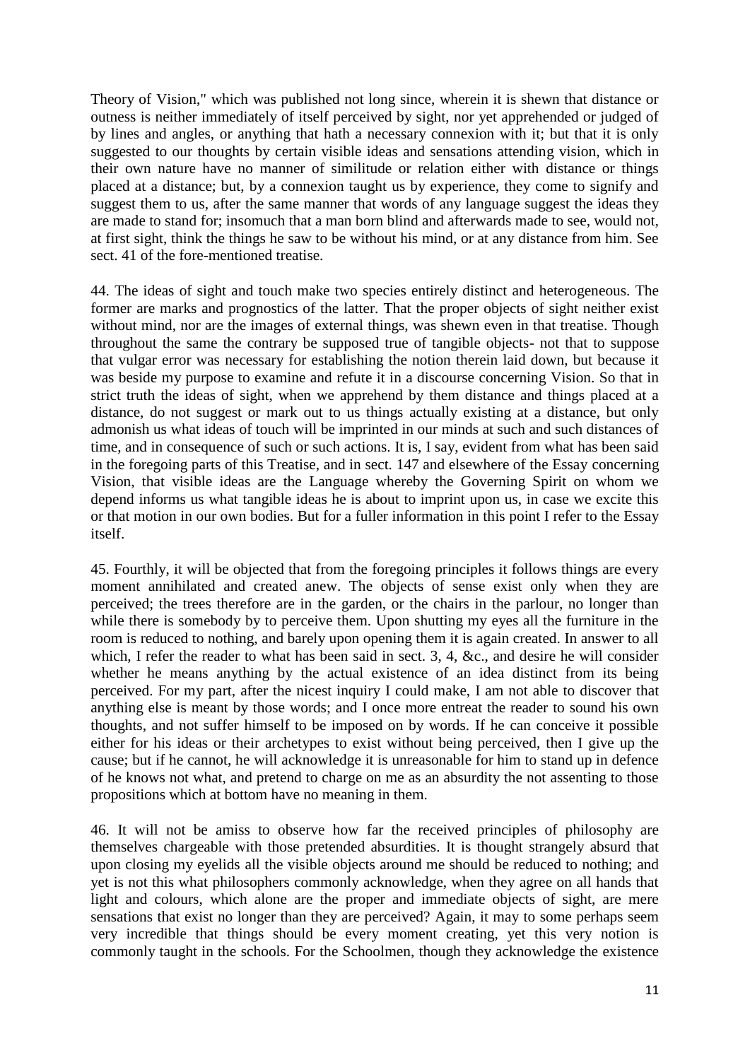Theory of Vision," which was published not long since, wherein it is shewn that distance or outness is neither immediately of itself perceived by sight, nor yet apprehended or judged of by lines and angles, or anything that hath a necessary connexion with it; but that it is only suggested to our thoughts by certain visible ideas and sensations attending vision, which in their own nature have no manner of similitude or relation either with distance or things placed at a distance; but, by a connexion taught us by experience, they come to signify and suggest them to us, after the same manner that words of any language suggest the ideas they are made to stand for; insomuch that a man born blind and afterwards made to see, would not, at first sight, think the things he saw to be without his mind, or at any distance from him. See sect. 41 of the fore-mentioned treatise.

44. The ideas of sight and touch make two species entirely distinct and heterogeneous. The former are marks and prognostics of the latter. That the proper objects of sight neither exist without mind, nor are the images of external things, was shewn even in that treatise. Though throughout the same the contrary be supposed true of tangible objects- not that to suppose that vulgar error was necessary for establishing the notion therein laid down, but because it was beside my purpose to examine and refute it in a discourse concerning Vision. So that in strict truth the ideas of sight, when we apprehend by them distance and things placed at a distance, do not suggest or mark out to us things actually existing at a distance, but only admonish us what ideas of touch will be imprinted in our minds at such and such distances of time, and in consequence of such or such actions. It is, I say, evident from what has been said in the foregoing parts of this Treatise, and in sect. 147 and elsewhere of the Essay concerning Vision, that visible ideas are the Language whereby the Governing Spirit on whom we depend informs us what tangible ideas he is about to imprint upon us, in case we excite this or that motion in our own bodies. But for a fuller information in this point I refer to the Essay itself.

45. Fourthly, it will be objected that from the foregoing principles it follows things are every moment annihilated and created anew. The objects of sense exist only when they are perceived; the trees therefore are in the garden, or the chairs in the parlour, no longer than while there is somebody by to perceive them. Upon shutting my eyes all the furniture in the room is reduced to nothing, and barely upon opening them it is again created. In answer to all which, I refer the reader to what has been said in sect. 3, 4, &c., and desire he will consider whether he means anything by the actual existence of an idea distinct from its being perceived. For my part, after the nicest inquiry I could make, I am not able to discover that anything else is meant by those words; and I once more entreat the reader to sound his own thoughts, and not suffer himself to be imposed on by words. If he can conceive it possible either for his ideas or their archetypes to exist without being perceived, then I give up the cause; but if he cannot, he will acknowledge it is unreasonable for him to stand up in defence of he knows not what, and pretend to charge on me as an absurdity the not assenting to those propositions which at bottom have no meaning in them.

46. It will not be amiss to observe how far the received principles of philosophy are themselves chargeable with those pretended absurdities. It is thought strangely absurd that upon closing my eyelids all the visible objects around me should be reduced to nothing; and yet is not this what philosophers commonly acknowledge, when they agree on all hands that light and colours, which alone are the proper and immediate objects of sight, are mere sensations that exist no longer than they are perceived? Again, it may to some perhaps seem very incredible that things should be every moment creating, yet this very notion is commonly taught in the schools. For the Schoolmen, though they acknowledge the existence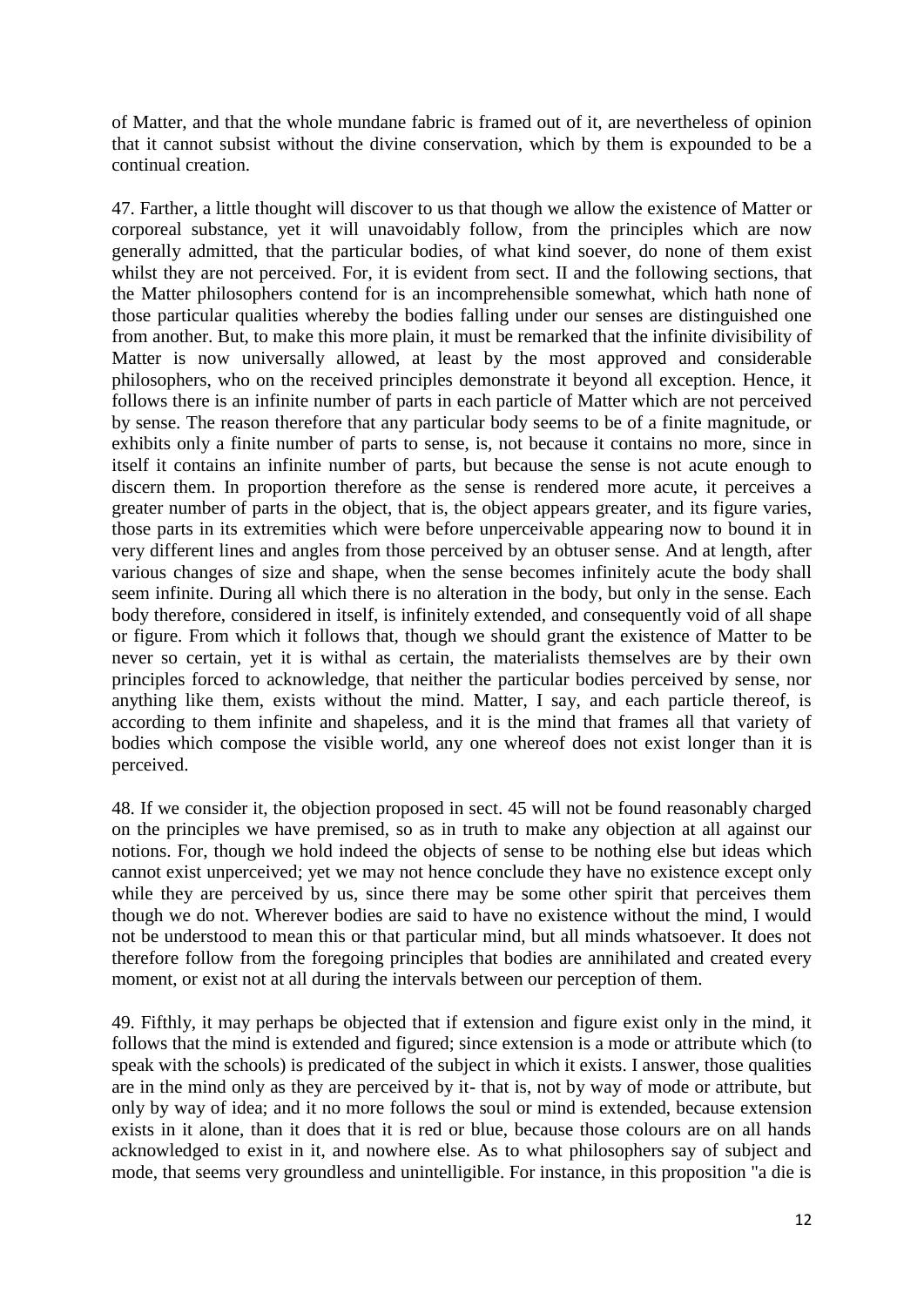of Matter, and that the whole mundane fabric is framed out of it, are nevertheless of opinion that it cannot subsist without the divine conservation, which by them is expounded to be a continual creation.

47. Farther, a little thought will discover to us that though we allow the existence of Matter or corporeal substance, yet it will unavoidably follow, from the principles which are now generally admitted, that the particular bodies, of what kind soever, do none of them exist whilst they are not perceived. For, it is evident from sect. II and the following sections, that the Matter philosophers contend for is an incomprehensible somewhat, which hath none of those particular qualities whereby the bodies falling under our senses are distinguished one from another. But, to make this more plain, it must be remarked that the infinite divisibility of Matter is now universally allowed, at least by the most approved and considerable philosophers, who on the received principles demonstrate it beyond all exception. Hence, it follows there is an infinite number of parts in each particle of Matter which are not perceived by sense. The reason therefore that any particular body seems to be of a finite magnitude, or exhibits only a finite number of parts to sense, is, not because it contains no more, since in itself it contains an infinite number of parts, but because the sense is not acute enough to discern them. In proportion therefore as the sense is rendered more acute, it perceives a greater number of parts in the object, that is, the object appears greater, and its figure varies, those parts in its extremities which were before unperceivable appearing now to bound it in very different lines and angles from those perceived by an obtuser sense. And at length, after various changes of size and shape, when the sense becomes infinitely acute the body shall seem infinite. During all which there is no alteration in the body, but only in the sense. Each body therefore, considered in itself, is infinitely extended, and consequently void of all shape or figure. From which it follows that, though we should grant the existence of Matter to be never so certain, yet it is withal as certain, the materialists themselves are by their own principles forced to acknowledge, that neither the particular bodies perceived by sense, nor anything like them, exists without the mind. Matter, I say, and each particle thereof, is according to them infinite and shapeless, and it is the mind that frames all that variety of bodies which compose the visible world, any one whereof does not exist longer than it is perceived.

48. If we consider it, the objection proposed in sect. 45 will not be found reasonably charged on the principles we have premised, so as in truth to make any objection at all against our notions. For, though we hold indeed the objects of sense to be nothing else but ideas which cannot exist unperceived; yet we may not hence conclude they have no existence except only while they are perceived by us, since there may be some other spirit that perceives them though we do not. Wherever bodies are said to have no existence without the mind, I would not be understood to mean this or that particular mind, but all minds whatsoever. It does not therefore follow from the foregoing principles that bodies are annihilated and created every moment, or exist not at all during the intervals between our perception of them.

49. Fifthly, it may perhaps be objected that if extension and figure exist only in the mind, it follows that the mind is extended and figured; since extension is a mode or attribute which (to speak with the schools) is predicated of the subject in which it exists. I answer, those qualities are in the mind only as they are perceived by it- that is, not by way of mode or attribute, but only by way of idea; and it no more follows the soul or mind is extended, because extension exists in it alone, than it does that it is red or blue, because those colours are on all hands acknowledged to exist in it, and nowhere else. As to what philosophers say of subject and mode, that seems very groundless and unintelligible. For instance, in this proposition "a die is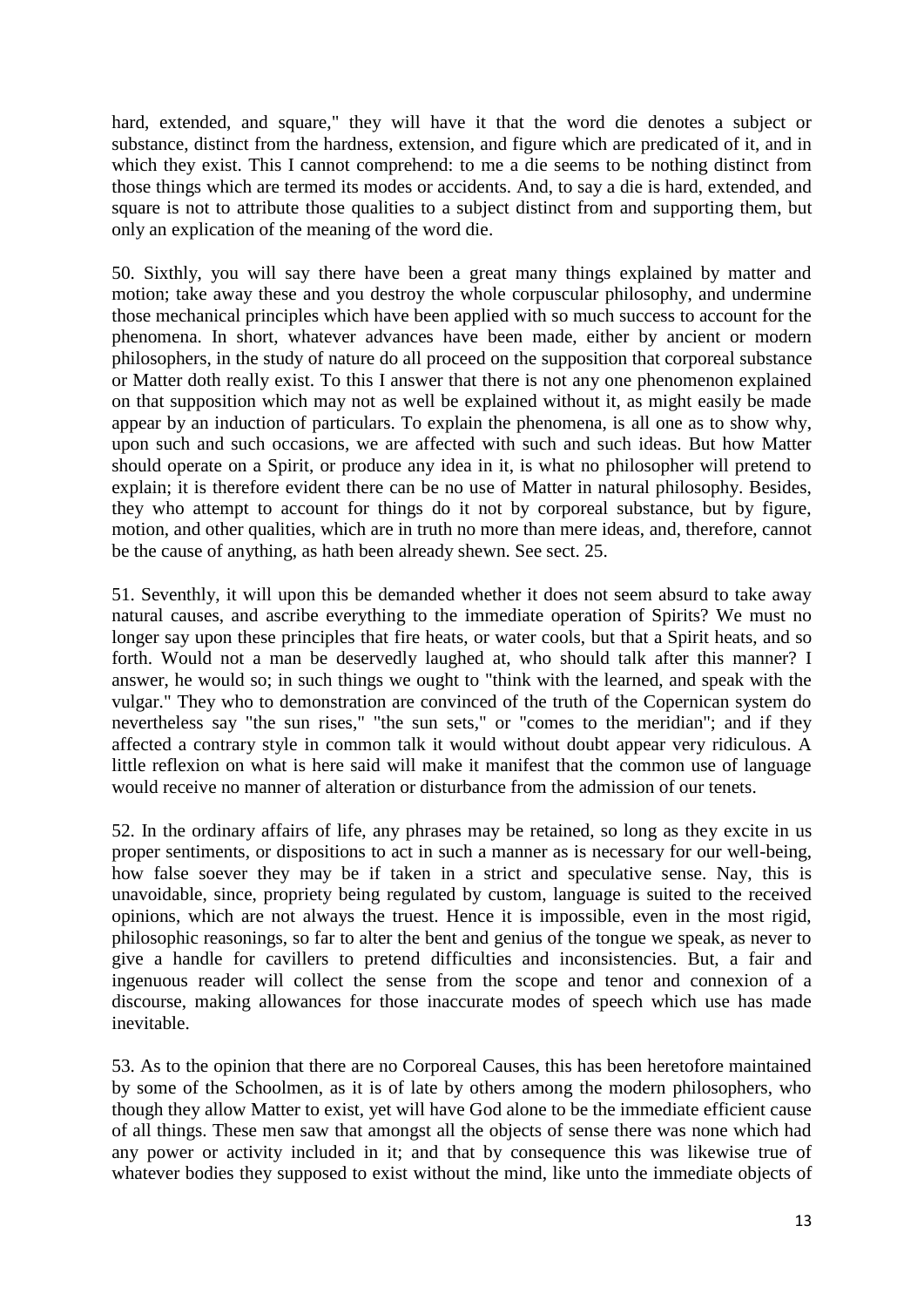hard, extended, and square," they will have it that the word die denotes a subject or substance, distinct from the hardness, extension, and figure which are predicated of it, and in which they exist. This I cannot comprehend: to me a die seems to be nothing distinct from those things which are termed its modes or accidents. And, to say a die is hard, extended, and square is not to attribute those qualities to a subject distinct from and supporting them, but only an explication of the meaning of the word die.

50. Sixthly, you will say there have been a great many things explained by matter and motion; take away these and you destroy the whole corpuscular philosophy, and undermine those mechanical principles which have been applied with so much success to account for the phenomena. In short, whatever advances have been made, either by ancient or modern philosophers, in the study of nature do all proceed on the supposition that corporeal substance or Matter doth really exist. To this I answer that there is not any one phenomenon explained on that supposition which may not as well be explained without it, as might easily be made appear by an induction of particulars. To explain the phenomena, is all one as to show why, upon such and such occasions, we are affected with such and such ideas. But how Matter should operate on a Spirit, or produce any idea in it, is what no philosopher will pretend to explain; it is therefore evident there can be no use of Matter in natural philosophy. Besides, they who attempt to account for things do it not by corporeal substance, but by figure, motion, and other qualities, which are in truth no more than mere ideas, and, therefore, cannot be the cause of anything, as hath been already shewn. See sect. 25.

51. Seventhly, it will upon this be demanded whether it does not seem absurd to take away natural causes, and ascribe everything to the immediate operation of Spirits? We must no longer say upon these principles that fire heats, or water cools, but that a Spirit heats, and so forth. Would not a man be deservedly laughed at, who should talk after this manner? I answer, he would so; in such things we ought to "think with the learned, and speak with the vulgar." They who to demonstration are convinced of the truth of the Copernican system do nevertheless say "the sun rises," "the sun sets," or "comes to the meridian"; and if they affected a contrary style in common talk it would without doubt appear very ridiculous. A little reflexion on what is here said will make it manifest that the common use of language would receive no manner of alteration or disturbance from the admission of our tenets.

52. In the ordinary affairs of life, any phrases may be retained, so long as they excite in us proper sentiments, or dispositions to act in such a manner as is necessary for our well-being, how false soever they may be if taken in a strict and speculative sense. Nay, this is unavoidable, since, propriety being regulated by custom, language is suited to the received opinions, which are not always the truest. Hence it is impossible, even in the most rigid, philosophic reasonings, so far to alter the bent and genius of the tongue we speak, as never to give a handle for cavillers to pretend difficulties and inconsistencies. But, a fair and ingenuous reader will collect the sense from the scope and tenor and connexion of a discourse, making allowances for those inaccurate modes of speech which use has made inevitable.

53. As to the opinion that there are no Corporeal Causes, this has been heretofore maintained by some of the Schoolmen, as it is of late by others among the modern philosophers, who though they allow Matter to exist, yet will have God alone to be the immediate efficient cause of all things. These men saw that amongst all the objects of sense there was none which had any power or activity included in it; and that by consequence this was likewise true of whatever bodies they supposed to exist without the mind, like unto the immediate objects of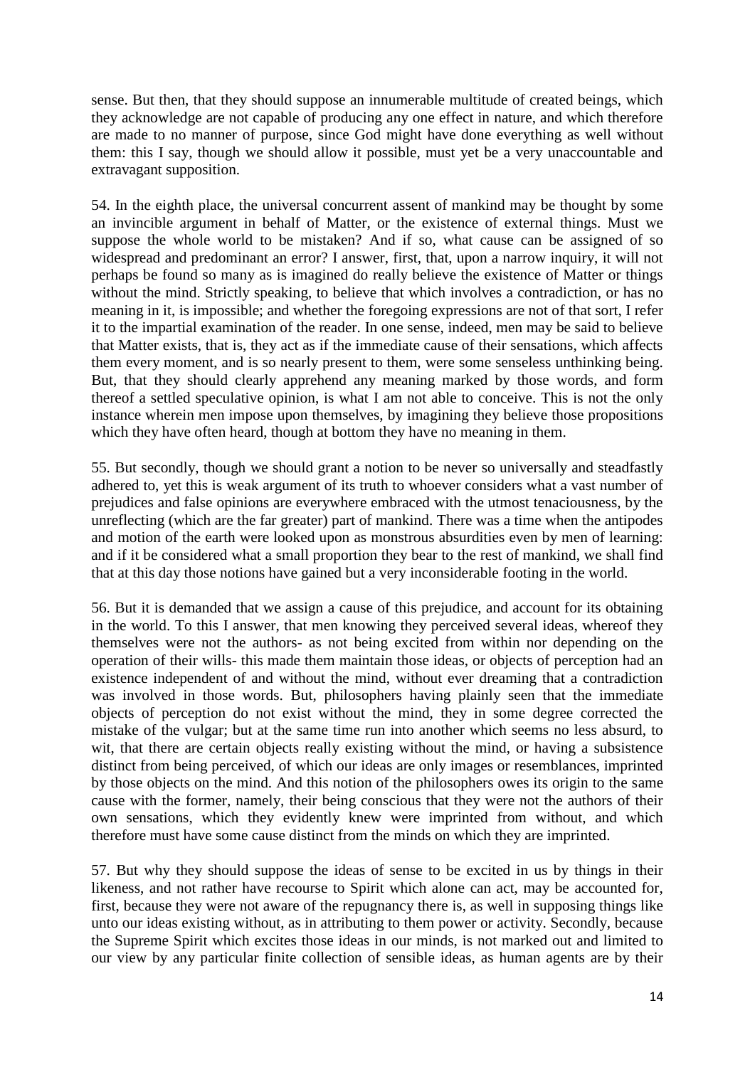sense. But then, that they should suppose an innumerable multitude of created beings, which they acknowledge are not capable of producing any one effect in nature, and which therefore are made to no manner of purpose, since God might have done everything as well without them: this I say, though we should allow it possible, must yet be a very unaccountable and extravagant supposition.

54. In the eighth place, the universal concurrent assent of mankind may be thought by some an invincible argument in behalf of Matter, or the existence of external things. Must we suppose the whole world to be mistaken? And if so, what cause can be assigned of so widespread and predominant an error? I answer, first, that, upon a narrow inquiry, it will not perhaps be found so many as is imagined do really believe the existence of Matter or things without the mind. Strictly speaking, to believe that which involves a contradiction, or has no meaning in it, is impossible; and whether the foregoing expressions are not of that sort, I refer it to the impartial examination of the reader. In one sense, indeed, men may be said to believe that Matter exists, that is, they act as if the immediate cause of their sensations, which affects them every moment, and is so nearly present to them, were some senseless unthinking being. But, that they should clearly apprehend any meaning marked by those words, and form thereof a settled speculative opinion, is what I am not able to conceive. This is not the only instance wherein men impose upon themselves, by imagining they believe those propositions which they have often heard, though at bottom they have no meaning in them.

55. But secondly, though we should grant a notion to be never so universally and steadfastly adhered to, yet this is weak argument of its truth to whoever considers what a vast number of prejudices and false opinions are everywhere embraced with the utmost tenaciousness, by the unreflecting (which are the far greater) part of mankind. There was a time when the antipodes and motion of the earth were looked upon as monstrous absurdities even by men of learning: and if it be considered what a small proportion they bear to the rest of mankind, we shall find that at this day those notions have gained but a very inconsiderable footing in the world.

56. But it is demanded that we assign a cause of this prejudice, and account for its obtaining in the world. To this I answer, that men knowing they perceived several ideas, whereof they themselves were not the authors- as not being excited from within nor depending on the operation of their wills- this made them maintain those ideas, or objects of perception had an existence independent of and without the mind, without ever dreaming that a contradiction was involved in those words. But, philosophers having plainly seen that the immediate objects of perception do not exist without the mind, they in some degree corrected the mistake of the vulgar; but at the same time run into another which seems no less absurd, to wit, that there are certain objects really existing without the mind, or having a subsistence distinct from being perceived, of which our ideas are only images or resemblances, imprinted by those objects on the mind. And this notion of the philosophers owes its origin to the same cause with the former, namely, their being conscious that they were not the authors of their own sensations, which they evidently knew were imprinted from without, and which therefore must have some cause distinct from the minds on which they are imprinted.

57. But why they should suppose the ideas of sense to be excited in us by things in their likeness, and not rather have recourse to Spirit which alone can act, may be accounted for, first, because they were not aware of the repugnancy there is, as well in supposing things like unto our ideas existing without, as in attributing to them power or activity. Secondly, because the Supreme Spirit which excites those ideas in our minds, is not marked out and limited to our view by any particular finite collection of sensible ideas, as human agents are by their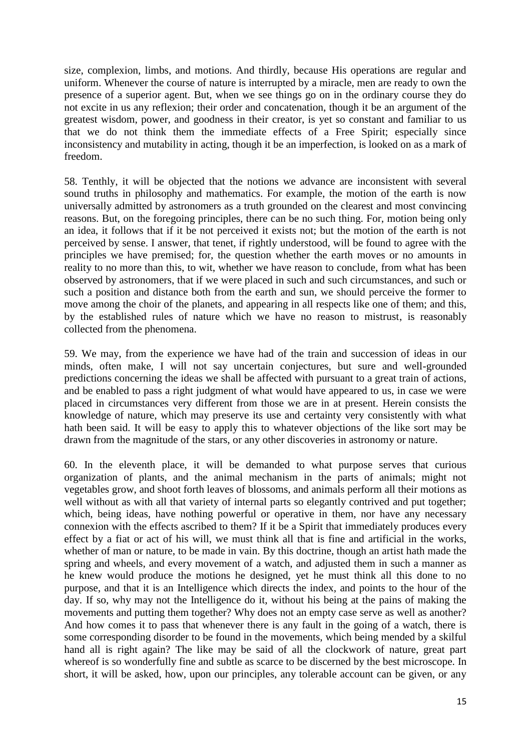size, complexion, limbs, and motions. And thirdly, because His operations are regular and uniform. Whenever the course of nature is interrupted by a miracle, men are ready to own the presence of a superior agent. But, when we see things go on in the ordinary course they do not excite in us any reflexion; their order and concatenation, though it be an argument of the greatest wisdom, power, and goodness in their creator, is yet so constant and familiar to us that we do not think them the immediate effects of a Free Spirit; especially since inconsistency and mutability in acting, though it be an imperfection, is looked on as a mark of freedom.

58. Tenthly, it will be objected that the notions we advance are inconsistent with several sound truths in philosophy and mathematics. For example, the motion of the earth is now universally admitted by astronomers as a truth grounded on the clearest and most convincing reasons. But, on the foregoing principles, there can be no such thing. For, motion being only an idea, it follows that if it be not perceived it exists not; but the motion of the earth is not perceived by sense. I answer, that tenet, if rightly understood, will be found to agree with the principles we have premised; for, the question whether the earth moves or no amounts in reality to no more than this, to wit, whether we have reason to conclude, from what has been observed by astronomers, that if we were placed in such and such circumstances, and such or such a position and distance both from the earth and sun, we should perceive the former to move among the choir of the planets, and appearing in all respects like one of them; and this, by the established rules of nature which we have no reason to mistrust, is reasonably collected from the phenomena.

59. We may, from the experience we have had of the train and succession of ideas in our minds, often make, I will not say uncertain conjectures, but sure and well-grounded predictions concerning the ideas we shall be affected with pursuant to a great train of actions, and be enabled to pass a right judgment of what would have appeared to us, in case we were placed in circumstances very different from those we are in at present. Herein consists the knowledge of nature, which may preserve its use and certainty very consistently with what hath been said. It will be easy to apply this to whatever objections of the like sort may be drawn from the magnitude of the stars, or any other discoveries in astronomy or nature.

60. In the eleventh place, it will be demanded to what purpose serves that curious organization of plants, and the animal mechanism in the parts of animals; might not vegetables grow, and shoot forth leaves of blossoms, and animals perform all their motions as well without as with all that variety of internal parts so elegantly contrived and put together; which, being ideas, have nothing powerful or operative in them, nor have any necessary connexion with the effects ascribed to them? If it be a Spirit that immediately produces every effect by a fiat or act of his will, we must think all that is fine and artificial in the works, whether of man or nature, to be made in vain. By this doctrine, though an artist hath made the spring and wheels, and every movement of a watch, and adjusted them in such a manner as he knew would produce the motions he designed, yet he must think all this done to no purpose, and that it is an Intelligence which directs the index, and points to the hour of the day. If so, why may not the Intelligence do it, without his being at the pains of making the movements and putting them together? Why does not an empty case serve as well as another? And how comes it to pass that whenever there is any fault in the going of a watch, there is some corresponding disorder to be found in the movements, which being mended by a skilful hand all is right again? The like may be said of all the clockwork of nature, great part whereof is so wonderfully fine and subtle as scarce to be discerned by the best microscope. In short, it will be asked, how, upon our principles, any tolerable account can be given, or any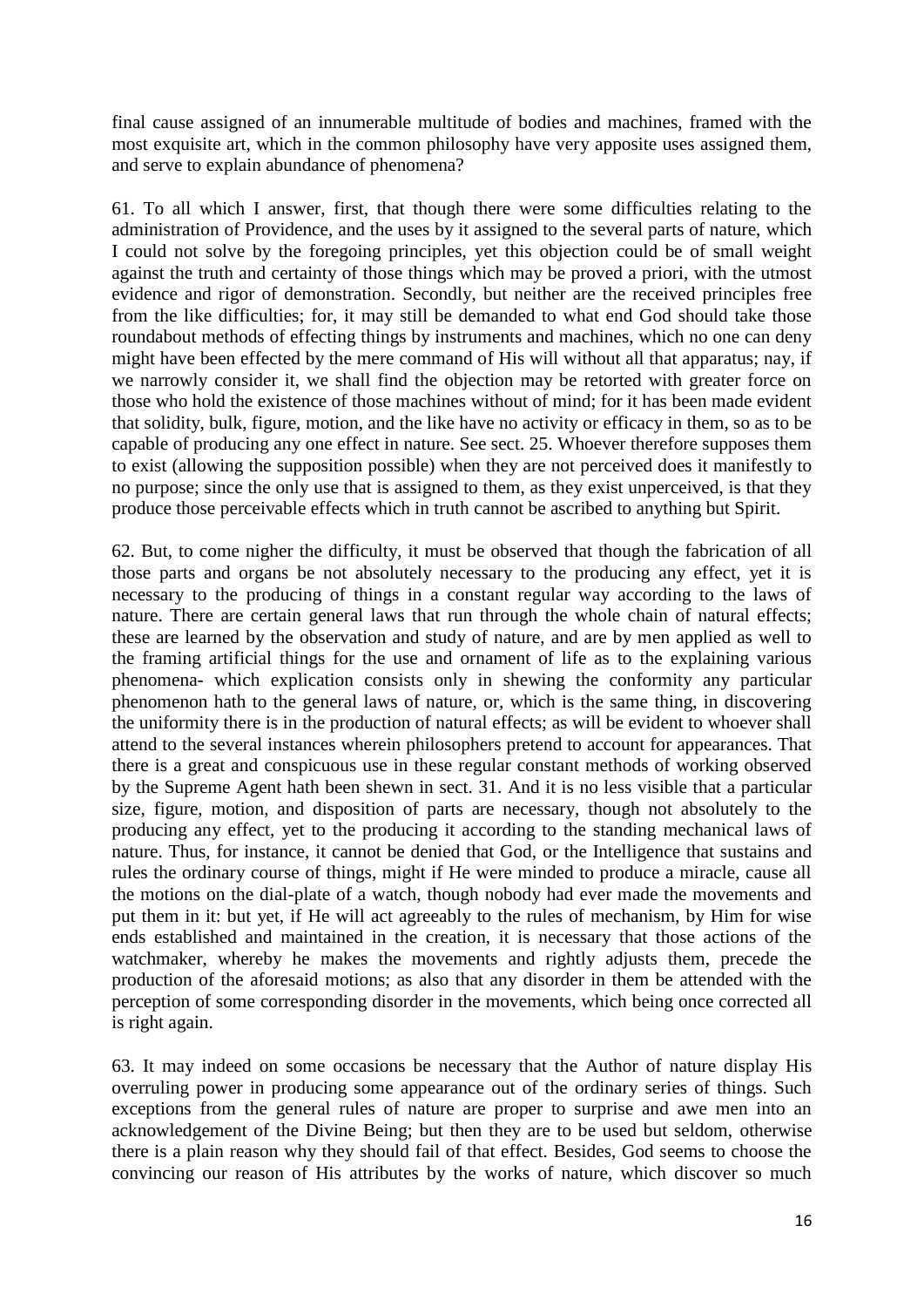final cause assigned of an innumerable multitude of bodies and machines, framed with the most exquisite art, which in the common philosophy have very apposite uses assigned them, and serve to explain abundance of phenomena?

61. To all which I answer, first, that though there were some difficulties relating to the administration of Providence, and the uses by it assigned to the several parts of nature, which I could not solve by the foregoing principles, yet this objection could be of small weight against the truth and certainty of those things which may be proved a priori, with the utmost evidence and rigor of demonstration. Secondly, but neither are the received principles free from the like difficulties; for, it may still be demanded to what end God should take those roundabout methods of effecting things by instruments and machines, which no one can deny might have been effected by the mere command of His will without all that apparatus; nay, if we narrowly consider it, we shall find the objection may be retorted with greater force on those who hold the existence of those machines without of mind; for it has been made evident that solidity, bulk, figure, motion, and the like have no activity or efficacy in them, so as to be capable of producing any one effect in nature. See sect. 25. Whoever therefore supposes them to exist (allowing the supposition possible) when they are not perceived does it manifestly to no purpose; since the only use that is assigned to them, as they exist unperceived, is that they produce those perceivable effects which in truth cannot be ascribed to anything but Spirit.

62. But, to come nigher the difficulty, it must be observed that though the fabrication of all those parts and organs be not absolutely necessary to the producing any effect, yet it is necessary to the producing of things in a constant regular way according to the laws of nature. There are certain general laws that run through the whole chain of natural effects; these are learned by the observation and study of nature, and are by men applied as well to the framing artificial things for the use and ornament of life as to the explaining various phenomena- which explication consists only in shewing the conformity any particular phenomenon hath to the general laws of nature, or, which is the same thing, in discovering the uniformity there is in the production of natural effects; as will be evident to whoever shall attend to the several instances wherein philosophers pretend to account for appearances. That there is a great and conspicuous use in these regular constant methods of working observed by the Supreme Agent hath been shewn in sect. 31. And it is no less visible that a particular size, figure, motion, and disposition of parts are necessary, though not absolutely to the producing any effect, yet to the producing it according to the standing mechanical laws of nature. Thus, for instance, it cannot be denied that God, or the Intelligence that sustains and rules the ordinary course of things, might if He were minded to produce a miracle, cause all the motions on the dial-plate of a watch, though nobody had ever made the movements and put them in it: but yet, if He will act agreeably to the rules of mechanism, by Him for wise ends established and maintained in the creation, it is necessary that those actions of the watchmaker, whereby he makes the movements and rightly adjusts them, precede the production of the aforesaid motions; as also that any disorder in them be attended with the perception of some corresponding disorder in the movements, which being once corrected all is right again.

63. It may indeed on some occasions be necessary that the Author of nature display His overruling power in producing some appearance out of the ordinary series of things. Such exceptions from the general rules of nature are proper to surprise and awe men into an acknowledgement of the Divine Being; but then they are to be used but seldom, otherwise there is a plain reason why they should fail of that effect. Besides, God seems to choose the convincing our reason of His attributes by the works of nature, which discover so much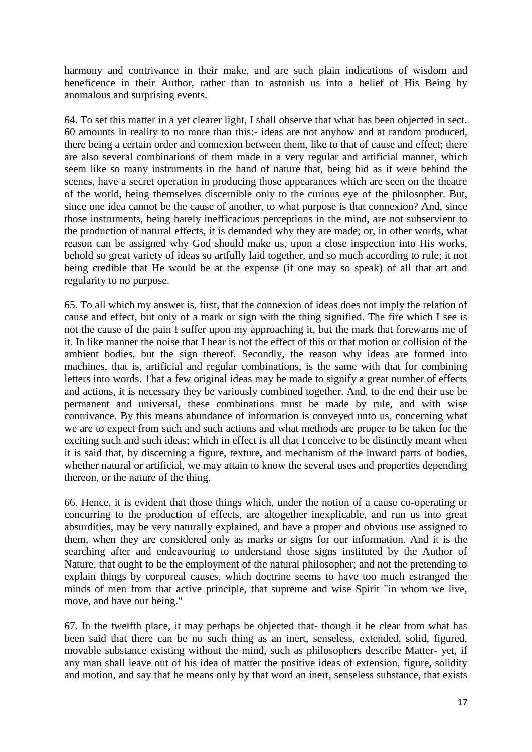harmony and contrivance in their make, and are such plain indications of wisdom and beneficence in their Author, rather than to astonish us into a belief of His Being by anomalous and surprising events.

64. To set this matter in a yet clearer light, I shall observe that what has been objected in sect. 60 amounts in reality to no more than this:- ideas are not anyhow and at random produced, there being a certain order and connexion between them, like to that of cause and effect; there are also several combinations of them made in a very regular and artificial manner, which seem like so many instruments in the hand of nature that, being hid as it were behind the scenes, have a secret operation in producing those appearances which are seen on the theatre of the world, being themselves discernible only to the curious eye of the philosopher. But, since one idea cannot be the cause of another, to what purpose is that connexion? And, since those instruments, being barely inefficacious perceptions in the mind, are not subservient to the production of natural effects, it is demanded why they are made; or, in other words, what reason can be assigned why God should make us, upon a close inspection into His works, behold so great variety of ideas so artfully laid together, and so much according to rule; it not being credible that He would be at the expense (if one may so speak) of all that art and regularity to no purpose.

65. To all which my answer is, first, that the connexion of ideas does not imply the relation of cause and effect, but only of a mark or sign with the thing signified. The fire which I see is not the cause of the pain I suffer upon my approaching it, but the mark that forewarns me of it. In like manner the noise that I hear is not the effect of this or that motion or collision of the ambient bodies, but the sign thereof. Secondly, the reason why ideas are formed into machines, that is, artificial and regular combinations, is the same with that for combining letters into words. That a few original ideas may be made to signify a great number of effects and actions, it is necessary they be variously combined together. And, to the end their use be permanent and universal, these combinations must be made by rule, and with wise contrivance. By this means abundance of information is conveyed unto us, concerning what we are to expect from such and such actions and what methods are proper to be taken for the exciting such and such ideas; which in effect is all that I conceive to be distinctly meant when it is said that, by discerning a figure, texture, and mechanism of the inward parts of bodies, whether natural or artificial, we may attain to know the several uses and properties depending thereon, or the nature of the thing.

66. Hence, it is evident that those things which, under the notion of a cause co-operating or concurring to the production of effects, are altogether inexplicable, and run us into great absurdities, may be very naturally explained, and have a proper and obvious use assigned to them, when they are considered only as marks or signs for our information. And it is the searching after and endeavouring to understand those signs instituted by the Author of Nature, that ought to be the employment of the natural philosopher; and not the pretending to explain things by corporeal causes, which doctrine seems to have too much estranged the minds of men from that active principle, that supreme and wise Spirit "in whom we live, move, and have our being."

67. In the twelfth place, it may perhaps be objected that- though it be clear from what has been said that there can be no such thing as an inert, senseless, extended, solid, figured, movable substance existing without the mind, such as philosophers describe Matter- yet, if any man shall leave out of his idea of matter the positive ideas of extension, figure, solidity and motion, and say that he means only by that word an inert, senseless substance, that exists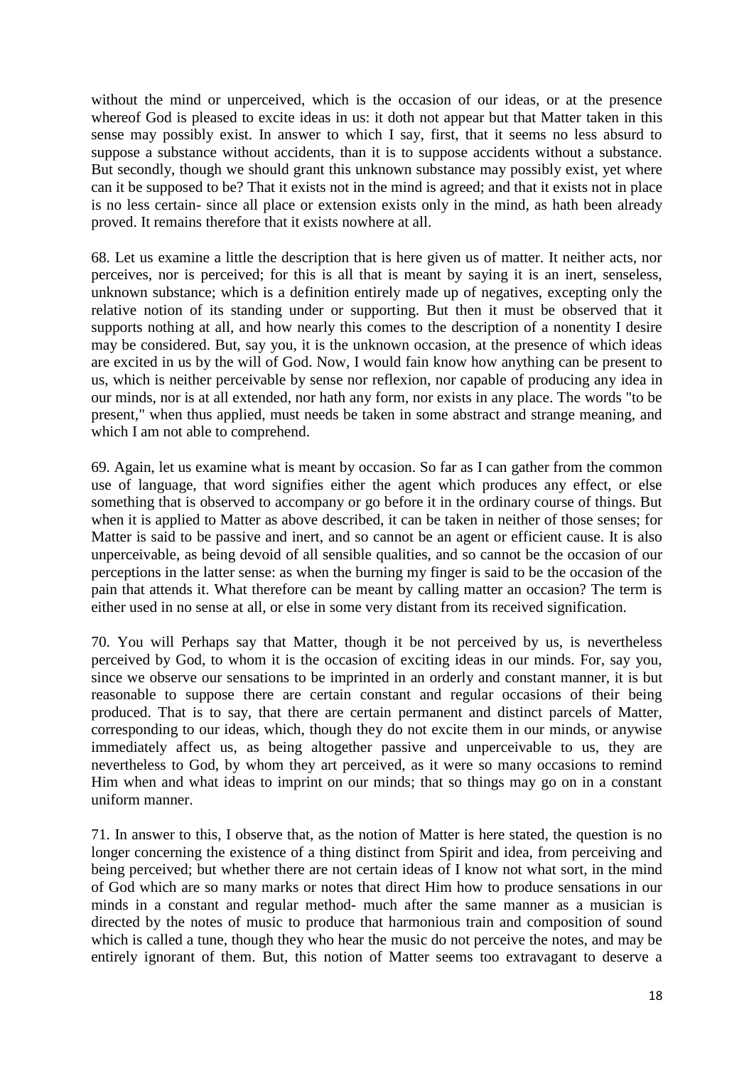without the mind or unperceived, which is the occasion of our ideas, or at the presence whereof God is pleased to excite ideas in us: it doth not appear but that Matter taken in this sense may possibly exist. In answer to which I say, first, that it seems no less absurd to suppose a substance without accidents, than it is to suppose accidents without a substance. But secondly, though we should grant this unknown substance may possibly exist, yet where can it be supposed to be? That it exists not in the mind is agreed; and that it exists not in place is no less certain- since all place or extension exists only in the mind, as hath been already proved. It remains therefore that it exists nowhere at all.

68. Let us examine a little the description that is here given us of matter. It neither acts, nor perceives, nor is perceived; for this is all that is meant by saying it is an inert, senseless, unknown substance; which is a definition entirely made up of negatives, excepting only the relative notion of its standing under or supporting. But then it must be observed that it supports nothing at all, and how nearly this comes to the description of a nonentity I desire may be considered. But, say you, it is the unknown occasion, at the presence of which ideas are excited in us by the will of God. Now, I would fain know how anything can be present to us, which is neither perceivable by sense nor reflexion, nor capable of producing any idea in our minds, nor is at all extended, nor hath any form, nor exists in any place. The words "to be present," when thus applied, must needs be taken in some abstract and strange meaning, and which I am not able to comprehend.

69. Again, let us examine what is meant by occasion. So far as I can gather from the common use of language, that word signifies either the agent which produces any effect, or else something that is observed to accompany or go before it in the ordinary course of things. But when it is applied to Matter as above described, it can be taken in neither of those senses; for Matter is said to be passive and inert, and so cannot be an agent or efficient cause. It is also unperceivable, as being devoid of all sensible qualities, and so cannot be the occasion of our perceptions in the latter sense: as when the burning my finger is said to be the occasion of the pain that attends it. What therefore can be meant by calling matter an occasion? The term is either used in no sense at all, or else in some very distant from its received signification.

70. You will Perhaps say that Matter, though it be not perceived by us, is nevertheless perceived by God, to whom it is the occasion of exciting ideas in our minds. For, say you, since we observe our sensations to be imprinted in an orderly and constant manner, it is but reasonable to suppose there are certain constant and regular occasions of their being produced. That is to say, that there are certain permanent and distinct parcels of Matter, corresponding to our ideas, which, though they do not excite them in our minds, or anywise immediately affect us, as being altogether passive and unperceivable to us, they are nevertheless to God, by whom they art perceived, as it were so many occasions to remind Him when and what ideas to imprint on our minds; that so things may go on in a constant uniform manner.

71. In answer to this, I observe that, as the notion of Matter is here stated, the question is no longer concerning the existence of a thing distinct from Spirit and idea, from perceiving and being perceived; but whether there are not certain ideas of I know not what sort, in the mind of God which are so many marks or notes that direct Him how to produce sensations in our minds in a constant and regular method- much after the same manner as a musician is directed by the notes of music to produce that harmonious train and composition of sound which is called a tune, though they who hear the music do not perceive the notes, and may be entirely ignorant of them. But, this notion of Matter seems too extravagant to deserve a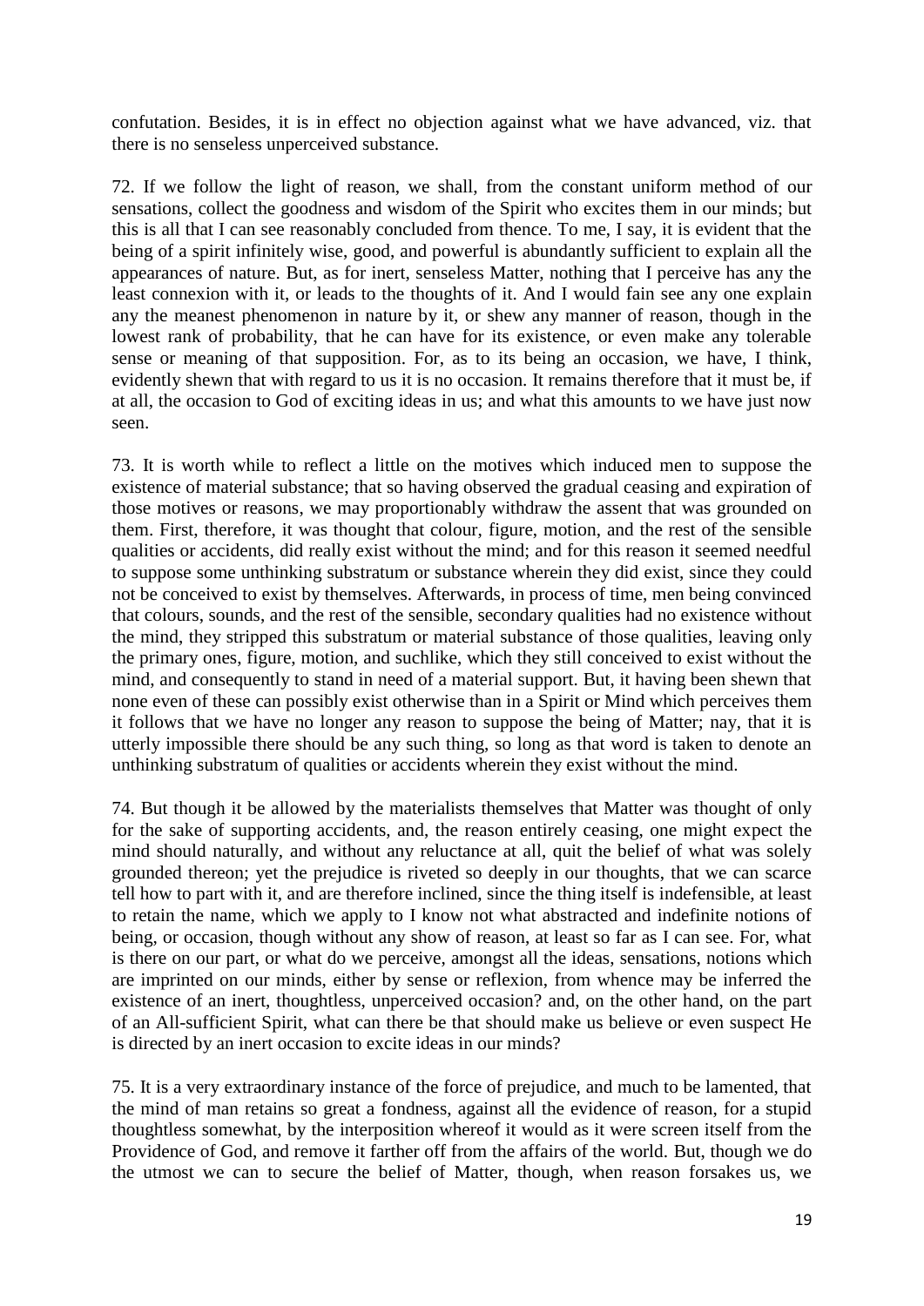confutation. Besides, it is in effect no objection against what we have advanced, viz. that there is no senseless unperceived substance.

72. If we follow the light of reason, we shall, from the constant uniform method of our sensations, collect the goodness and wisdom of the Spirit who excites them in our minds; but this is all that I can see reasonably concluded from thence. To me, I say, it is evident that the being of a spirit infinitely wise, good, and powerful is abundantly sufficient to explain all the appearances of nature. But, as for inert, senseless Matter, nothing that I perceive has any the least connexion with it, or leads to the thoughts of it. And I would fain see any one explain any the meanest phenomenon in nature by it, or shew any manner of reason, though in the lowest rank of probability, that he can have for its existence, or even make any tolerable sense or meaning of that supposition. For, as to its being an occasion, we have, I think, evidently shewn that with regard to us it is no occasion. It remains therefore that it must be, if at all, the occasion to God of exciting ideas in us; and what this amounts to we have just now seen.

73. It is worth while to reflect a little on the motives which induced men to suppose the existence of material substance; that so having observed the gradual ceasing and expiration of those motives or reasons, we may proportionably withdraw the assent that was grounded on them. First, therefore, it was thought that colour, figure, motion, and the rest of the sensible qualities or accidents, did really exist without the mind; and for this reason it seemed needful to suppose some unthinking substratum or substance wherein they did exist, since they could not be conceived to exist by themselves. Afterwards, in process of time, men being convinced that colours, sounds, and the rest of the sensible, secondary qualities had no existence without the mind, they stripped this substratum or material substance of those qualities, leaving only the primary ones, figure, motion, and suchlike, which they still conceived to exist without the mind, and consequently to stand in need of a material support. But, it having been shewn that none even of these can possibly exist otherwise than in a Spirit or Mind which perceives them it follows that we have no longer any reason to suppose the being of Matter; nay, that it is utterly impossible there should be any such thing, so long as that word is taken to denote an unthinking substratum of qualities or accidents wherein they exist without the mind.

74. But though it be allowed by the materialists themselves that Matter was thought of only for the sake of supporting accidents, and, the reason entirely ceasing, one might expect the mind should naturally, and without any reluctance at all, quit the belief of what was solely grounded thereon; yet the prejudice is riveted so deeply in our thoughts, that we can scarce tell how to part with it, and are therefore inclined, since the thing itself is indefensible, at least to retain the name, which we apply to I know not what abstracted and indefinite notions of being, or occasion, though without any show of reason, at least so far as I can see. For, what is there on our part, or what do we perceive, amongst all the ideas, sensations, notions which are imprinted on our minds, either by sense or reflexion, from whence may be inferred the existence of an inert, thoughtless, unperceived occasion? and, on the other hand, on the part of an All-sufficient Spirit, what can there be that should make us believe or even suspect He is directed by an inert occasion to excite ideas in our minds?

75. It is a very extraordinary instance of the force of prejudice, and much to be lamented, that the mind of man retains so great a fondness, against all the evidence of reason, for a stupid thoughtless somewhat, by the interposition whereof it would as it were screen itself from the Providence of God, and remove it farther off from the affairs of the world. But, though we do the utmost we can to secure the belief of Matter, though, when reason forsakes us, we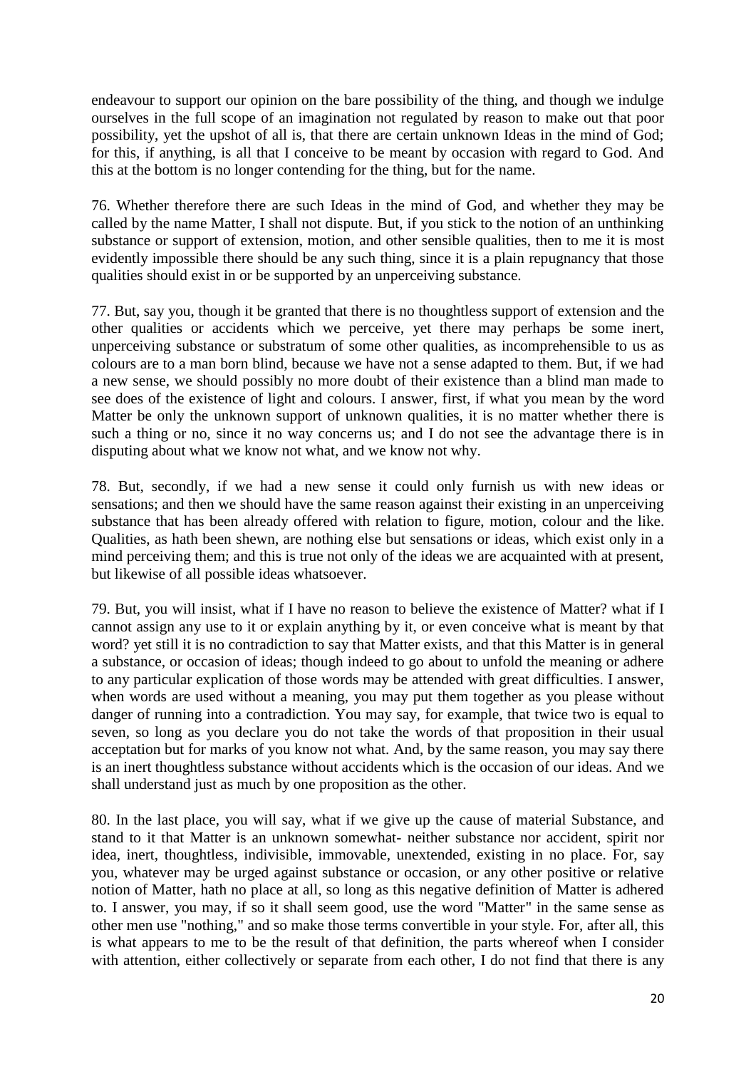endeavour to support our opinion on the bare possibility of the thing, and though we indulge ourselves in the full scope of an imagination not regulated by reason to make out that poor possibility, yet the upshot of all is, that there are certain unknown Ideas in the mind of God; for this, if anything, is all that I conceive to be meant by occasion with regard to God. And this at the bottom is no longer contending for the thing, but for the name.

76. Whether therefore there are such Ideas in the mind of God, and whether they may be called by the name Matter, I shall not dispute. But, if you stick to the notion of an unthinking substance or support of extension, motion, and other sensible qualities, then to me it is most evidently impossible there should be any such thing, since it is a plain repugnancy that those qualities should exist in or be supported by an unperceiving substance.

77. But, say you, though it be granted that there is no thoughtless support of extension and the other qualities or accidents which we perceive, yet there may perhaps be some inert, unperceiving substance or substratum of some other qualities, as incomprehensible to us as colours are to a man born blind, because we have not a sense adapted to them. But, if we had a new sense, we should possibly no more doubt of their existence than a blind man made to see does of the existence of light and colours. I answer, first, if what you mean by the word Matter be only the unknown support of unknown qualities, it is no matter whether there is such a thing or no, since it no way concerns us; and I do not see the advantage there is in disputing about what we know not what, and we know not why.

78. But, secondly, if we had a new sense it could only furnish us with new ideas or sensations; and then we should have the same reason against their existing in an unperceiving substance that has been already offered with relation to figure, motion, colour and the like. Qualities, as hath been shewn, are nothing else but sensations or ideas, which exist only in a mind perceiving them; and this is true not only of the ideas we are acquainted with at present, but likewise of all possible ideas whatsoever.

79. But, you will insist, what if I have no reason to believe the existence of Matter? what if I cannot assign any use to it or explain anything by it, or even conceive what is meant by that word? yet still it is no contradiction to say that Matter exists, and that this Matter is in general a substance, or occasion of ideas; though indeed to go about to unfold the meaning or adhere to any particular explication of those words may be attended with great difficulties. I answer, when words are used without a meaning, you may put them together as you please without danger of running into a contradiction. You may say, for example, that twice two is equal to seven, so long as you declare you do not take the words of that proposition in their usual acceptation but for marks of you know not what. And, by the same reason, you may say there is an inert thoughtless substance without accidents which is the occasion of our ideas. And we shall understand just as much by one proposition as the other.

80. In the last place, you will say, what if we give up the cause of material Substance, and stand to it that Matter is an unknown somewhat- neither substance nor accident, spirit nor idea, inert, thoughtless, indivisible, immovable, unextended, existing in no place. For, say you, whatever may be urged against substance or occasion, or any other positive or relative notion of Matter, hath no place at all, so long as this negative definition of Matter is adhered to. I answer, you may, if so it shall seem good, use the word "Matter" in the same sense as other men use "nothing," and so make those terms convertible in your style. For, after all, this is what appears to me to be the result of that definition, the parts whereof when I consider with attention, either collectively or separate from each other, I do not find that there is any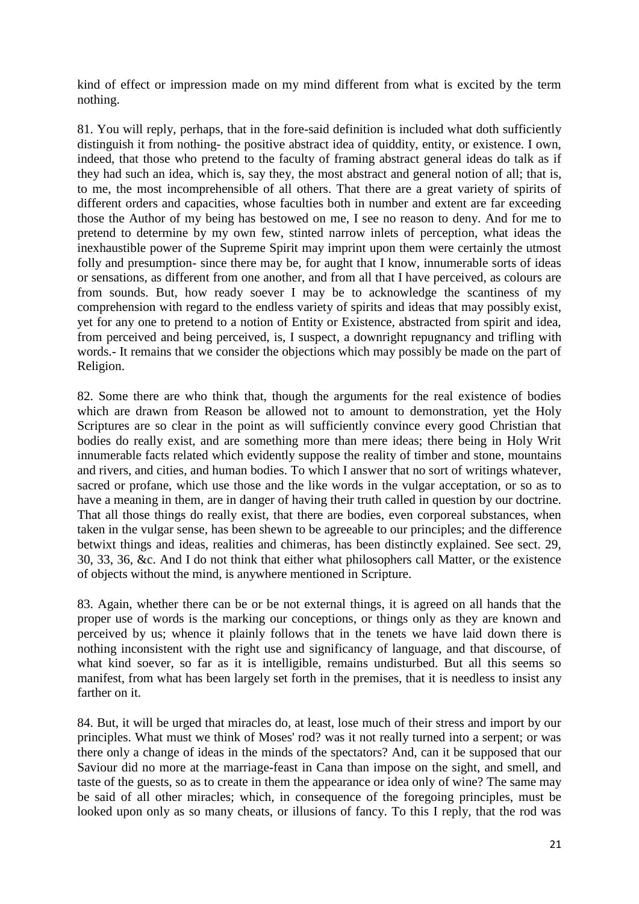kind of effect or impression made on my mind different from what is excited by the term nothing.

81. You will reply, perhaps, that in the fore-said definition is included what doth sufficiently distinguish it from nothing- the positive abstract idea of quiddity, entity, or existence. I own, indeed, that those who pretend to the faculty of framing abstract general ideas do talk as if they had such an idea, which is, say they, the most abstract and general notion of all; that is, to me, the most incomprehensible of all others. That there are a great variety of spirits of different orders and capacities, whose faculties both in number and extent are far exceeding those the Author of my being has bestowed on me, I see no reason to deny. And for me to pretend to determine by my own few, stinted narrow inlets of perception, what ideas the inexhaustible power of the Supreme Spirit may imprint upon them were certainly the utmost folly and presumption- since there may be, for aught that I know, innumerable sorts of ideas or sensations, as different from one another, and from all that I have perceived, as colours are from sounds. But, how ready soever I may be to acknowledge the scantiness of my comprehension with regard to the endless variety of spirits and ideas that may possibly exist, yet for any one to pretend to a notion of Entity or Existence, abstracted from spirit and idea, from perceived and being perceived, is, I suspect, a downright repugnancy and trifling with words.- It remains that we consider the objections which may possibly be made on the part of Religion.

82. Some there are who think that, though the arguments for the real existence of bodies which are drawn from Reason be allowed not to amount to demonstration, yet the Holy Scriptures are so clear in the point as will sufficiently convince every good Christian that bodies do really exist, and are something more than mere ideas; there being in Holy Writ innumerable facts related which evidently suppose the reality of timber and stone, mountains and rivers, and cities, and human bodies. To which I answer that no sort of writings whatever, sacred or profane, which use those and the like words in the vulgar acceptation, or so as to have a meaning in them, are in danger of having their truth called in question by our doctrine. That all those things do really exist, that there are bodies, even corporeal substances, when taken in the vulgar sense, has been shewn to be agreeable to our principles; and the difference betwixt things and ideas, realities and chimeras, has been distinctly explained. See sect. 29, 30, 33, 36, &c. And I do not think that either what philosophers call Matter, or the existence of objects without the mind, is anywhere mentioned in Scripture.

83. Again, whether there can be or be not external things, it is agreed on all hands that the proper use of words is the marking our conceptions, or things only as they are known and perceived by us; whence it plainly follows that in the tenets we have laid down there is nothing inconsistent with the right use and significancy of language, and that discourse, of what kind soever, so far as it is intelligible, remains undisturbed. But all this seems so manifest, from what has been largely set forth in the premises, that it is needless to insist any farther on it.

84. But, it will be urged that miracles do, at least, lose much of their stress and import by our principles. What must we think of Moses' rod? was it not really turned into a serpent; or was there only a change of ideas in the minds of the spectators? And, can it be supposed that our Saviour did no more at the marriage-feast in Cana than impose on the sight, and smell, and taste of the guests, so as to create in them the appearance or idea only of wine? The same may be said of all other miracles; which, in consequence of the foregoing principles, must be looked upon only as so many cheats, or illusions of fancy. To this I reply, that the rod was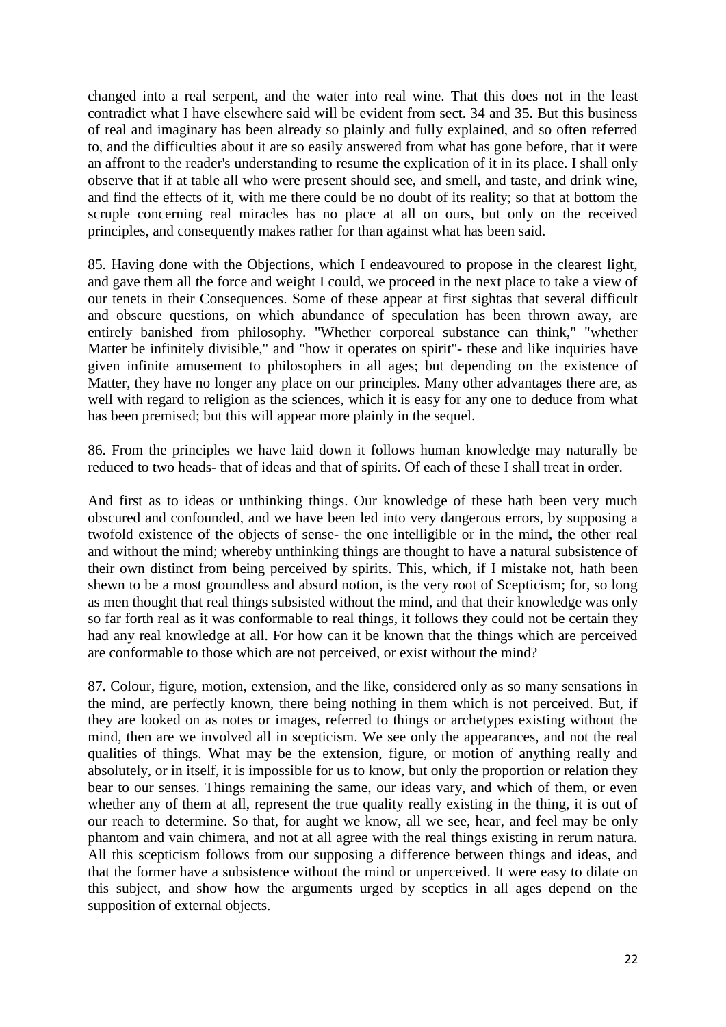changed into a real serpent, and the water into real wine. That this does not in the least contradict what I have elsewhere said will be evident from sect. 34 and 35. But this business of real and imaginary has been already so plainly and fully explained, and so often referred to, and the difficulties about it are so easily answered from what has gone before, that it were an affront to the reader's understanding to resume the explication of it in its place. I shall only observe that if at table all who were present should see, and smell, and taste, and drink wine, and find the effects of it, with me there could be no doubt of its reality; so that at bottom the scruple concerning real miracles has no place at all on ours, but only on the received principles, and consequently makes rather for than against what has been said.

85. Having done with the Objections, which I endeavoured to propose in the clearest light, and gave them all the force and weight I could, we proceed in the next place to take a view of our tenets in their Consequences. Some of these appear at first sightas that several difficult and obscure questions, on which abundance of speculation has been thrown away, are entirely banished from philosophy. "Whether corporeal substance can think," "whether Matter be infinitely divisible," and "how it operates on spirit"- these and like inquiries have given infinite amusement to philosophers in all ages; but depending on the existence of Matter, they have no longer any place on our principles. Many other advantages there are, as well with regard to religion as the sciences, which it is easy for any one to deduce from what has been premised; but this will appear more plainly in the sequel.

86. From the principles we have laid down it follows human knowledge may naturally be reduced to two heads- that of ideas and that of spirits. Of each of these I shall treat in order.

And first as to ideas or unthinking things. Our knowledge of these hath been very much obscured and confounded, and we have been led into very dangerous errors, by supposing a twofold existence of the objects of sense- the one intelligible or in the mind, the other real and without the mind; whereby unthinking things are thought to have a natural subsistence of their own distinct from being perceived by spirits. This, which, if I mistake not, hath been shewn to be a most groundless and absurd notion, is the very root of Scepticism; for, so long as men thought that real things subsisted without the mind, and that their knowledge was only so far forth real as it was conformable to real things, it follows they could not be certain they had any real knowledge at all. For how can it be known that the things which are perceived are conformable to those which are not perceived, or exist without the mind?

87. Colour, figure, motion, extension, and the like, considered only as so many sensations in the mind, are perfectly known, there being nothing in them which is not perceived. But, if they are looked on as notes or images, referred to things or archetypes existing without the mind, then are we involved all in scepticism. We see only the appearances, and not the real qualities of things. What may be the extension, figure, or motion of anything really and absolutely, or in itself, it is impossible for us to know, but only the proportion or relation they bear to our senses. Things remaining the same, our ideas vary, and which of them, or even whether any of them at all, represent the true quality really existing in the thing, it is out of our reach to determine. So that, for aught we know, all we see, hear, and feel may be only phantom and vain chimera, and not at all agree with the real things existing in rerum natura. All this scepticism follows from our supposing a difference between things and ideas, and that the former have a subsistence without the mind or unperceived. It were easy to dilate on this subject, and show how the arguments urged by sceptics in all ages depend on the supposition of external objects.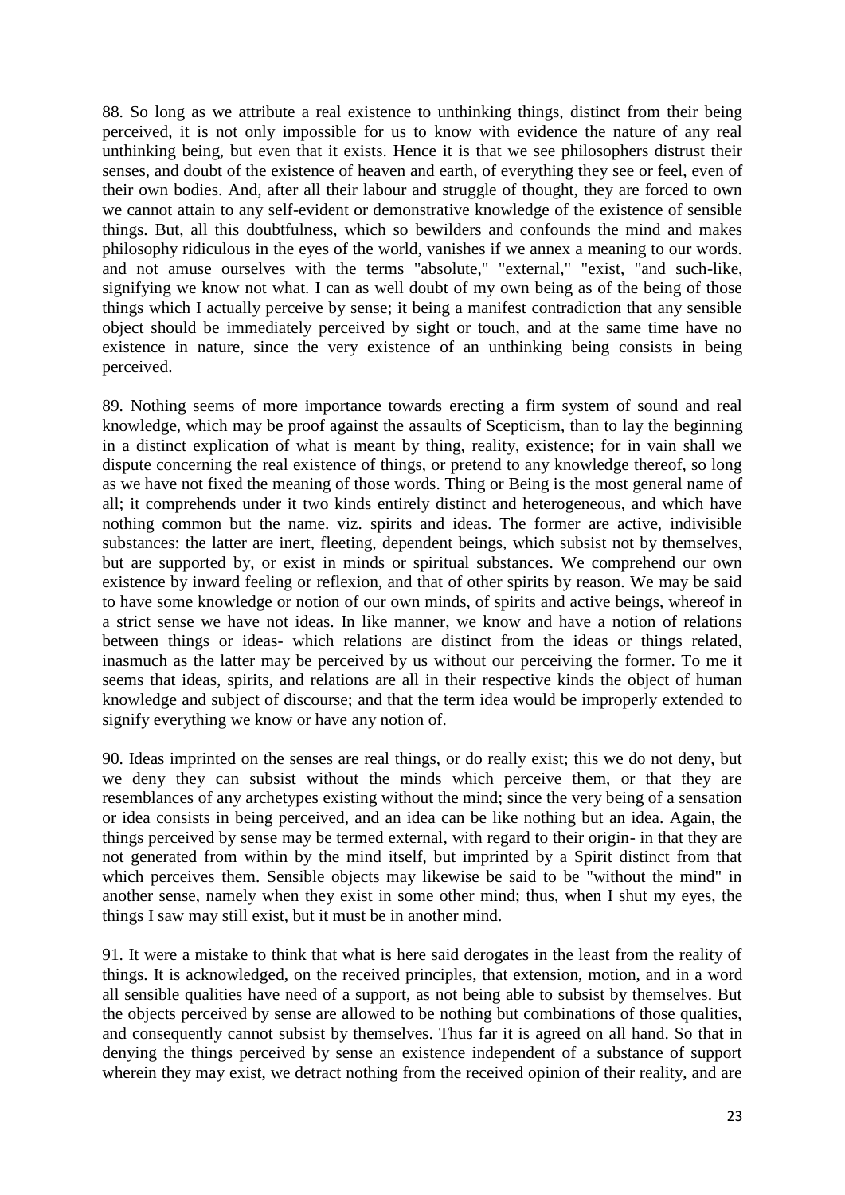88. So long as we attribute a real existence to unthinking things, distinct from their being perceived, it is not only impossible for us to know with evidence the nature of any real unthinking being, but even that it exists. Hence it is that we see philosophers distrust their senses, and doubt of the existence of heaven and earth, of everything they see or feel, even of their own bodies. And, after all their labour and struggle of thought, they are forced to own we cannot attain to any self-evident or demonstrative knowledge of the existence of sensible things. But, all this doubtfulness, which so bewilders and confounds the mind and makes philosophy ridiculous in the eyes of the world, vanishes if we annex a meaning to our words. and not amuse ourselves with the terms "absolute," "external," "exist, "and such-like, signifying we know not what. I can as well doubt of my own being as of the being of those things which I actually perceive by sense; it being a manifest contradiction that any sensible object should be immediately perceived by sight or touch, and at the same time have no existence in nature, since the very existence of an unthinking being consists in being perceived.

89. Nothing seems of more importance towards erecting a firm system of sound and real knowledge, which may be proof against the assaults of Scepticism, than to lay the beginning in a distinct explication of what is meant by thing, reality, existence; for in vain shall we dispute concerning the real existence of things, or pretend to any knowledge thereof, so long as we have not fixed the meaning of those words. Thing or Being is the most general name of all; it comprehends under it two kinds entirely distinct and heterogeneous, and which have nothing common but the name. viz. spirits and ideas. The former are active, indivisible substances: the latter are inert, fleeting, dependent beings, which subsist not by themselves, but are supported by, or exist in minds or spiritual substances. We comprehend our own existence by inward feeling or reflexion, and that of other spirits by reason. We may be said to have some knowledge or notion of our own minds, of spirits and active beings, whereof in a strict sense we have not ideas. In like manner, we know and have a notion of relations between things or ideas- which relations are distinct from the ideas or things related, inasmuch as the latter may be perceived by us without our perceiving the former. To me it seems that ideas, spirits, and relations are all in their respective kinds the object of human knowledge and subject of discourse; and that the term idea would be improperly extended to signify everything we know or have any notion of.

90. Ideas imprinted on the senses are real things, or do really exist; this we do not deny, but we deny they can subsist without the minds which perceive them, or that they are resemblances of any archetypes existing without the mind; since the very being of a sensation or idea consists in being perceived, and an idea can be like nothing but an idea. Again, the things perceived by sense may be termed external, with regard to their origin- in that they are not generated from within by the mind itself, but imprinted by a Spirit distinct from that which perceives them. Sensible objects may likewise be said to be "without the mind" in another sense, namely when they exist in some other mind; thus, when I shut my eyes, the things I saw may still exist, but it must be in another mind.

91. It were a mistake to think that what is here said derogates in the least from the reality of things. It is acknowledged, on the received principles, that extension, motion, and in a word all sensible qualities have need of a support, as not being able to subsist by themselves. But the objects perceived by sense are allowed to be nothing but combinations of those qualities, and consequently cannot subsist by themselves. Thus far it is agreed on all hand. So that in denying the things perceived by sense an existence independent of a substance of support wherein they may exist, we detract nothing from the received opinion of their reality, and are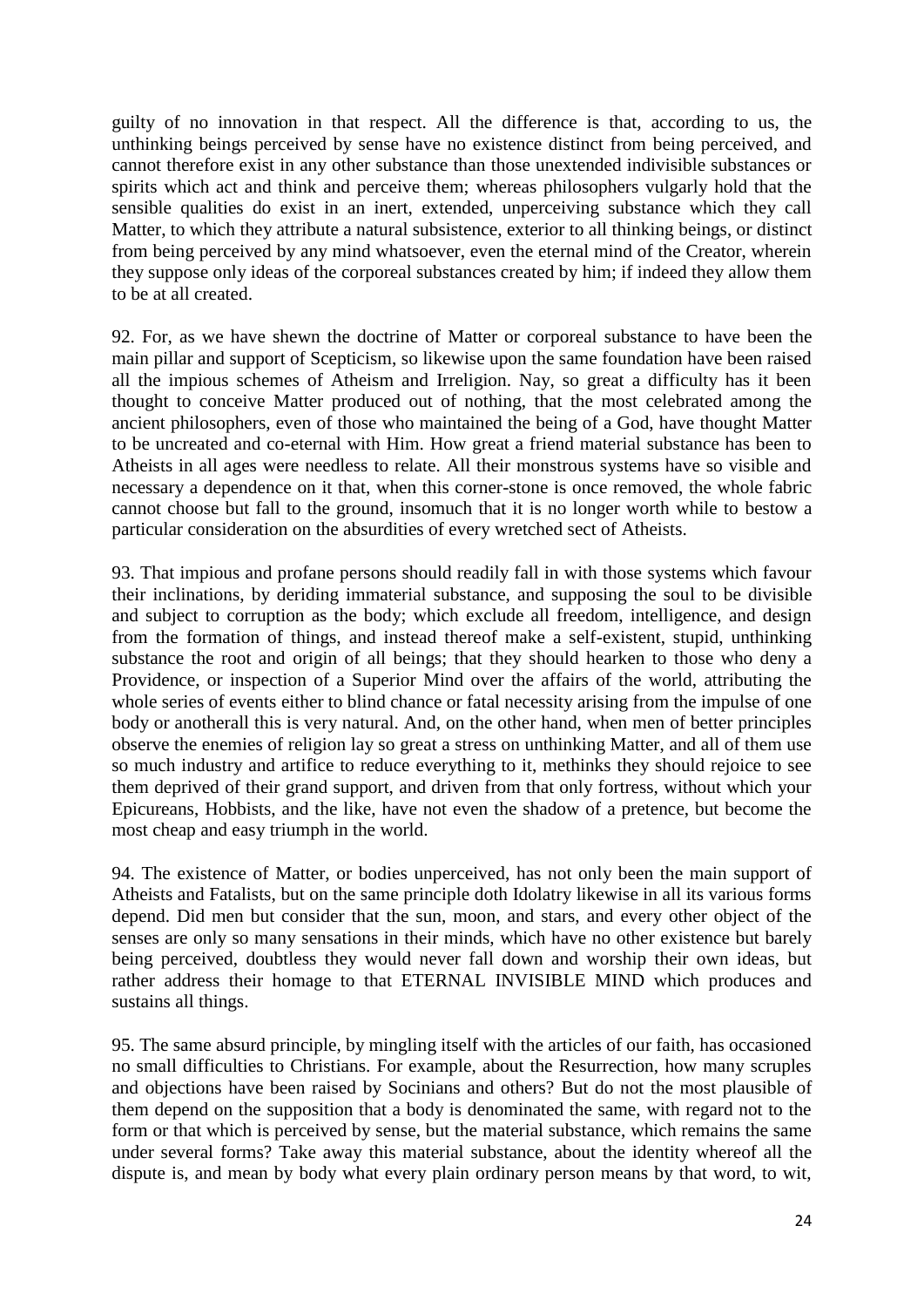guilty of no innovation in that respect. All the difference is that, according to us, the unthinking beings perceived by sense have no existence distinct from being perceived, and cannot therefore exist in any other substance than those unextended indivisible substances or spirits which act and think and perceive them; whereas philosophers vulgarly hold that the sensible qualities do exist in an inert, extended, unperceiving substance which they call Matter, to which they attribute a natural subsistence, exterior to all thinking beings, or distinct from being perceived by any mind whatsoever, even the eternal mind of the Creator, wherein they suppose only ideas of the corporeal substances created by him; if indeed they allow them to be at all created.

92. For, as we have shewn the doctrine of Matter or corporeal substance to have been the main pillar and support of Scepticism, so likewise upon the same foundation have been raised all the impious schemes of Atheism and Irreligion. Nay, so great a difficulty has it been thought to conceive Matter produced out of nothing, that the most celebrated among the ancient philosophers, even of those who maintained the being of a God, have thought Matter to be uncreated and co-eternal with Him. How great a friend material substance has been to Atheists in all ages were needless to relate. All their monstrous systems have so visible and necessary a dependence on it that, when this corner-stone is once removed, the whole fabric cannot choose but fall to the ground, insomuch that it is no longer worth while to bestow a particular consideration on the absurdities of every wretched sect of Atheists.

93. That impious and profane persons should readily fall in with those systems which favour their inclinations, by deriding immaterial substance, and supposing the soul to be divisible and subject to corruption as the body; which exclude all freedom, intelligence, and design from the formation of things, and instead thereof make a self-existent, stupid, unthinking substance the root and origin of all beings; that they should hearken to those who deny a Providence, or inspection of a Superior Mind over the affairs of the world, attributing the whole series of events either to blind chance or fatal necessity arising from the impulse of one body or anotherall this is very natural. And, on the other hand, when men of better principles observe the enemies of religion lay so great a stress on unthinking Matter, and all of them use so much industry and artifice to reduce everything to it, methinks they should rejoice to see them deprived of their grand support, and driven from that only fortress, without which your Epicureans, Hobbists, and the like, have not even the shadow of a pretence, but become the most cheap and easy triumph in the world.

94. The existence of Matter, or bodies unperceived, has not only been the main support of Atheists and Fatalists, but on the same principle doth Idolatry likewise in all its various forms depend. Did men but consider that the sun, moon, and stars, and every other object of the senses are only so many sensations in their minds, which have no other existence but barely being perceived, doubtless they would never fall down and worship their own ideas, but rather address their homage to that ETERNAL INVISIBLE MIND which produces and sustains all things.

95. The same absurd principle, by mingling itself with the articles of our faith, has occasioned no small difficulties to Christians. For example, about the Resurrection, how many scruples and objections have been raised by Socinians and others? But do not the most plausible of them depend on the supposition that a body is denominated the same, with regard not to the form or that which is perceived by sense, but the material substance, which remains the same under several forms? Take away this material substance, about the identity whereof all the dispute is, and mean by body what every plain ordinary person means by that word, to wit,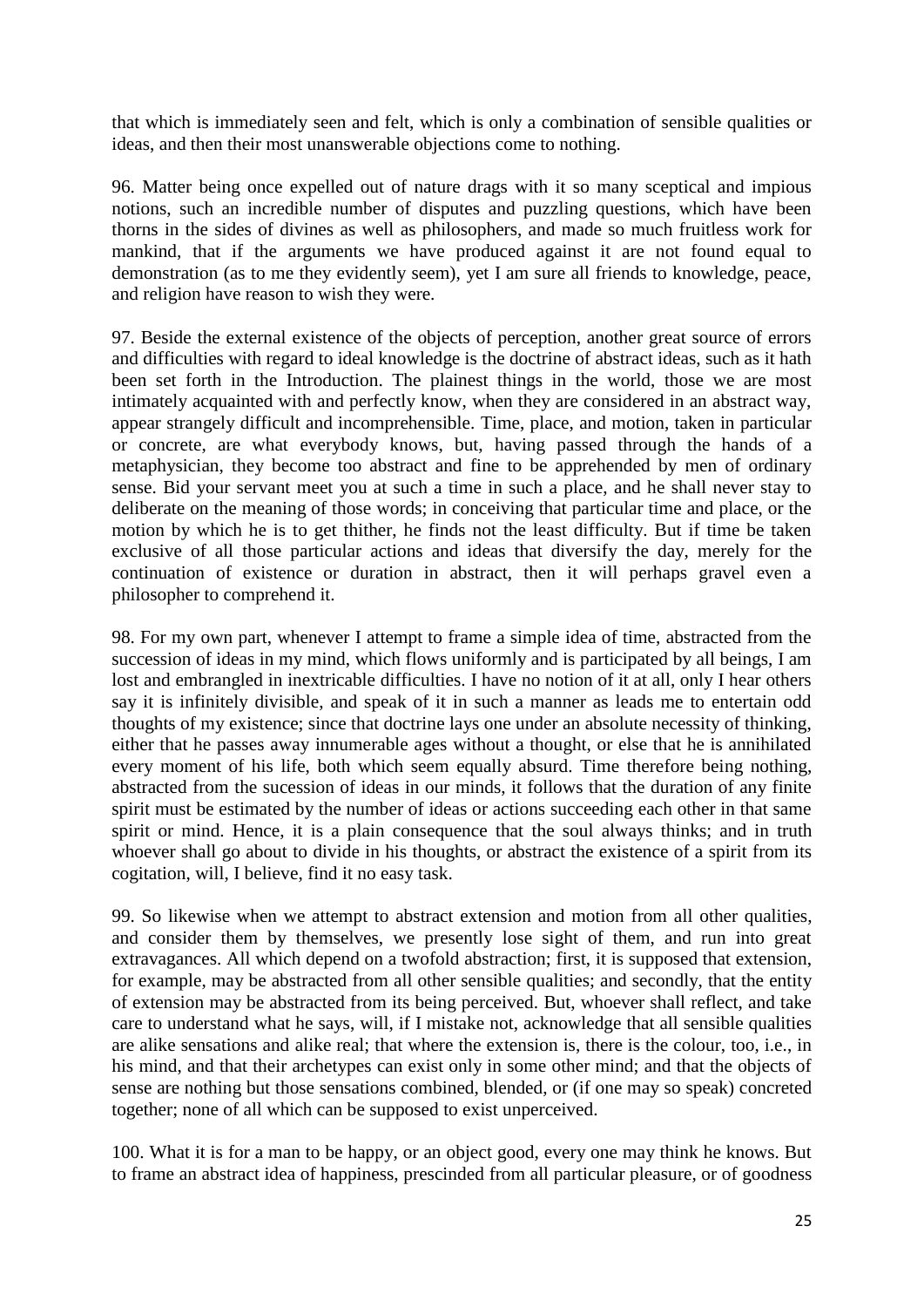that which is immediately seen and felt, which is only a combination of sensible qualities or ideas, and then their most unanswerable objections come to nothing.

96. Matter being once expelled out of nature drags with it so many sceptical and impious notions, such an incredible number of disputes and puzzling questions, which have been thorns in the sides of divines as well as philosophers, and made so much fruitless work for mankind, that if the arguments we have produced against it are not found equal to demonstration (as to me they evidently seem), yet I am sure all friends to knowledge, peace, and religion have reason to wish they were.

97. Beside the external existence of the objects of perception, another great source of errors and difficulties with regard to ideal knowledge is the doctrine of abstract ideas, such as it hath been set forth in the Introduction. The plainest things in the world, those we are most intimately acquainted with and perfectly know, when they are considered in an abstract way, appear strangely difficult and incomprehensible. Time, place, and motion, taken in particular or concrete, are what everybody knows, but, having passed through the hands of a metaphysician, they become too abstract and fine to be apprehended by men of ordinary sense. Bid your servant meet you at such a time in such a place, and he shall never stay to deliberate on the meaning of those words; in conceiving that particular time and place, or the motion by which he is to get thither, he finds not the least difficulty. But if time be taken exclusive of all those particular actions and ideas that diversify the day, merely for the continuation of existence or duration in abstract, then it will perhaps gravel even a philosopher to comprehend it.

98. For my own part, whenever I attempt to frame a simple idea of time, abstracted from the succession of ideas in my mind, which flows uniformly and is participated by all beings, I am lost and embrangled in inextricable difficulties. I have no notion of it at all, only I hear others say it is infinitely divisible, and speak of it in such a manner as leads me to entertain odd thoughts of my existence; since that doctrine lays one under an absolute necessity of thinking, either that he passes away innumerable ages without a thought, or else that he is annihilated every moment of his life, both which seem equally absurd. Time therefore being nothing, abstracted from the sucession of ideas in our minds, it follows that the duration of any finite spirit must be estimated by the number of ideas or actions succeeding each other in that same spirit or mind. Hence, it is a plain consequence that the soul always thinks; and in truth whoever shall go about to divide in his thoughts, or abstract the existence of a spirit from its cogitation, will, I believe, find it no easy task.

99. So likewise when we attempt to abstract extension and motion from all other qualities, and consider them by themselves, we presently lose sight of them, and run into great extravagances. All which depend on a twofold abstraction; first, it is supposed that extension, for example, may be abstracted from all other sensible qualities; and secondly, that the entity of extension may be abstracted from its being perceived. But, whoever shall reflect, and take care to understand what he says, will, if I mistake not, acknowledge that all sensible qualities are alike sensations and alike real; that where the extension is, there is the colour, too, i.e., in his mind, and that their archetypes can exist only in some other mind; and that the objects of sense are nothing but those sensations combined, blended, or (if one may so speak) concreted together; none of all which can be supposed to exist unperceived.

100. What it is for a man to be happy, or an object good, every one may think he knows. But to frame an abstract idea of happiness, prescinded from all particular pleasure, or of goodness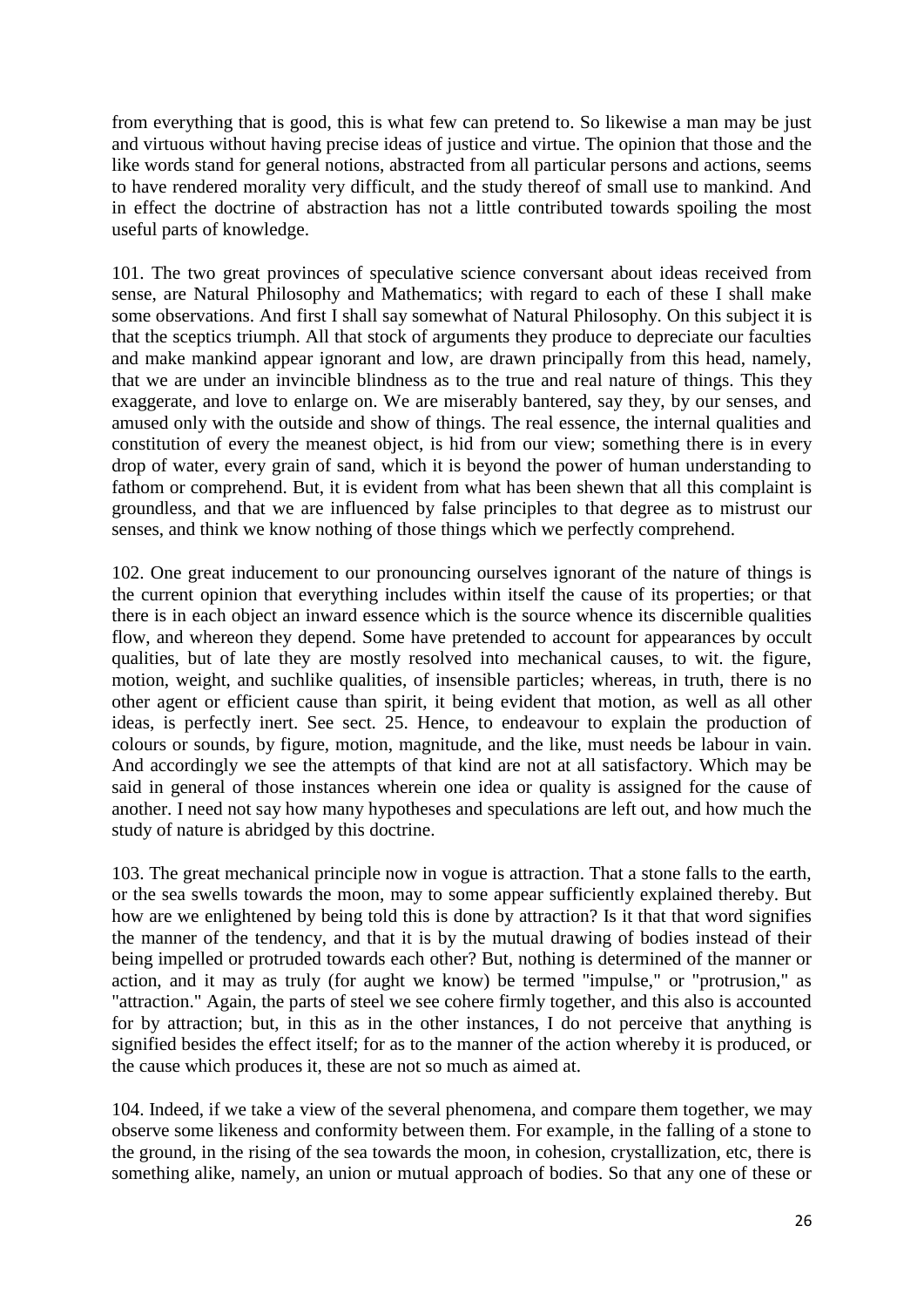from everything that is good, this is what few can pretend to. So likewise a man may be just and virtuous without having precise ideas of justice and virtue. The opinion that those and the like words stand for general notions, abstracted from all particular persons and actions, seems to have rendered morality very difficult, and the study thereof of small use to mankind. And in effect the doctrine of abstraction has not a little contributed towards spoiling the most useful parts of knowledge.

101. The two great provinces of speculative science conversant about ideas received from sense, are Natural Philosophy and Mathematics; with regard to each of these I shall make some observations. And first I shall say somewhat of Natural Philosophy. On this subject it is that the sceptics triumph. All that stock of arguments they produce to depreciate our faculties and make mankind appear ignorant and low, are drawn principally from this head, namely, that we are under an invincible blindness as to the true and real nature of things. This they exaggerate, and love to enlarge on. We are miserably bantered, say they, by our senses, and amused only with the outside and show of things. The real essence, the internal qualities and constitution of every the meanest object, is hid from our view; something there is in every drop of water, every grain of sand, which it is beyond the power of human understanding to fathom or comprehend. But, it is evident from what has been shewn that all this complaint is groundless, and that we are influenced by false principles to that degree as to mistrust our senses, and think we know nothing of those things which we perfectly comprehend.

102. One great inducement to our pronouncing ourselves ignorant of the nature of things is the current opinion that everything includes within itself the cause of its properties; or that there is in each object an inward essence which is the source whence its discernible qualities flow, and whereon they depend. Some have pretended to account for appearances by occult qualities, but of late they are mostly resolved into mechanical causes, to wit. the figure, motion, weight, and suchlike qualities, of insensible particles; whereas, in truth, there is no other agent or efficient cause than spirit, it being evident that motion, as well as all other ideas, is perfectly inert. See sect. 25. Hence, to endeavour to explain the production of colours or sounds, by figure, motion, magnitude, and the like, must needs be labour in vain. And accordingly we see the attempts of that kind are not at all satisfactory. Which may be said in general of those instances wherein one idea or quality is assigned for the cause of another. I need not say how many hypotheses and speculations are left out, and how much the study of nature is abridged by this doctrine.

103. The great mechanical principle now in vogue is attraction. That a stone falls to the earth, or the sea swells towards the moon, may to some appear sufficiently explained thereby. But how are we enlightened by being told this is done by attraction? Is it that that word signifies the manner of the tendency, and that it is by the mutual drawing of bodies instead of their being impelled or protruded towards each other? But, nothing is determined of the manner or action, and it may as truly (for aught we know) be termed "impulse," or "protrusion," as "attraction." Again, the parts of steel we see cohere firmly together, and this also is accounted for by attraction; but, in this as in the other instances, I do not perceive that anything is signified besides the effect itself; for as to the manner of the action whereby it is produced, or the cause which produces it, these are not so much as aimed at.

104. Indeed, if we take a view of the several phenomena, and compare them together, we may observe some likeness and conformity between them. For example, in the falling of a stone to the ground, in the rising of the sea towards the moon, in cohesion, crystallization, etc, there is something alike, namely, an union or mutual approach of bodies. So that any one of these or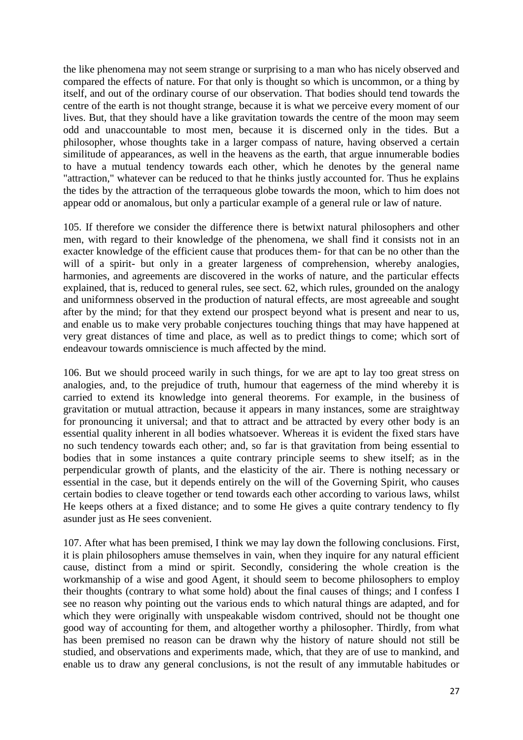the like phenomena may not seem strange or surprising to a man who has nicely observed and compared the effects of nature. For that only is thought so which is uncommon, or a thing by itself, and out of the ordinary course of our observation. That bodies should tend towards the centre of the earth is not thought strange, because it is what we perceive every moment of our lives. But, that they should have a like gravitation towards the centre of the moon may seem odd and unaccountable to most men, because it is discerned only in the tides. But a philosopher, whose thoughts take in a larger compass of nature, having observed a certain similitude of appearances, as well in the heavens as the earth, that argue innumerable bodies to have a mutual tendency towards each other, which he denotes by the general name "attraction," whatever can be reduced to that he thinks justly accounted for. Thus he explains the tides by the attraction of the terraqueous globe towards the moon, which to him does not appear odd or anomalous, but only a particular example of a general rule or law of nature.

105. If therefore we consider the difference there is betwixt natural philosophers and other men, with regard to their knowledge of the phenomena, we shall find it consists not in an exacter knowledge of the efficient cause that produces them- for that can be no other than the will of a spirit- but only in a greater largeness of comprehension, whereby analogies, harmonies, and agreements are discovered in the works of nature, and the particular effects explained, that is, reduced to general rules, see sect. 62, which rules, grounded on the analogy and uniformness observed in the production of natural effects, are most agreeable and sought after by the mind; for that they extend our prospect beyond what is present and near to us, and enable us to make very probable conjectures touching things that may have happened at very great distances of time and place, as well as to predict things to come; which sort of endeavour towards omniscience is much affected by the mind.

106. But we should proceed warily in such things, for we are apt to lay too great stress on analogies, and, to the prejudice of truth, humour that eagerness of the mind whereby it is carried to extend its knowledge into general theorems. For example, in the business of gravitation or mutual attraction, because it appears in many instances, some are straightway for pronouncing it universal; and that to attract and be attracted by every other body is an essential quality inherent in all bodies whatsoever. Whereas it is evident the fixed stars have no such tendency towards each other; and, so far is that gravitation from being essential to bodies that in some instances a quite contrary principle seems to shew itself; as in the perpendicular growth of plants, and the elasticity of the air. There is nothing necessary or essential in the case, but it depends entirely on the will of the Governing Spirit, who causes certain bodies to cleave together or tend towards each other according to various laws, whilst He keeps others at a fixed distance; and to some He gives a quite contrary tendency to fly asunder just as He sees convenient.

107. After what has been premised, I think we may lay down the following conclusions. First, it is plain philosophers amuse themselves in vain, when they inquire for any natural efficient cause, distinct from a mind or spirit. Secondly, considering the whole creation is the workmanship of a wise and good Agent, it should seem to become philosophers to employ their thoughts (contrary to what some hold) about the final causes of things; and I confess I see no reason why pointing out the various ends to which natural things are adapted, and for which they were originally with unspeakable wisdom contrived, should not be thought one good way of accounting for them, and altogether worthy a philosopher. Thirdly, from what has been premised no reason can be drawn why the history of nature should not still be studied, and observations and experiments made, which, that they are of use to mankind, and enable us to draw any general conclusions, is not the result of any immutable habitudes or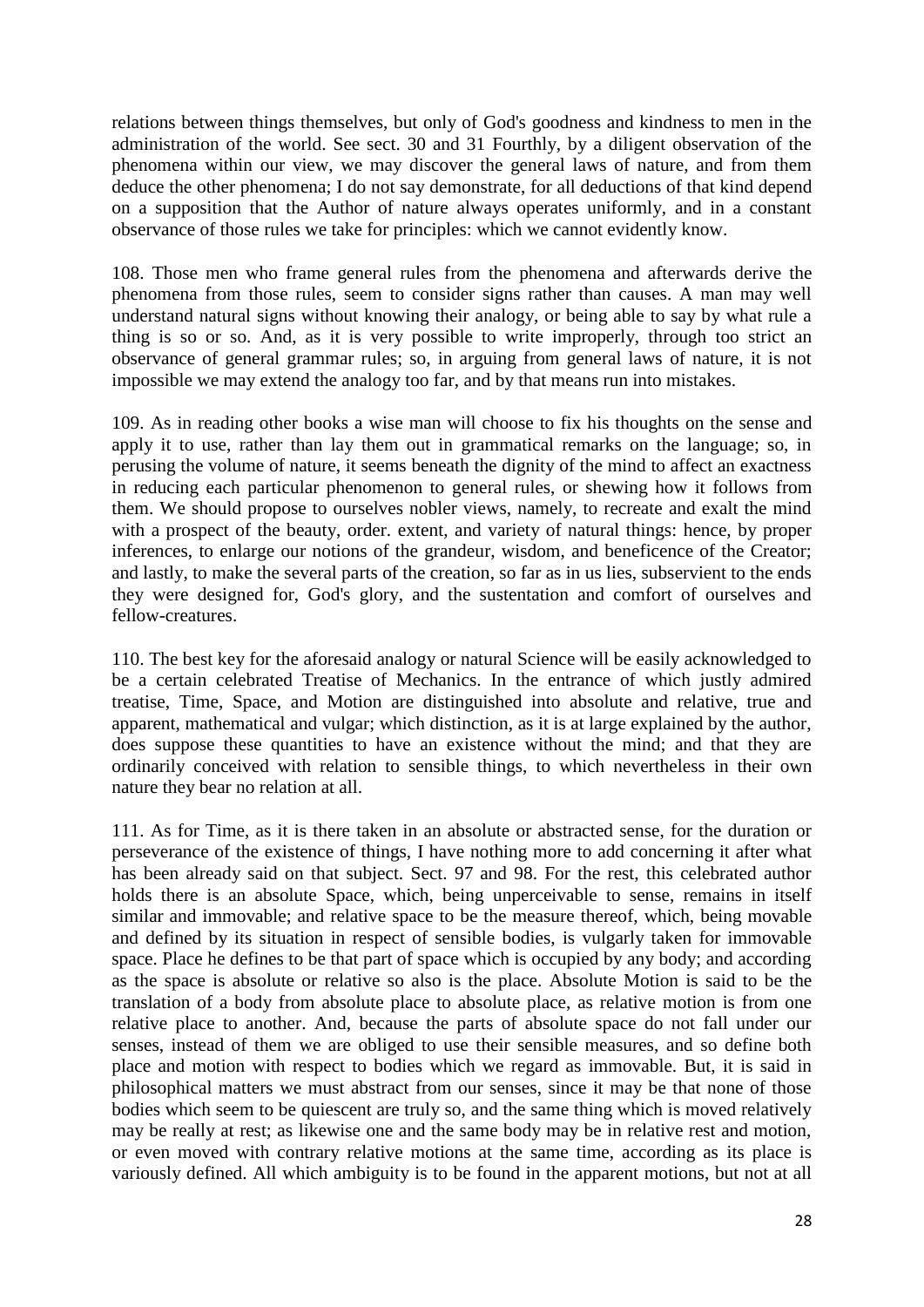relations between things themselves, but only of God's goodness and kindness to men in the administration of the world. See sect. 30 and 31 Fourthly, by a diligent observation of the phenomena within our view, we may discover the general laws of nature, and from them deduce the other phenomena; I do not say demonstrate, for all deductions of that kind depend on a supposition that the Author of nature always operates uniformly, and in a constant observance of those rules we take for principles: which we cannot evidently know.

108. Those men who frame general rules from the phenomena and afterwards derive the phenomena from those rules, seem to consider signs rather than causes. A man may well understand natural signs without knowing their analogy, or being able to say by what rule a thing is so or so. And, as it is very possible to write improperly, through too strict an observance of general grammar rules; so, in arguing from general laws of nature, it is not impossible we may extend the analogy too far, and by that means run into mistakes.

109. As in reading other books a wise man will choose to fix his thoughts on the sense and apply it to use, rather than lay them out in grammatical remarks on the language; so, in perusing the volume of nature, it seems beneath the dignity of the mind to affect an exactness in reducing each particular phenomenon to general rules, or shewing how it follows from them. We should propose to ourselves nobler views, namely, to recreate and exalt the mind with a prospect of the beauty, order. extent, and variety of natural things: hence, by proper inferences, to enlarge our notions of the grandeur, wisdom, and beneficence of the Creator; and lastly, to make the several parts of the creation, so far as in us lies, subservient to the ends they were designed for, God's glory, and the sustentation and comfort of ourselves and fellow-creatures.

110. The best key for the aforesaid analogy or natural Science will be easily acknowledged to be a certain celebrated Treatise of Mechanics. In the entrance of which justly admired treatise, Time, Space, and Motion are distinguished into absolute and relative, true and apparent, mathematical and vulgar; which distinction, as it is at large explained by the author, does suppose these quantities to have an existence without the mind; and that they are ordinarily conceived with relation to sensible things, to which nevertheless in their own nature they bear no relation at all.

111. As for Time, as it is there taken in an absolute or abstracted sense, for the duration or perseverance of the existence of things, I have nothing more to add concerning it after what has been already said on that subject. Sect. 97 and 98. For the rest, this celebrated author holds there is an absolute Space, which, being unperceivable to sense, remains in itself similar and immovable; and relative space to be the measure thereof, which, being movable and defined by its situation in respect of sensible bodies, is vulgarly taken for immovable space. Place he defines to be that part of space which is occupied by any body; and according as the space is absolute or relative so also is the place. Absolute Motion is said to be the translation of a body from absolute place to absolute place, as relative motion is from one relative place to another. And, because the parts of absolute space do not fall under our senses, instead of them we are obliged to use their sensible measures, and so define both place and motion with respect to bodies which we regard as immovable. But, it is said in philosophical matters we must abstract from our senses, since it may be that none of those bodies which seem to be quiescent are truly so, and the same thing which is moved relatively may be really at rest; as likewise one and the same body may be in relative rest and motion, or even moved with contrary relative motions at the same time, according as its place is variously defined. All which ambiguity is to be found in the apparent motions, but not at all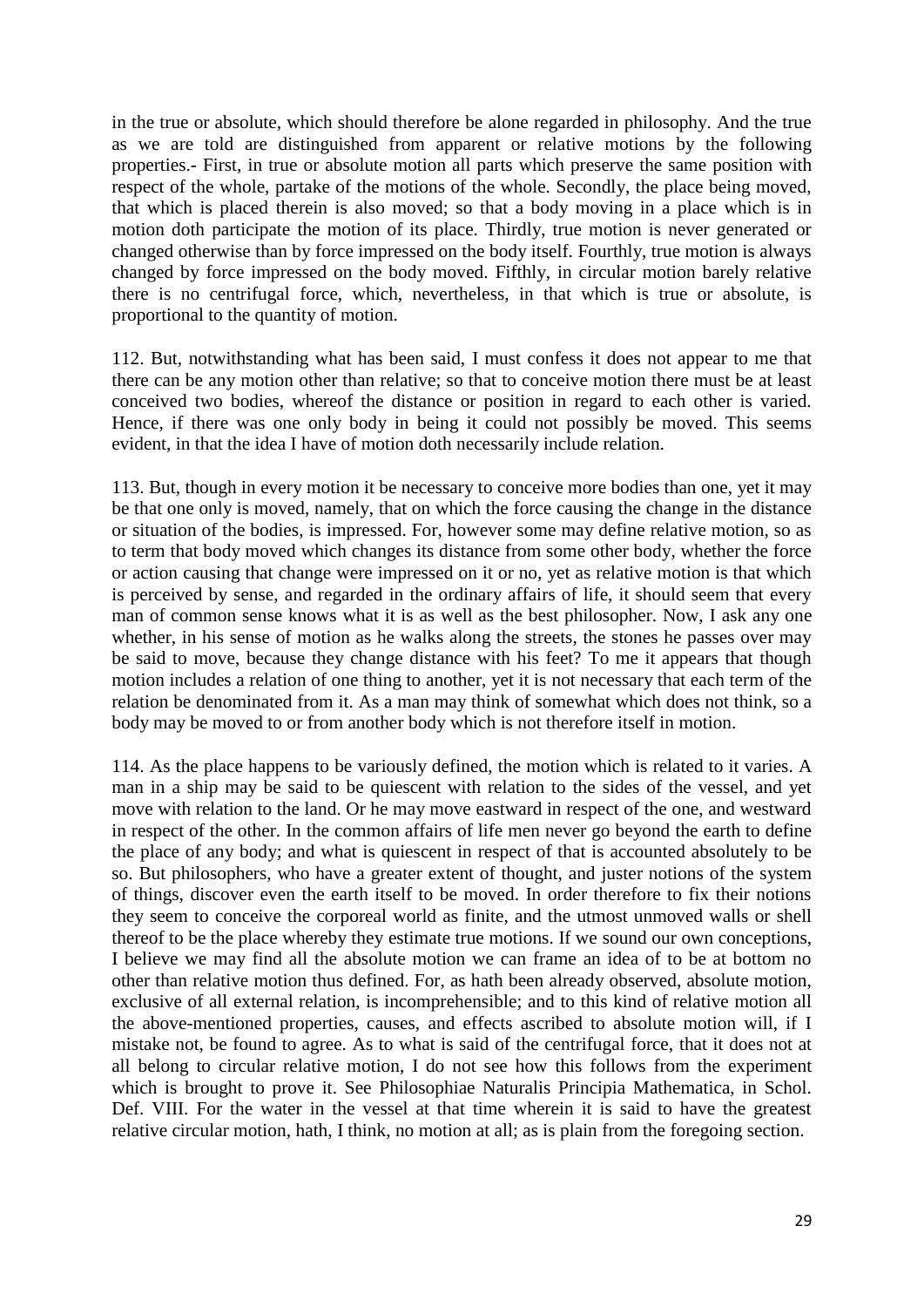in the true or absolute, which should therefore be alone regarded in philosophy. And the true as we are told are distinguished from apparent or relative motions by the following properties.- First, in true or absolute motion all parts which preserve the same position with respect of the whole, partake of the motions of the whole. Secondly, the place being moved, that which is placed therein is also moved; so that a body moving in a place which is in motion doth participate the motion of its place. Thirdly, true motion is never generated or changed otherwise than by force impressed on the body itself. Fourthly, true motion is always changed by force impressed on the body moved. Fifthly, in circular motion barely relative there is no centrifugal force, which, nevertheless, in that which is true or absolute, is proportional to the quantity of motion.

112. But, notwithstanding what has been said, I must confess it does not appear to me that there can be any motion other than relative; so that to conceive motion there must be at least conceived two bodies, whereof the distance or position in regard to each other is varied. Hence, if there was one only body in being it could not possibly be moved. This seems evident, in that the idea I have of motion doth necessarily include relation.

113. But, though in every motion it be necessary to conceive more bodies than one, yet it may be that one only is moved, namely, that on which the force causing the change in the distance or situation of the bodies, is impressed. For, however some may define relative motion, so as to term that body moved which changes its distance from some other body, whether the force or action causing that change were impressed on it or no, yet as relative motion is that which is perceived by sense, and regarded in the ordinary affairs of life, it should seem that every man of common sense knows what it is as well as the best philosopher. Now, I ask any one whether, in his sense of motion as he walks along the streets, the stones he passes over may be said to move, because they change distance with his feet? To me it appears that though motion includes a relation of one thing to another, yet it is not necessary that each term of the relation be denominated from it. As a man may think of somewhat which does not think, so a body may be moved to or from another body which is not therefore itself in motion.

114. As the place happens to be variously defined, the motion which is related to it varies. A man in a ship may be said to be quiescent with relation to the sides of the vessel, and yet move with relation to the land. Or he may move eastward in respect of the one, and westward in respect of the other. In the common affairs of life men never go beyond the earth to define the place of any body; and what is quiescent in respect of that is accounted absolutely to be so. But philosophers, who have a greater extent of thought, and juster notions of the system of things, discover even the earth itself to be moved. In order therefore to fix their notions they seem to conceive the corporeal world as finite, and the utmost unmoved walls or shell thereof to be the place whereby they estimate true motions. If we sound our own conceptions, I believe we may find all the absolute motion we can frame an idea of to be at bottom no other than relative motion thus defined. For, as hath been already observed, absolute motion, exclusive of all external relation, is incomprehensible; and to this kind of relative motion all the above-mentioned properties, causes, and effects ascribed to absolute motion will, if I mistake not, be found to agree. As to what is said of the centrifugal force, that it does not at all belong to circular relative motion, I do not see how this follows from the experiment which is brought to prove it. See Philosophiae Naturalis Principia Mathematica, in Schol. Def. VIII. For the water in the vessel at that time wherein it is said to have the greatest relative circular motion, hath, I think, no motion at all; as is plain from the foregoing section.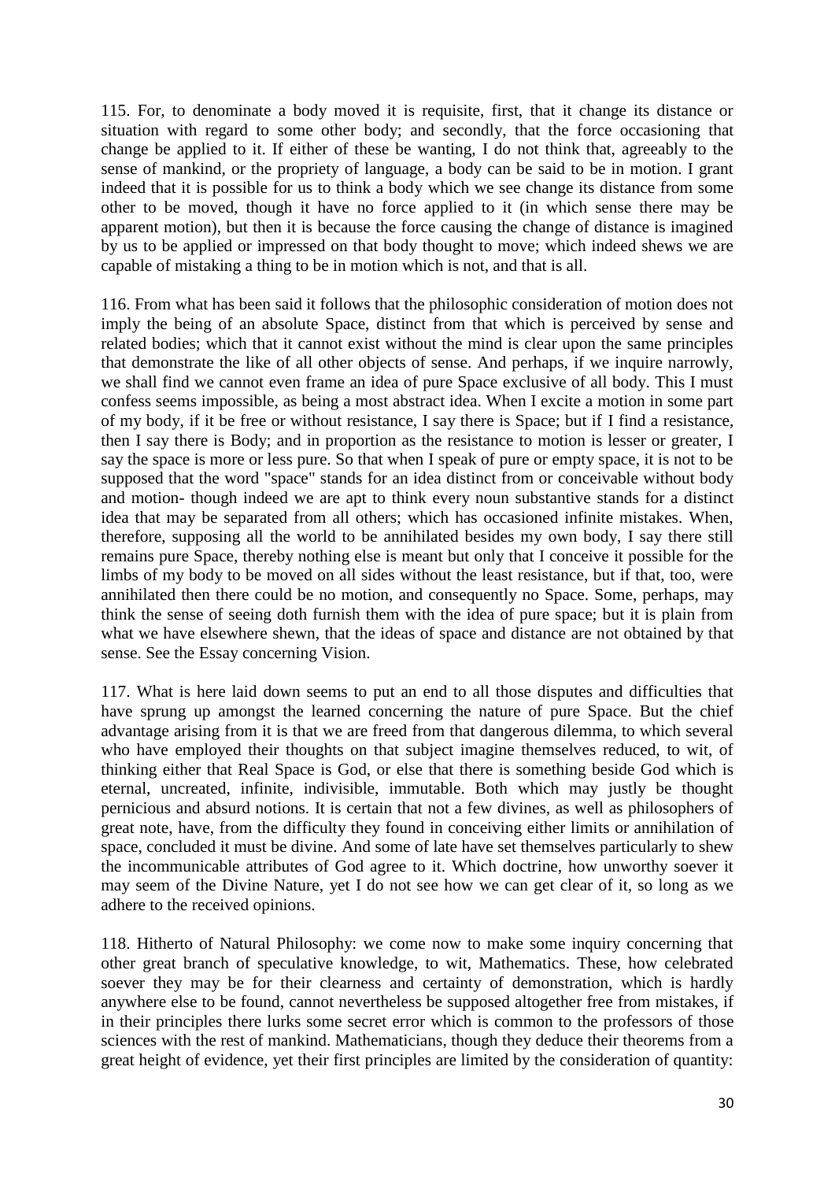115. For, to denominate a body moved it is requisite, first, that it change its distance or situation with regard to some other body; and secondly, that the force occasioning that change be applied to it. If either of these be wanting, I do not think that, agreeably to the sense of mankind, or the propriety of language, a body can be said to be in motion. I grant indeed that it is possible for us to think a body which we see change its distance from some other to be moved, though it have no force applied to it (in which sense there may be apparent motion), but then it is because the force causing the change of distance is imagined by us to be applied or impressed on that body thought to move; which indeed shews we are capable of mistaking a thing to be in motion which is not, and that is all.

116. From what has been said it follows that the philosophic consideration of motion does not imply the being of an absolute Space, distinct from that which is perceived by sense and related bodies; which that it cannot exist without the mind is clear upon the same principles that demonstrate the like of all other objects of sense. And perhaps, if we inquire narrowly, we shall find we cannot even frame an idea of pure Space exclusive of all body. This I must confess seems impossible, as being a most abstract idea. When I excite a motion in some part of my body, if it be free or without resistance, I say there is Space; but if I find a resistance, then I say there is Body; and in proportion as the resistance to motion is lesser or greater, I say the space is more or less pure. So that when I speak of pure or empty space, it is not to be supposed that the word "space" stands for an idea distinct from or conceivable without body and motion- though indeed we are apt to think every noun substantive stands for a distinct idea that may be separated from all others; which has occasioned infinite mistakes. When, therefore, supposing all the world to be annihilated besides my own body, I say there still remains pure Space, thereby nothing else is meant but only that I conceive it possible for the limbs of my body to be moved on all sides without the least resistance, but if that, too, were annihilated then there could be no motion, and consequently no Space. Some, perhaps, may think the sense of seeing doth furnish them with the idea of pure space; but it is plain from what we have elsewhere shewn, that the ideas of space and distance are not obtained by that sense. See the Essay concerning Vision.

117. What is here laid down seems to put an end to all those disputes and difficulties that have sprung up amongst the learned concerning the nature of pure Space. But the chief advantage arising from it is that we are freed from that dangerous dilemma, to which several who have employed their thoughts on that subject imagine themselves reduced, to wit, of thinking either that Real Space is God, or else that there is something beside God which is eternal, uncreated, infinite, indivisible, immutable. Both which may justly be thought pernicious and absurd notions. It is certain that not a few divines, as well as philosophers of great note, have, from the difficulty they found in conceiving either limits or annihilation of space, concluded it must be divine. And some of late have set themselves particularly to shew the incommunicable attributes of God agree to it. Which doctrine, how unworthy soever it may seem of the Divine Nature, yet I do not see how we can get clear of it, so long as we adhere to the received opinions.

118. Hitherto of Natural Philosophy: we come now to make some inquiry concerning that other great branch of speculative knowledge, to wit, Mathematics. These, how celebrated soever they may be for their clearness and certainty of demonstration, which is hardly anywhere else to be found, cannot nevertheless be supposed altogether free from mistakes, if in their principles there lurks some secret error which is common to the professors of those sciences with the rest of mankind. Mathematicians, though they deduce their theorems from a great height of evidence, yet their first principles are limited by the consideration of quantity: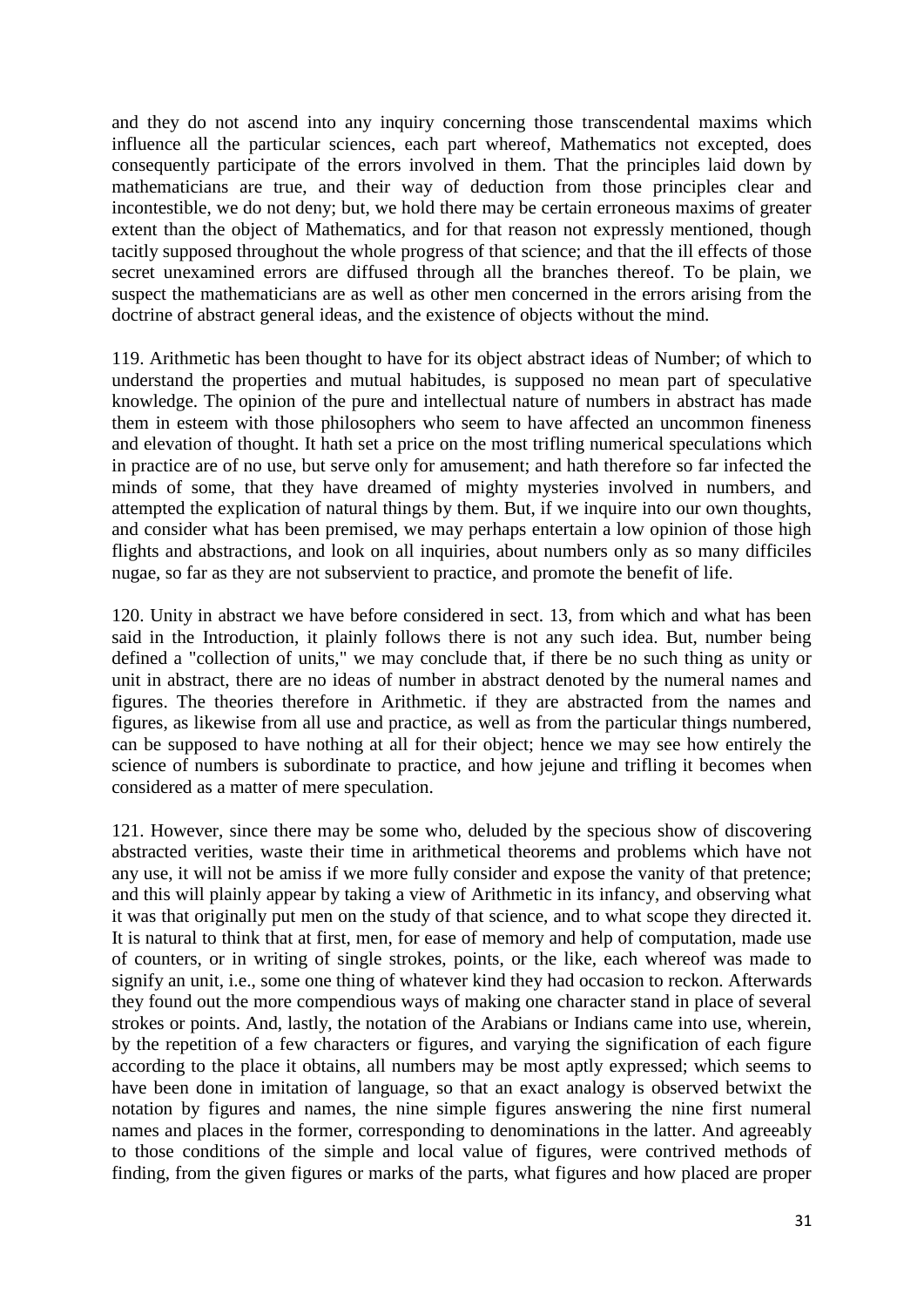and they do not ascend into any inquiry concerning those transcendental maxims which influence all the particular sciences, each part whereof, Mathematics not excepted, does consequently participate of the errors involved in them. That the principles laid down by mathematicians are true, and their way of deduction from those principles clear and incontestible, we do not deny; but, we hold there may be certain erroneous maxims of greater extent than the object of Mathematics, and for that reason not expressly mentioned, though tacitly supposed throughout the whole progress of that science; and that the ill effects of those secret unexamined errors are diffused through all the branches thereof. To be plain, we suspect the mathematicians are as well as other men concerned in the errors arising from the doctrine of abstract general ideas, and the existence of objects without the mind.

119. Arithmetic has been thought to have for its object abstract ideas of Number; of which to understand the properties and mutual habitudes, is supposed no mean part of speculative knowledge. The opinion of the pure and intellectual nature of numbers in abstract has made them in esteem with those philosophers who seem to have affected an uncommon fineness and elevation of thought. It hath set a price on the most trifling numerical speculations which in practice are of no use, but serve only for amusement; and hath therefore so far infected the minds of some, that they have dreamed of mighty mysteries involved in numbers, and attempted the explication of natural things by them. But, if we inquire into our own thoughts, and consider what has been premised, we may perhaps entertain a low opinion of those high flights and abstractions, and look on all inquiries, about numbers only as so many difficiles nugae, so far as they are not subservient to practice, and promote the benefit of life.

120. Unity in abstract we have before considered in sect. 13, from which and what has been said in the Introduction, it plainly follows there is not any such idea. But, number being defined a "collection of units," we may conclude that, if there be no such thing as unity or unit in abstract, there are no ideas of number in abstract denoted by the numeral names and figures. The theories therefore in Arithmetic. if they are abstracted from the names and figures, as likewise from all use and practice, as well as from the particular things numbered, can be supposed to have nothing at all for their object; hence we may see how entirely the science of numbers is subordinate to practice, and how jejune and trifling it becomes when considered as a matter of mere speculation.

121. However, since there may be some who, deluded by the specious show of discovering abstracted verities, waste their time in arithmetical theorems and problems which have not any use, it will not be amiss if we more fully consider and expose the vanity of that pretence; and this will plainly appear by taking a view of Arithmetic in its infancy, and observing what it was that originally put men on the study of that science, and to what scope they directed it. It is natural to think that at first, men, for ease of memory and help of computation, made use of counters, or in writing of single strokes, points, or the like, each whereof was made to signify an unit, i.e., some one thing of whatever kind they had occasion to reckon. Afterwards they found out the more compendious ways of making one character stand in place of several strokes or points. And, lastly, the notation of the Arabians or Indians came into use, wherein, by the repetition of a few characters or figures, and varying the signification of each figure according to the place it obtains, all numbers may be most aptly expressed; which seems to have been done in imitation of language, so that an exact analogy is observed betwixt the notation by figures and names, the nine simple figures answering the nine first numeral names and places in the former, corresponding to denominations in the latter. And agreeably to those conditions of the simple and local value of figures, were contrived methods of finding, from the given figures or marks of the parts, what figures and how placed are proper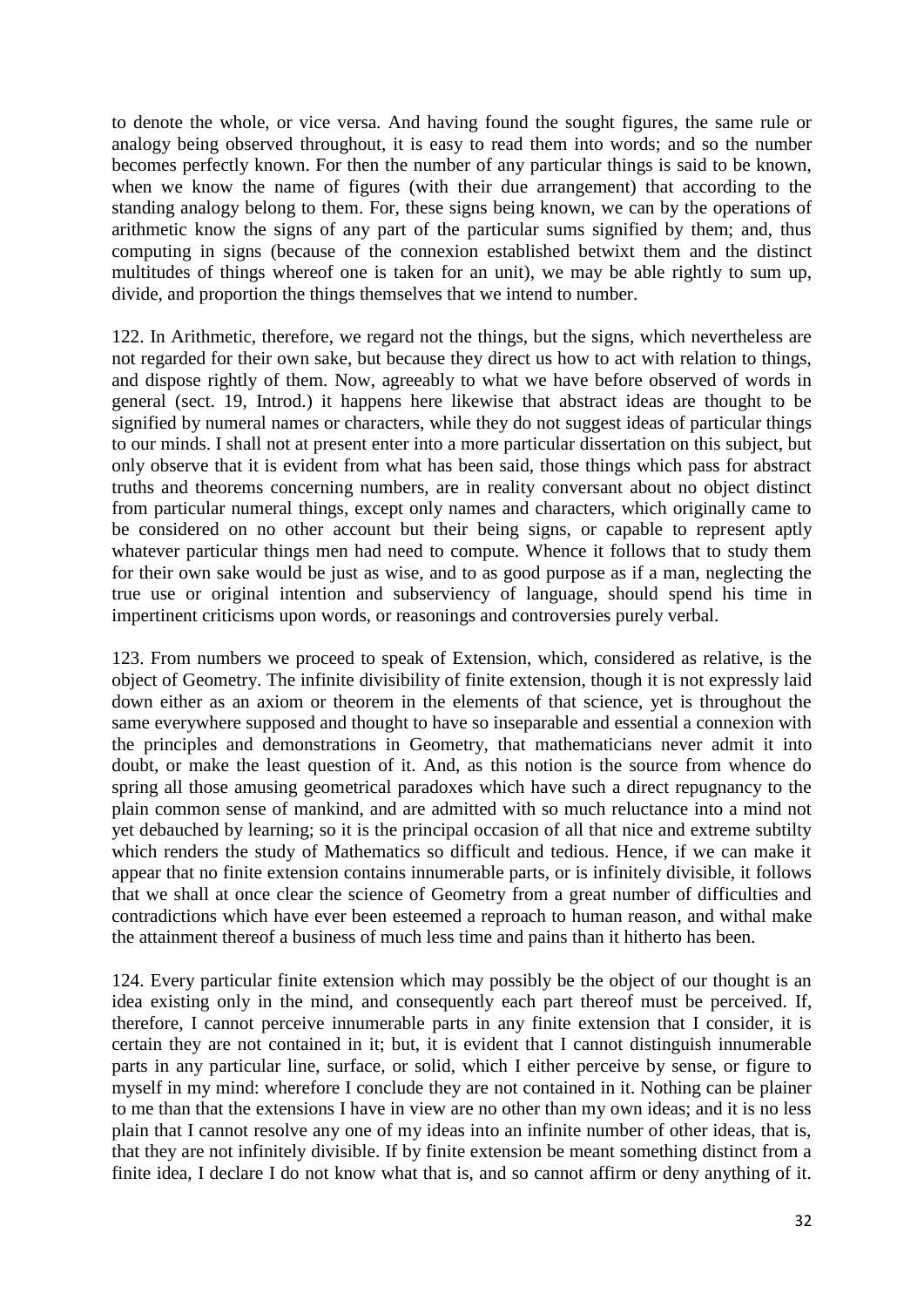to denote the whole, or vice versa. And having found the sought figures, the same rule or analogy being observed throughout, it is easy to read them into words; and so the number becomes perfectly known. For then the number of any particular things is said to be known, when we know the name of figures (with their due arrangement) that according to the standing analogy belong to them. For, these signs being known, we can by the operations of arithmetic know the signs of any part of the particular sums signified by them; and, thus computing in signs (because of the connexion established betwixt them and the distinct multitudes of things whereof one is taken for an unit), we may be able rightly to sum up, divide, and proportion the things themselves that we intend to number.

122. In Arithmetic, therefore, we regard not the things, but the signs, which nevertheless are not regarded for their own sake, but because they direct us how to act with relation to things, and dispose rightly of them. Now, agreeably to what we have before observed of words in general (sect. 19, Introd.) it happens here likewise that abstract ideas are thought to be signified by numeral names or characters, while they do not suggest ideas of particular things to our minds. I shall not at present enter into a more particular dissertation on this subject, but only observe that it is evident from what has been said, those things which pass for abstract truths and theorems concerning numbers, are in reality conversant about no object distinct from particular numeral things, except only names and characters, which originally came to be considered on no other account but their being signs, or capable to represent aptly whatever particular things men had need to compute. Whence it follows that to study them for their own sake would be just as wise, and to as good purpose as if a man, neglecting the true use or original intention and subserviency of language, should spend his time in impertinent criticisms upon words, or reasonings and controversies purely verbal.

123. From numbers we proceed to speak of Extension, which, considered as relative, is the object of Geometry. The infinite divisibility of finite extension, though it is not expressly laid down either as an axiom or theorem in the elements of that science, yet is throughout the same everywhere supposed and thought to have so inseparable and essential a connexion with the principles and demonstrations in Geometry, that mathematicians never admit it into doubt, or make the least question of it. And, as this notion is the source from whence do spring all those amusing geometrical paradoxes which have such a direct repugnancy to the plain common sense of mankind, and are admitted with so much reluctance into a mind not yet debauched by learning; so it is the principal occasion of all that nice and extreme subtilty which renders the study of Mathematics so difficult and tedious. Hence, if we can make it appear that no finite extension contains innumerable parts, or is infinitely divisible, it follows that we shall at once clear the science of Geometry from a great number of difficulties and contradictions which have ever been esteemed a reproach to human reason, and withal make the attainment thereof a business of much less time and pains than it hitherto has been.

124. Every particular finite extension which may possibly be the object of our thought is an idea existing only in the mind, and consequently each part thereof must be perceived. If, therefore, I cannot perceive innumerable parts in any finite extension that I consider, it is certain they are not contained in it; but, it is evident that I cannot distinguish innumerable parts in any particular line, surface, or solid, which I either perceive by sense, or figure to myself in my mind: wherefore I conclude they are not contained in it. Nothing can be plainer to me than that the extensions I have in view are no other than my own ideas; and it is no less plain that I cannot resolve any one of my ideas into an infinite number of other ideas, that is, that they are not infinitely divisible. If by finite extension be meant something distinct from a finite idea, I declare I do not know what that is, and so cannot affirm or deny anything of it.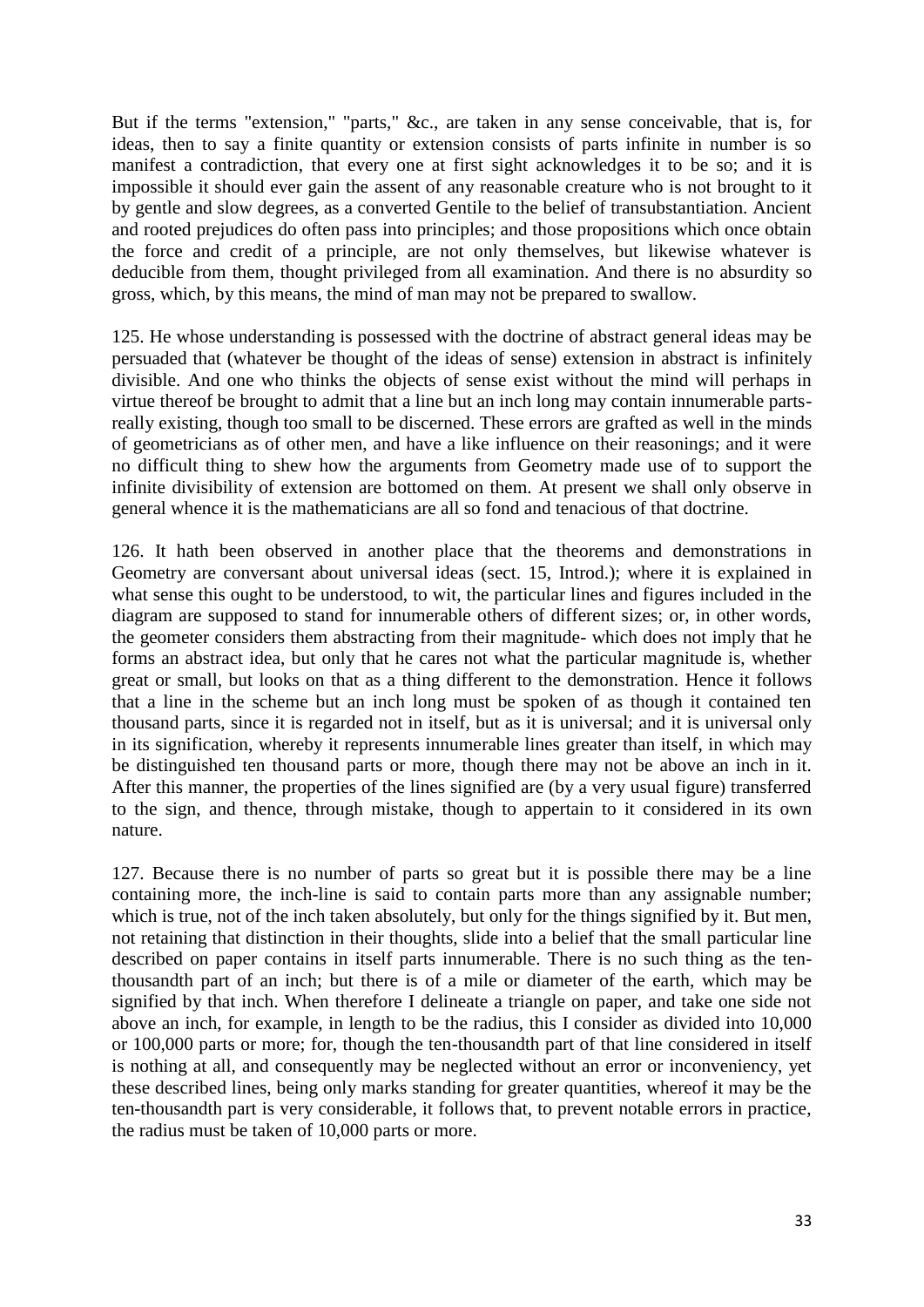But if the terms "extension," "parts," &c., are taken in any sense conceivable, that is, for ideas, then to say a finite quantity or extension consists of parts infinite in number is so manifest a contradiction, that every one at first sight acknowledges it to be so; and it is impossible it should ever gain the assent of any reasonable creature who is not brought to it by gentle and slow degrees, as a converted Gentile to the belief of transubstantiation. Ancient and rooted prejudices do often pass into principles; and those propositions which once obtain the force and credit of a principle, are not only themselves, but likewise whatever is deducible from them, thought privileged from all examination. And there is no absurdity so gross, which, by this means, the mind of man may not be prepared to swallow.

125. He whose understanding is possessed with the doctrine of abstract general ideas may be persuaded that (whatever be thought of the ideas of sense) extension in abstract is infinitely divisible. And one who thinks the objects of sense exist without the mind will perhaps in virtue thereof be brought to admit that a line but an inch long may contain innumerable parts-really existing, though too small to be discerned. These errors are grafted as well in the minds of geometricians as of other men, and have a like influence on their reasonings; and it were no difficult thing to shew how the arguments from Geometry made use of to support the infinite divisibility of extension are bottomed on them. At present we shall only observe in general whence it is the mathematicians are all so fond and tenacious of that doctrine.

126. It hath been observed in another place that the theorems and demonstrations in Geometry are conversant about universal ideas (sect. 15, Introd.); where it is explained in what sense this ought to be understood, to wit, the particular lines and figures included in the diagram are supposed to stand for innumerable others of different sizes; or, in other words, the geometer considers them abstracting from their magnitude- which does not imply that he forms an abstract idea, but only that he cares not what the particular magnitude is, whether great or small, but looks on that as a thing different to the demonstration. Hence it follows that a line in the scheme but an inch long must be spoken of as though it contained ten thousand parts, since it is regarded not in itself, but as it is universal; and it is universal only in its signification, whereby it represents innumerable lines greater than itself, in which may be distinguished ten thousand parts or more, though there may not be above an inch in it. After this manner, the properties of the lines signified are (by a very usual figure) transferred to the sign, and thence, through mistake, though to appertain to it considered in its own nature.

127. Because there is no number of parts so great but it is possible there may be a line containing more, the inch-line is said to contain parts more than any assignable number; which is true, not of the inch taken absolutely, but only for the things signified by it. But men, not retaining that distinction in their thoughts, slide into a belief that the small particular line described on paper contains in itself parts innumerable. There is no such thing as the ten-thousandth part of an inch; but there is of a mile or diameter of the earth, which may be signified by that inch. When therefore I delineate a triangle on paper, and take one side not above an inch, for example, in length to be the radius, this I consider as divided into 10,000 or 100,000 parts or more; for, though the ten-thousandth part of that line considered in itself is nothing at all, and consequently may be neglected without an error or inconveniency, yet these described lines, being only marks standing for greater quantities, whereof it may be the ten-thousandth part is very considerable, it follows that, to prevent notable errors in practice, the radius must be taken of 10,000 parts or more.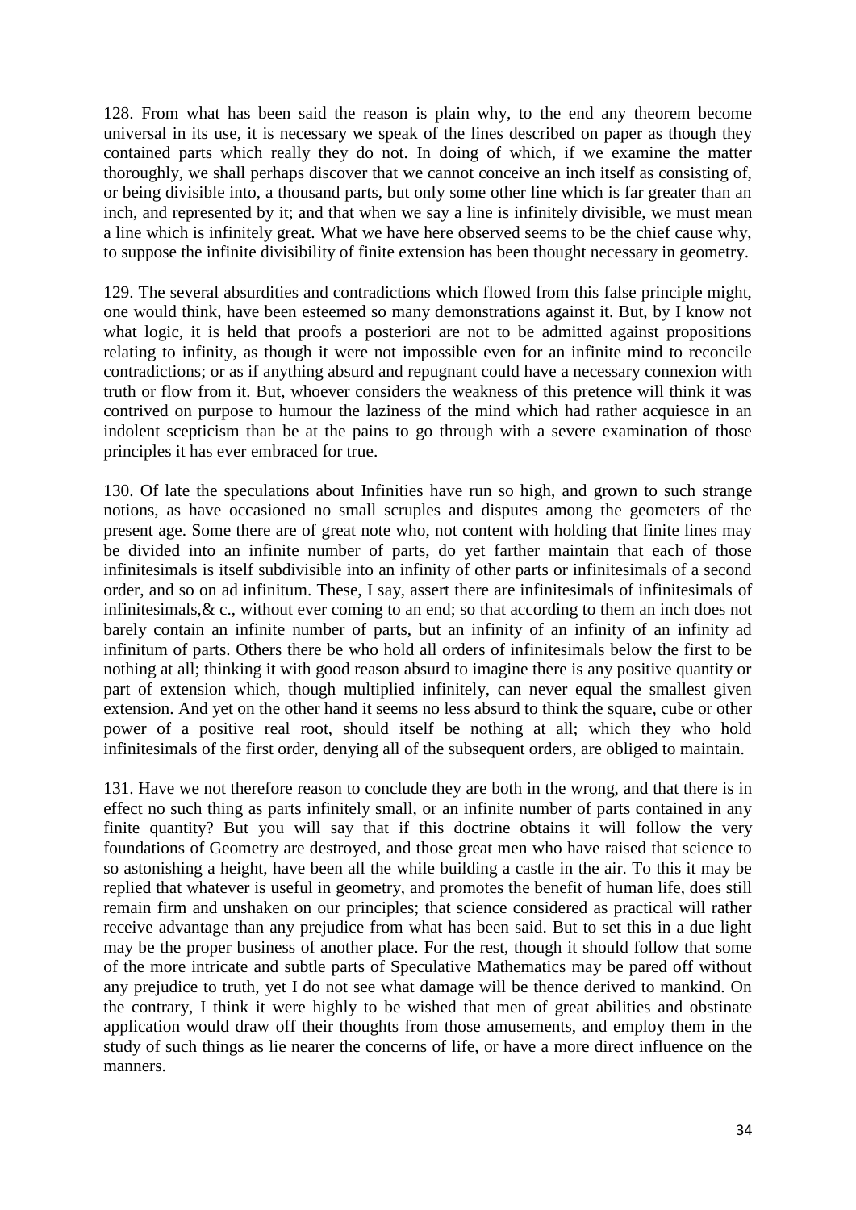128. From what has been said the reason is plain why, to the end any theorem become universal in its use, it is necessary we speak of the lines described on paper as though they contained parts which really they do not. In doing of which, if we examine the matter thoroughly, we shall perhaps discover that we cannot conceive an inch itself as consisting of, or being divisible into, a thousand parts, but only some other line which is far greater than an inch, and represented by it; and that when we say a line is infinitely divisible, we must mean a line which is infinitely great. What we have here observed seems to be the chief cause why, to suppose the infinite divisibility of finite extension has been thought necessary in geometry.

129. The several absurdities and contradictions which flowed from this false principle might, one would think, have been esteemed so many demonstrations against it. But, by I know not what logic, it is held that proofs a posteriori are not to be admitted against propositions relating to infinity, as though it were not impossible even for an infinite mind to reconcile contradictions; or as if anything absurd and repugnant could have a necessary connexion with truth or flow from it. But, whoever considers the weakness of this pretence will think it was contrived on purpose to humour the laziness of the mind which had rather acquiesce in an indolent scepticism than be at the pains to go through with a severe examination of those principles it has ever embraced for true.

130. Of late the speculations about Infinities have run so high, and grown to such strange notions, as have occasioned no small scruples and disputes among the geometers of the present age. Some there are of great note who, not content with holding that finite lines may be divided into an infinite number of parts, do yet farther maintain that each of those infinitesimals is itself subdivisible into an infinity of other parts or infinitesimals of a second order, and so on ad infinitum. These, I say, assert there are infinitesimals of infinitesimals of infinitesimals,& c., without ever coming to an end; so that according to them an inch does not barely contain an infinite number of parts, but an infinity of an infinity of an infinity ad infinitum of parts. Others there be who hold all orders of infinitesimals below the first to be nothing at all; thinking it with good reason absurd to imagine there is any positive quantity or part of extension which, though multiplied infinitely, can never equal the smallest given extension. And yet on the other hand it seems no less absurd to think the square, cube or other power of a positive real root, should itself be nothing at all; which they who hold infinitesimals of the first order, denying all of the subsequent orders, are obliged to maintain.

131. Have we not therefore reason to conclude they are both in the wrong, and that there is in effect no such thing as parts infinitely small, or an infinite number of parts contained in any finite quantity? But you will say that if this doctrine obtains it will follow the very foundations of Geometry are destroyed, and those great men who have raised that science to so astonishing a height, have been all the while building a castle in the air. To this it may be replied that whatever is useful in geometry, and promotes the benefit of human life, does still remain firm and unshaken on our principles; that science considered as practical will rather receive advantage than any prejudice from what has been said. But to set this in a due light may be the proper business of another place. For the rest, though it should follow that some of the more intricate and subtle parts of Speculative Mathematics may be pared off without any prejudice to truth, yet I do not see what damage will be thence derived to mankind. On the contrary, I think it were highly to be wished that men of great abilities and obstinate application would draw off their thoughts from those amusements, and employ them in the study of such things as lie nearer the concerns of life, or have a more direct influence on the manners.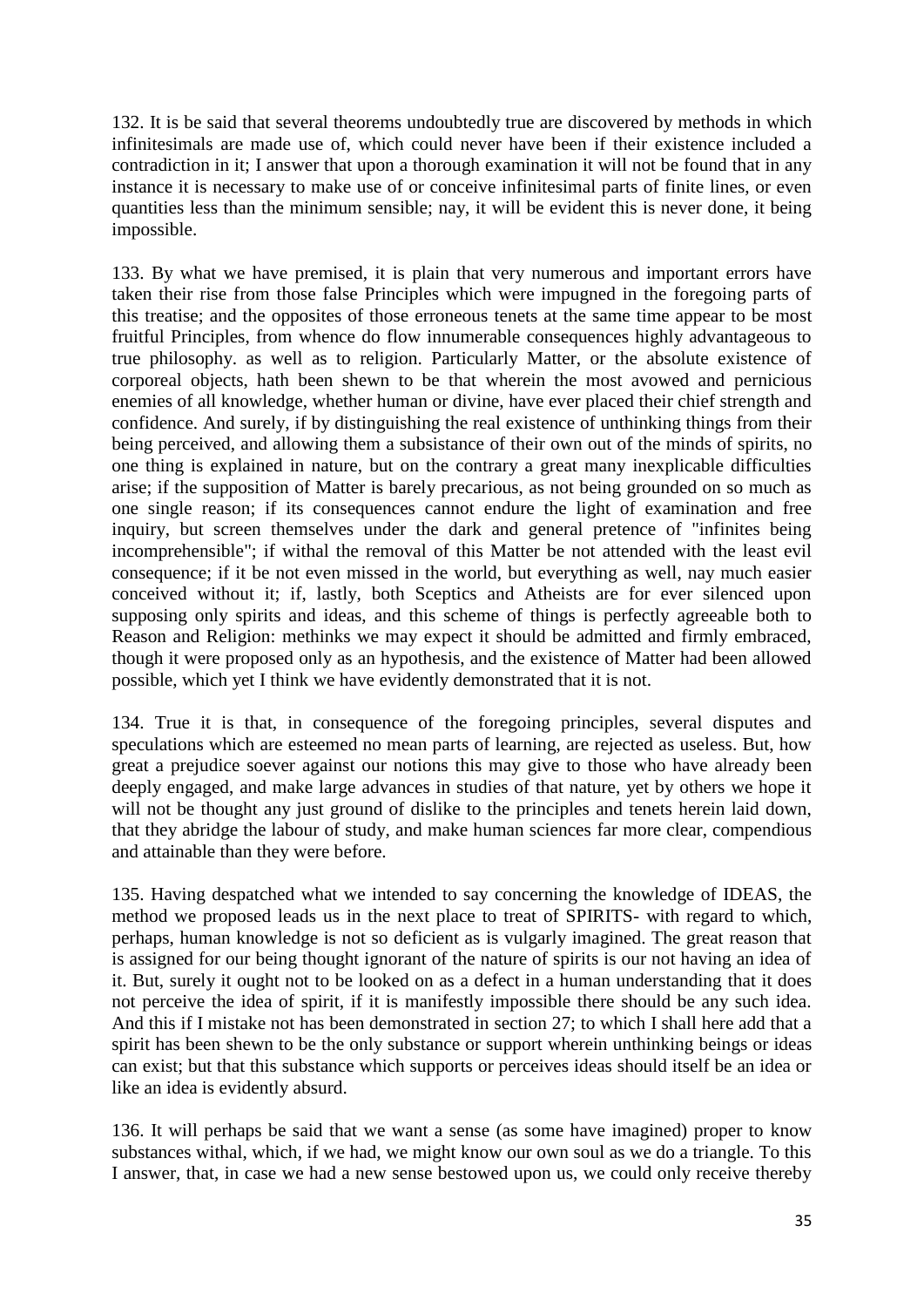132. It is be said that several theorems undoubtedly true are discovered by methods in which infinitesimals are made use of, which could never have been if their existence included a contradiction in it; I answer that upon a thorough examination it will not be found that in any instance it is necessary to make use of or conceive infinitesimal parts of finite lines, or even quantities less than the minimum sensible; nay, it will be evident this is never done, it being impossible.

133. By what we have premised, it is plain that very numerous and important errors have taken their rise from those false Principles which were impugned in the foregoing parts of this treatise; and the opposites of those erroneous tenets at the same time appear to be most fruitful Principles, from whence do flow innumerable consequences highly advantageous to true philosophy. as well as to religion. Particularly Matter, or the absolute existence of corporeal objects, hath been shewn to be that wherein the most avowed and pernicious enemies of all knowledge, whether human or divine, have ever placed their chief strength and confidence. And surely, if by distinguishing the real existence of unthinking things from their being perceived, and allowing them a subsistance of their own out of the minds of spirits, no one thing is explained in nature, but on the contrary a great many inexplicable difficulties arise; if the supposition of Matter is barely precarious, as not being grounded on so much as one single reason; if its consequences cannot endure the light of examination and free inquiry, but screen themselves under the dark and general pretence of "infinites being incomprehensible"; if withal the removal of this Matter be not attended with the least evil consequence; if it be not even missed in the world, but everything as well, nay much easier conceived without it; if, lastly, both Sceptics and Atheists are for ever silenced upon supposing only spirits and ideas, and this scheme of things is perfectly agreeable both to Reason and Religion: methinks we may expect it should be admitted and firmly embraced, though it were proposed only as an hypothesis, and the existence of Matter had been allowed possible, which yet I think we have evidently demonstrated that it is not.

134. True it is that, in consequence of the foregoing principles, several disputes and speculations which are esteemed no mean parts of learning, are rejected as useless. But, how great a prejudice soever against our notions this may give to those who have already been deeply engaged, and make large advances in studies of that nature, yet by others we hope it will not be thought any just ground of dislike to the principles and tenets herein laid down, that they abridge the labour of study, and make human sciences far more clear, compendious and attainable than they were before.

135. Having despatched what we intended to say concerning the knowledge of IDEAS, the method we proposed leads us in the next place to treat of SPIRITS- with regard to which, perhaps, human knowledge is not so deficient as is vulgarly imagined. The great reason that is assigned for our being thought ignorant of the nature of spirits is our not having an idea of it. But, surely it ought not to be looked on as a defect in a human understanding that it does not perceive the idea of spirit, if it is manifestly impossible there should be any such idea. And this if I mistake not has been demonstrated in section 27; to which I shall here add that a spirit has been shewn to be the only substance or support wherein unthinking beings or ideas can exist; but that this substance which supports or perceives ideas should itself be an idea or like an idea is evidently absurd.

136. It will perhaps be said that we want a sense (as some have imagined) proper to know substances withal, which, if we had, we might know our own soul as we do a triangle. To this I answer, that, in case we had a new sense bestowed upon us, we could only receive thereby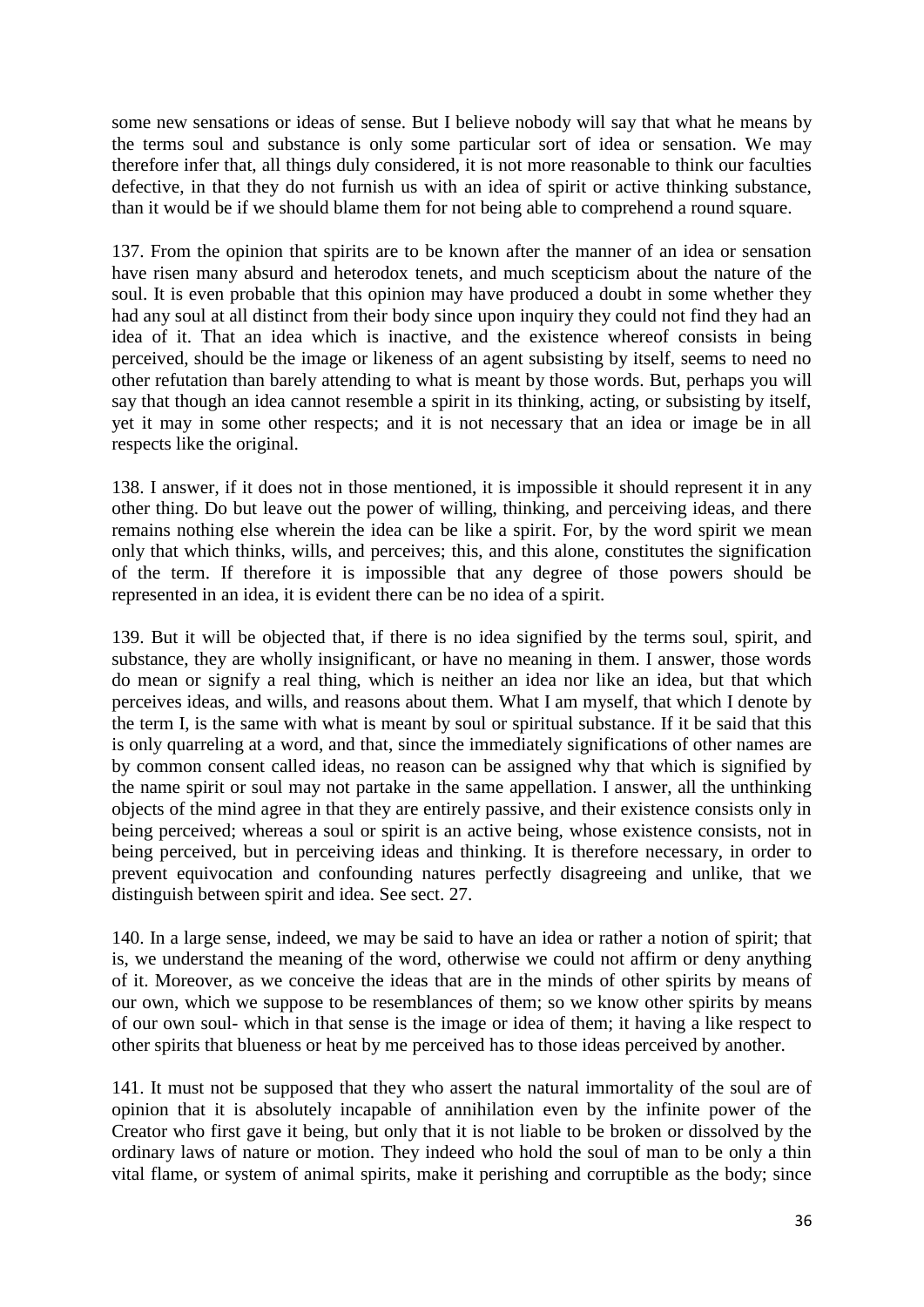some new sensations or ideas of sense. But I believe nobody will say that what he means by the terms soul and substance is only some particular sort of idea or sensation. We may therefore infer that, all things duly considered, it is not more reasonable to think our faculties defective, in that they do not furnish us with an idea of spirit or active thinking substance, than it would be if we should blame them for not being able to comprehend a round square.

137. From the opinion that spirits are to be known after the manner of an idea or sensation have risen many absurd and heterodox tenets, and much scepticism about the nature of the soul. It is even probable that this opinion may have produced a doubt in some whether they had any soul at all distinct from their body since upon inquiry they could not find they had an idea of it. That an idea which is inactive, and the existence whereof consists in being perceived, should be the image or likeness of an agent subsisting by itself, seems to need no other refutation than barely attending to what is meant by those words. But, perhaps you will say that though an idea cannot resemble a spirit in its thinking, acting, or subsisting by itself, yet it may in some other respects; and it is not necessary that an idea or image be in all respects like the original.

138. I answer, if it does not in those mentioned, it is impossible it should represent it in any other thing. Do but leave out the power of willing, thinking, and perceiving ideas, and there remains nothing else wherein the idea can be like a spirit. For, by the word spirit we mean only that which thinks, wills, and perceives; this, and this alone, constitutes the signification of the term. If therefore it is impossible that any degree of those powers should be represented in an idea, it is evident there can be no idea of a spirit.

139. But it will be objected that, if there is no idea signified by the terms soul, spirit, and substance, they are wholly insignificant, or have no meaning in them. I answer, those words do mean or signify a real thing, which is neither an idea nor like an idea, but that which perceives ideas, and wills, and reasons about them. What I am myself, that which I denote by the term I, is the same with what is meant by soul or spiritual substance. If it be said that this is only quarreling at a word, and that, since the immediately significations of other names are by common consent called ideas, no reason can be assigned why that which is signified by the name spirit or soul may not partake in the same appellation. I answer, all the unthinking objects of the mind agree in that they are entirely passive, and their existence consists only in being perceived; whereas a soul or spirit is an active being, whose existence consists, not in being perceived, but in perceiving ideas and thinking. It is therefore necessary, in order to prevent equivocation and confounding natures perfectly disagreeing and unlike, that we distinguish between spirit and idea. See sect. 27.

140. In a large sense, indeed, we may be said to have an idea or rather a notion of spirit; that is, we understand the meaning of the word, otherwise we could not affirm or deny anything of it. Moreover, as we conceive the ideas that are in the minds of other spirits by means of our own, which we suppose to be resemblances of them; so we know other spirits by means of our own soul- which in that sense is the image or idea of them; it having a like respect to other spirits that blueness or heat by me perceived has to those ideas perceived by another.

141. It must not be supposed that they who assert the natural immortality of the soul are of opinion that it is absolutely incapable of annihilation even by the infinite power of the Creator who first gave it being, but only that it is not liable to be broken or dissolved by the ordinary laws of nature or motion. They indeed who hold the soul of man to be only a thin vital flame, or system of animal spirits, make it perishing and corruptible as the body; since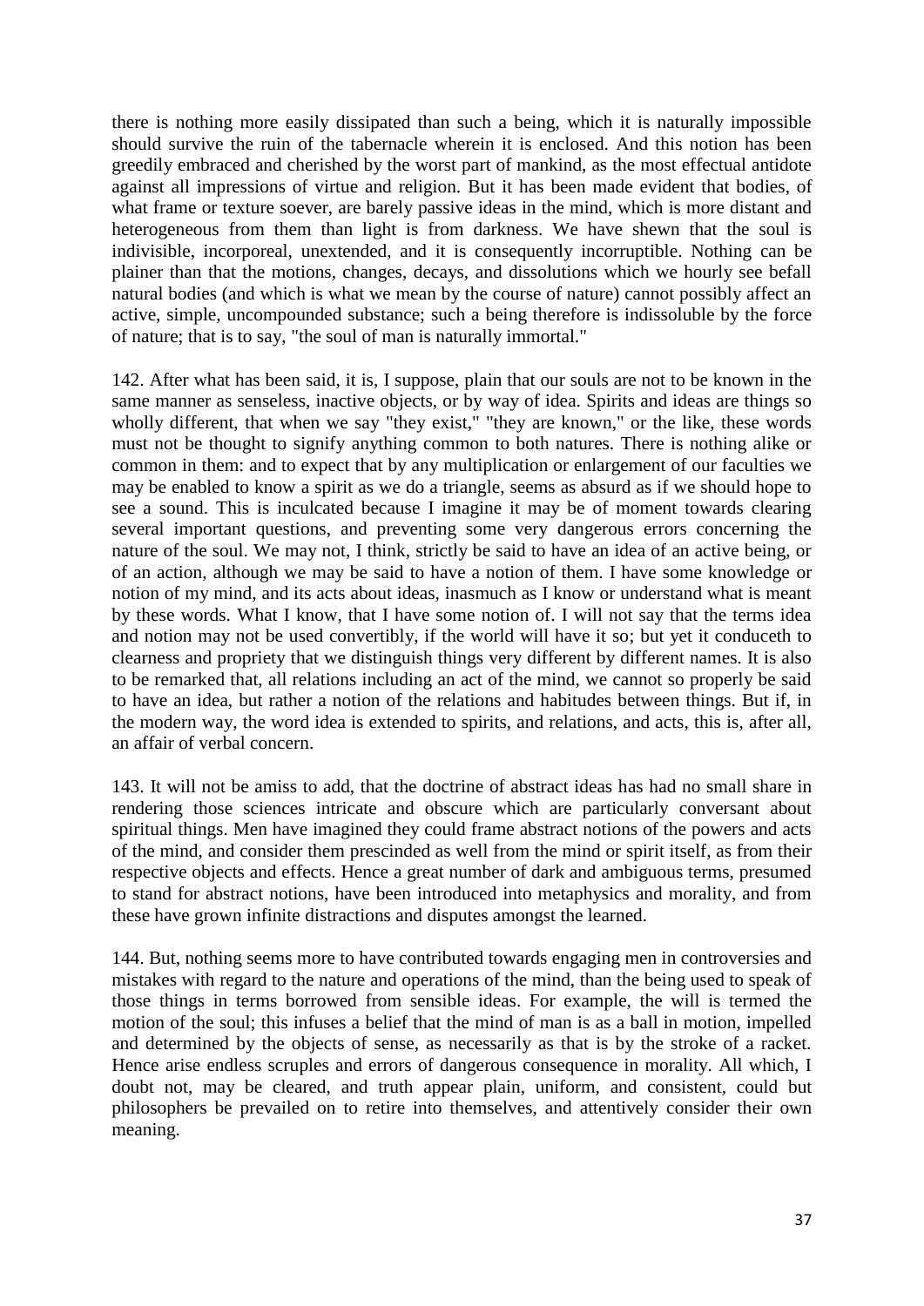there is nothing more easily dissipated than such a being, which it is naturally impossible should survive the ruin of the tabernacle wherein it is enclosed. And this notion has been greedily embraced and cherished by the worst part of mankind, as the most effectual antidote against all impressions of virtue and religion. But it has been made evident that bodies, of what frame or texture soever, are barely passive ideas in the mind, which is more distant and heterogeneous from them than light is from darkness. We have shewn that the soul is indivisible, incorporeal, unextended, and it is consequently incorruptible. Nothing can be plainer than that the motions, changes, decays, and dissolutions which we hourly see befall natural bodies (and which is what we mean by the course of nature) cannot possibly affect an active, simple, uncompounded substance; such a being therefore is indissoluble by the force of nature; that is to say, "the soul of man is naturally immortal."

142. After what has been said, it is, I suppose, plain that our souls are not to be known in the same manner as senseless, inactive objects, or by way of idea. Spirits and ideas are things so wholly different, that when we say "they exist," "they are known," or the like, these words must not be thought to signify anything common to both natures. There is nothing alike or common in them: and to expect that by any multiplication or enlargement of our faculties we may be enabled to know a spirit as we do a triangle, seems as absurd as if we should hope to see a sound. This is inculcated because I imagine it may be of moment towards clearing several important questions, and preventing some very dangerous errors concerning the nature of the soul. We may not, I think, strictly be said to have an idea of an active being, or of an action, although we may be said to have a notion of them. I have some knowledge or notion of my mind, and its acts about ideas, inasmuch as I know or understand what is meant by these words. What I know, that I have some notion of. I will not say that the terms idea and notion may not be used convertibly, if the world will have it so; but yet it conduceth to clearness and propriety that we distinguish things very different by different names. It is also to be remarked that, all relations including an act of the mind, we cannot so properly be said to have an idea, but rather a notion of the relations and habitudes between things. But if, in the modern way, the word idea is extended to spirits, and relations, and acts, this is, after all, an affair of verbal concern.

143. It will not be amiss to add, that the doctrine of abstract ideas has had no small share in rendering those sciences intricate and obscure which are particularly conversant about spiritual things. Men have imagined they could frame abstract notions of the powers and acts of the mind, and consider them prescinded as well from the mind or spirit itself, as from their respective objects and effects. Hence a great number of dark and ambiguous terms, presumed to stand for abstract notions, have been introduced into metaphysics and morality, and from these have grown infinite distractions and disputes amongst the learned.

144. But, nothing seems more to have contributed towards engaging men in controversies and mistakes with regard to the nature and operations of the mind, than the being used to speak of those things in terms borrowed from sensible ideas. For example, the will is termed the motion of the soul; this infuses a belief that the mind of man is as a ball in motion, impelled and determined by the objects of sense, as necessarily as that is by the stroke of a racket. Hence arise endless scruples and errors of dangerous consequence in morality. All which, I doubt not, may be cleared, and truth appear plain, uniform, and consistent, could but philosophers be prevailed on to retire into themselves, and attentively consider their own meaning.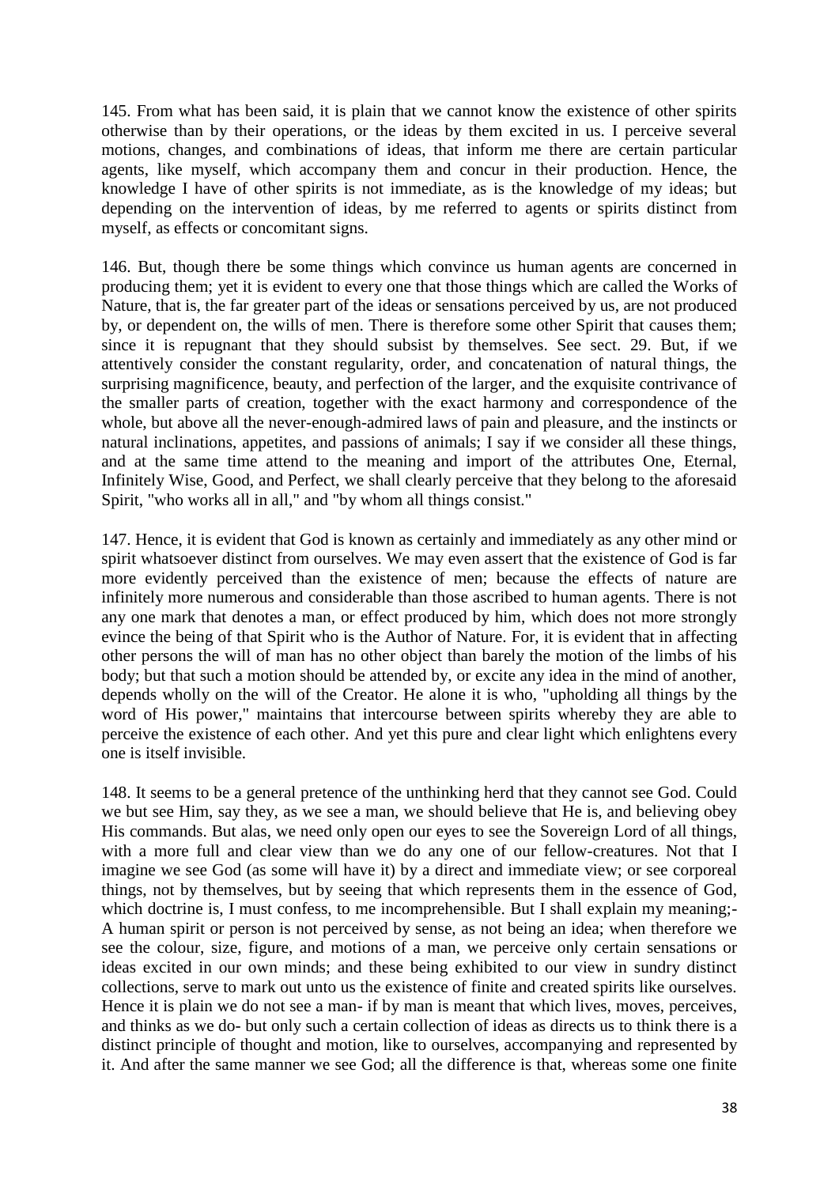145. From what has been said, it is plain that we cannot know the existence of other spirits otherwise than by their operations, or the ideas by them excited in us. I perceive several motions, changes, and combinations of ideas, that inform me there are certain particular agents, like myself, which accompany them and concur in their production. Hence, the knowledge I have of other spirits is not immediate, as is the knowledge of my ideas; but depending on the intervention of ideas, by me referred to agents or spirits distinct from myself, as effects or concomitant signs.

146. But, though there be some things which convince us human agents are concerned in producing them; yet it is evident to every one that those things which are called the Works of Nature, that is, the far greater part of the ideas or sensations perceived by us, are not produced by, or dependent on, the wills of men. There is therefore some other Spirit that causes them; since it is repugnant that they should subsist by themselves. See sect. 29. But, if we attentively consider the constant regularity, order, and concatenation of natural things, the surprising magnificence, beauty, and perfection of the larger, and the exquisite contrivance of the smaller parts of creation, together with the exact harmony and correspondence of the whole, but above all the never-enough-admired laws of pain and pleasure, and the instincts or natural inclinations, appetites, and passions of animals; I say if we consider all these things, and at the same time attend to the meaning and import of the attributes One, Eternal, Infinitely Wise, Good, and Perfect, we shall clearly perceive that they belong to the aforesaid Spirit, "who works all in all," and "by whom all things consist."

147. Hence, it is evident that God is known as certainly and immediately as any other mind or spirit whatsoever distinct from ourselves. We may even assert that the existence of God is far more evidently perceived than the existence of men; because the effects of nature are infinitely more numerous and considerable than those ascribed to human agents. There is not any one mark that denotes a man, or effect produced by him, which does not more strongly evince the being of that Spirit who is the Author of Nature. For, it is evident that in affecting other persons the will of man has no other object than barely the motion of the limbs of his body; but that such a motion should be attended by, or excite any idea in the mind of another, depends wholly on the will of the Creator. He alone it is who, "upholding all things by the word of His power," maintains that intercourse between spirits whereby they are able to perceive the existence of each other. And yet this pure and clear light which enlightens every one is itself invisible.

148. It seems to be a general pretence of the unthinking herd that they cannot see God. Could we but see Him, say they, as we see a man, we should believe that He is, and believing obey His commands. But alas, we need only open our eyes to see the Sovereign Lord of all things, with a more full and clear view than we do any one of our fellow-creatures. Not that I imagine we see God (as some will have it) by a direct and immediate view; or see corporeal things, not by themselves, but by seeing that which represents them in the essence of God, which doctrine is, I must confess, to me incomprehensible. But I shall explain my meaning;- A human spirit or person is not perceived by sense, as not being an idea; when therefore we see the colour, size, figure, and motions of a man, we perceive only certain sensations or ideas excited in our own minds; and these being exhibited to our view in sundry distinct collections, serve to mark out unto us the existence of finite and created spirits like ourselves. Hence it is plain we do not see a man- if by man is meant that which lives, moves, perceives, and thinks as we do- but only such a certain collection of ideas as directs us to think there is a distinct principle of thought and motion, like to ourselves, accompanying and represented by it. And after the same manner we see God; all the difference is that, whereas some one finite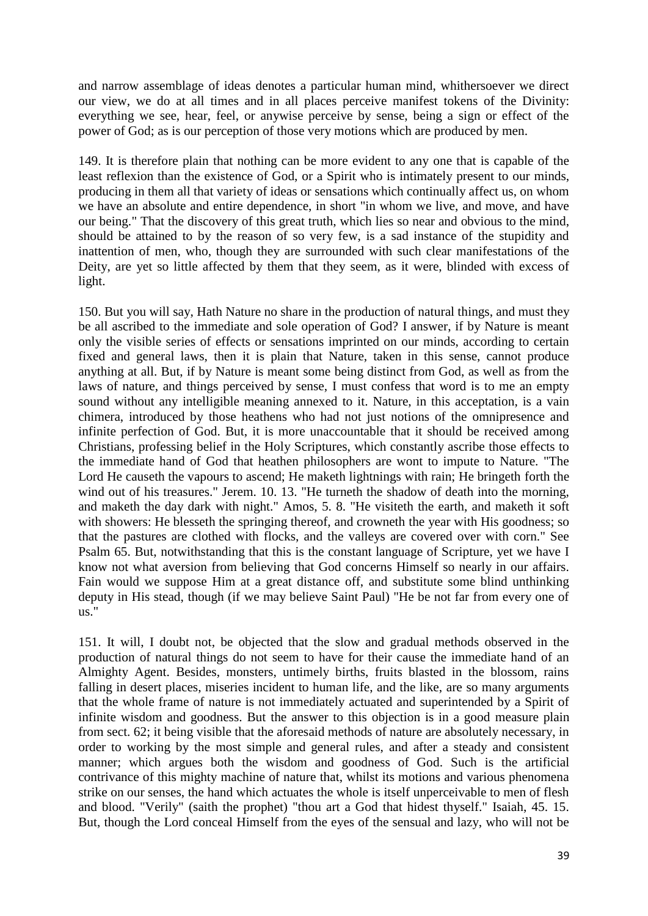and narrow assemblage of ideas denotes a particular human mind, whithersoever we direct our view, we do at all times and in all places perceive manifest tokens of the Divinity: everything we see, hear, feel, or anywise perceive by sense, being a sign or effect of the power of God; as is our perception of those very motions which are produced by men.

149. It is therefore plain that nothing can be more evident to any one that is capable of the least reflexion than the existence of God, or a Spirit who is intimately present to our minds, producing in them all that variety of ideas or sensations which continually affect us, on whom we have an absolute and entire dependence, in short "in whom we live, and move, and have our being." That the discovery of this great truth, which lies so near and obvious to the mind, should be attained to by the reason of so very few, is a sad instance of the stupidity and inattention of men, who, though they are surrounded with such clear manifestations of the Deity, are yet so little affected by them that they seem, as it were, blinded with excess of light.

150. But you will say, Hath Nature no share in the production of natural things, and must they be all ascribed to the immediate and sole operation of God? I answer, if by Nature is meant only the visible series of effects or sensations imprinted on our minds, according to certain fixed and general laws, then it is plain that Nature, taken in this sense, cannot produce anything at all. But, if by Nature is meant some being distinct from God, as well as from the laws of nature, and things perceived by sense, I must confess that word is to me an empty sound without any intelligible meaning annexed to it. Nature, in this acceptation, is a vain chimera, introduced by those heathens who had not just notions of the omnipresence and infinite perfection of God. But, it is more unaccountable that it should be received among Christians, professing belief in the Holy Scriptures, which constantly ascribe those effects to the immediate hand of God that heathen philosophers are wont to impute to Nature. "The Lord He causeth the vapours to ascend; He maketh lightnings with rain; He bringeth forth the wind out of his treasures." Jerem. 10. 13. "He turneth the shadow of death into the morning, and maketh the day dark with night." Amos, 5. 8. "He visiteth the earth, and maketh it soft with showers: He blesseth the springing thereof, and crowneth the year with His goodness; so that the pastures are clothed with flocks, and the valleys are covered over with corn." See Psalm 65. But, notwithstanding that this is the constant language of Scripture, yet we have I know not what aversion from believing that God concerns Himself so nearly in our affairs. Fain would we suppose Him at a great distance off, and substitute some blind unthinking deputy in His stead, though (if we may believe Saint Paul) "He be not far from every one of us."

151. It will, I doubt not, be objected that the slow and gradual methods observed in the production of natural things do not seem to have for their cause the immediate hand of an Almighty Agent. Besides, monsters, untimely births, fruits blasted in the blossom, rains falling in desert places, miseries incident to human life, and the like, are so many arguments that the whole frame of nature is not immediately actuated and superintended by a Spirit of infinite wisdom and goodness. But the answer to this objection is in a good measure plain from sect. 62; it being visible that the aforesaid methods of nature are absolutely necessary, in order to working by the most simple and general rules, and after a steady and consistent manner; which argues both the wisdom and goodness of God. Such is the artificial contrivance of this mighty machine of nature that, whilst its motions and various phenomena strike on our senses, the hand which actuates the whole is itself unperceivable to men of flesh and blood. "Verily" (saith the prophet) "thou art a God that hidest thyself." Isaiah, 45. 15. But, though the Lord conceal Himself from the eyes of the sensual and lazy, who will not be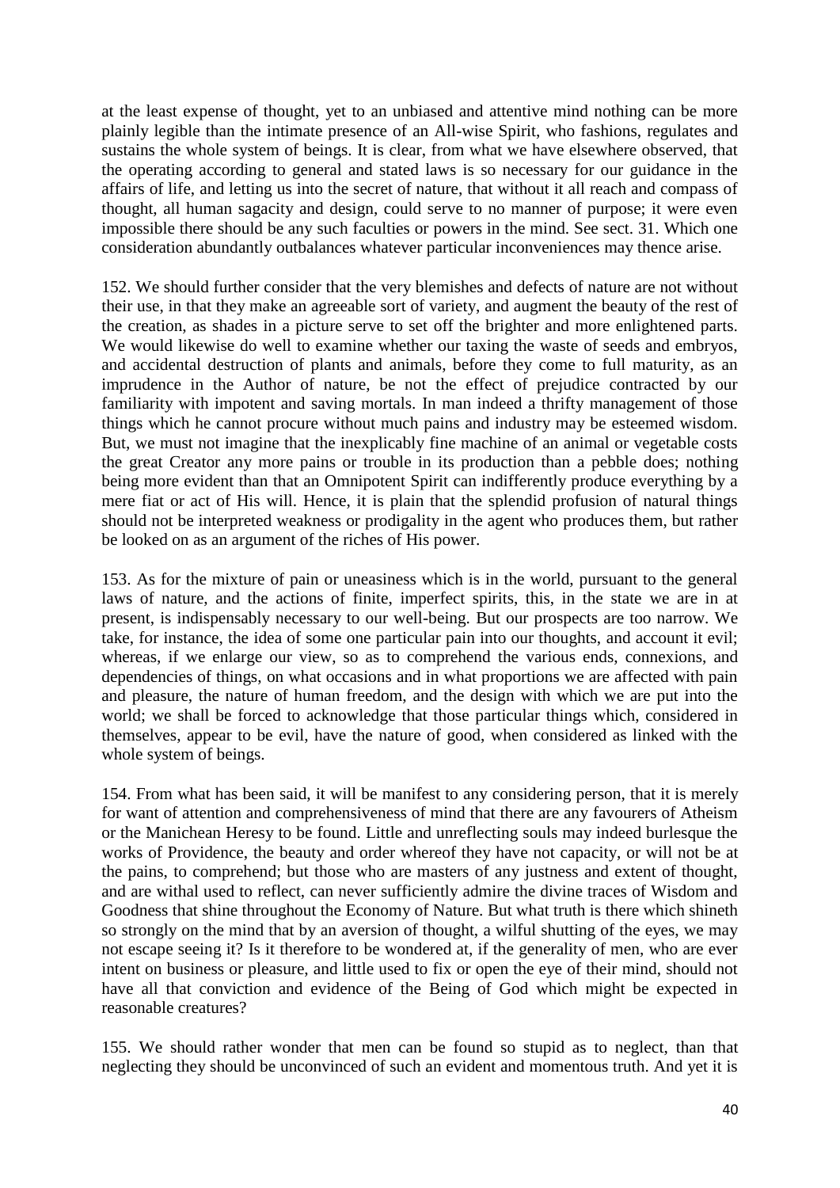at the least expense of thought, yet to an unbiased and attentive mind nothing can be more plainly legible than the intimate presence of an All-wise Spirit, who fashions, regulates and sustains the whole system of beings. It is clear, from what we have elsewhere observed, that the operating according to general and stated laws is so necessary for our guidance in the affairs of life, and letting us into the secret of nature, that without it all reach and compass of thought, all human sagacity and design, could serve to no manner of purpose; it were even impossible there should be any such faculties or powers in the mind. See sect. 31. Which one consideration abundantly outbalances whatever particular inconveniences may thence arise.

152. We should further consider that the very blemishes and defects of nature are not without their use, in that they make an agreeable sort of variety, and augment the beauty of the rest of the creation, as shades in a picture serve to set off the brighter and more enlightened parts. We would likewise do well to examine whether our taxing the waste of seeds and embryos, and accidental destruction of plants and animals, before they come to full maturity, as an imprudence in the Author of nature, be not the effect of prejudice contracted by our familiarity with impotent and saving mortals. In man indeed a thrifty management of those things which he cannot procure without much pains and industry may be esteemed wisdom. But, we must not imagine that the inexplicably fine machine of an animal or vegetable costs the great Creator any more pains or trouble in its production than a pebble does; nothing being more evident than that an Omnipotent Spirit can indifferently produce everything by a mere fiat or act of His will. Hence, it is plain that the splendid profusion of natural things should not be interpreted weakness or prodigality in the agent who produces them, but rather be looked on as an argument of the riches of His power.

153. As for the mixture of pain or uneasiness which is in the world, pursuant to the general laws of nature, and the actions of finite, imperfect spirits, this, in the state we are in at present, is indispensably necessary to our well-being. But our prospects are too narrow. We take, for instance, the idea of some one particular pain into our thoughts, and account it evil; whereas, if we enlarge our view, so as to comprehend the various ends, connexions, and dependencies of things, on what occasions and in what proportions we are affected with pain and pleasure, the nature of human freedom, and the design with which we are put into the world; we shall be forced to acknowledge that those particular things which, considered in themselves, appear to be evil, have the nature of good, when considered as linked with the whole system of beings.

154. From what has been said, it will be manifest to any considering person, that it is merely for want of attention and comprehensiveness of mind that there are any favourers of Atheism or the Manichean Heresy to be found. Little and unreflecting souls may indeed burlesque the works of Providence, the beauty and order whereof they have not capacity, or will not be at the pains, to comprehend; but those who are masters of any justness and extent of thought, and are withal used to reflect, can never sufficiently admire the divine traces of Wisdom and Goodness that shine throughout the Economy of Nature. But what truth is there which shineth so strongly on the mind that by an aversion of thought, a wilful shutting of the eyes, we may not escape seeing it? Is it therefore to be wondered at, if the generality of men, who are ever intent on business or pleasure, and little used to fix or open the eye of their mind, should not have all that conviction and evidence of the Being of God which might be expected in reasonable creatures?

155. We should rather wonder that men can be found so stupid as to neglect, than that neglecting they should be unconvinced of such an evident and momentous truth. And yet it is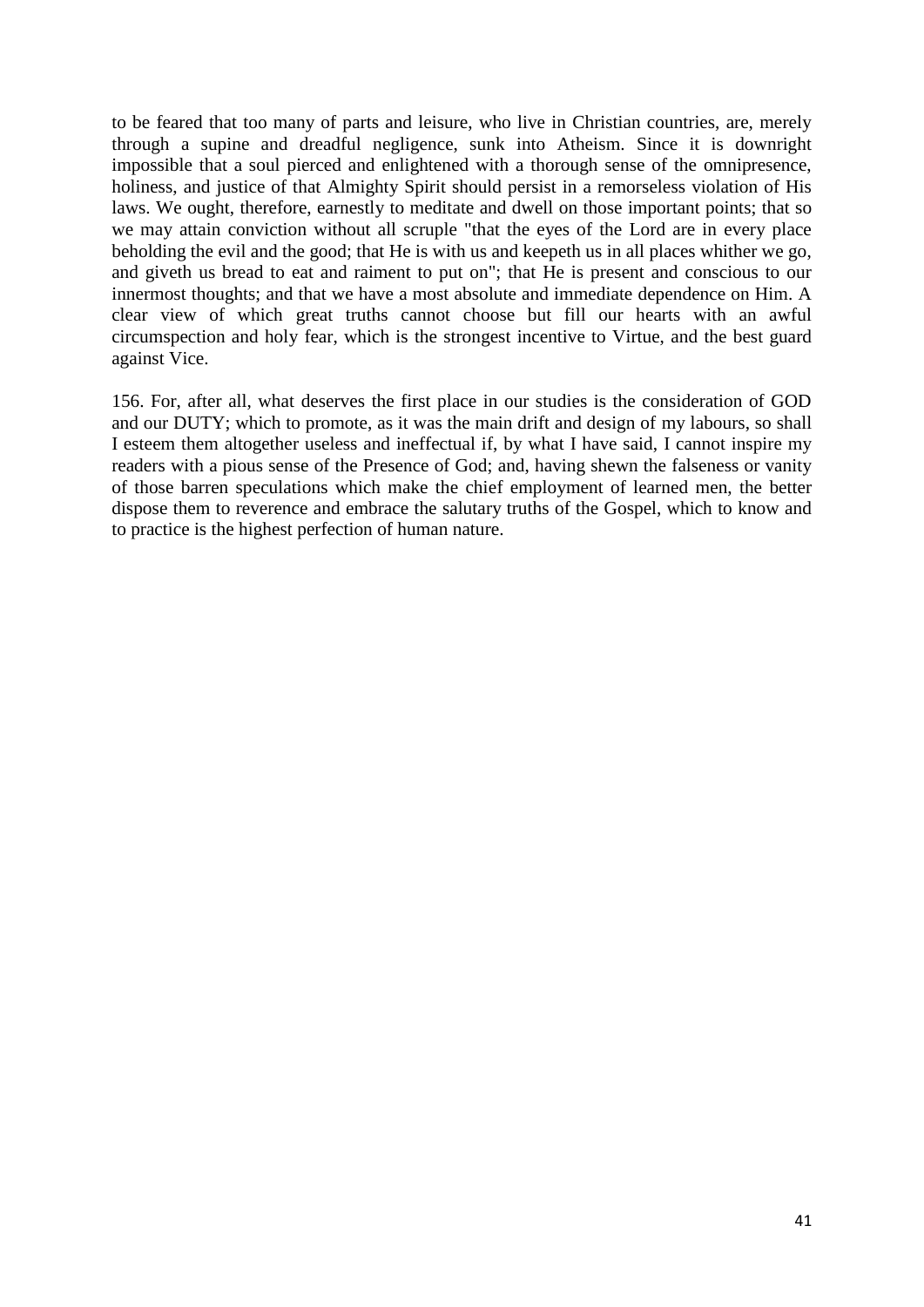to be feared that too many of parts and leisure, who live in Christian countries, are, merely through a supine and dreadful negligence, sunk into Atheism. Since it is downright impossible that a soul pierced and enlightened with a thorough sense of the omnipresence, holiness, and justice of that Almighty Spirit should persist in a remorseless violation of His laws. We ought, therefore, earnestly to meditate and dwell on those important points; that so we may attain conviction without all scruple "that the eyes of the Lord are in every place beholding the evil and the good; that He is with us and keepeth us in all places whither we go, and giveth us bread to eat and raiment to put on"; that He is present and conscious to our innermost thoughts; and that we have a most absolute and immediate dependence on Him. A clear view of which great truths cannot choose but fill our hearts with an awful circumspection and holy fear, which is the strongest incentive to Virtue, and the best guard against Vice.

156. For, after all, what deserves the first place in our studies is the consideration of GOD and our DUTY; which to promote, as it was the main drift and design of my labours, so shall I esteem them altogether useless and ineffectual if, by what I have said, I cannot inspire my readers with a pious sense of the Presence of God; and, having shewn the falseness or vanity of those barren speculations which make the chief employment of learned men, the better dispose them to reverence and embrace the salutary truths of the Gospel, which to know and to practice is the highest perfection of human nature.